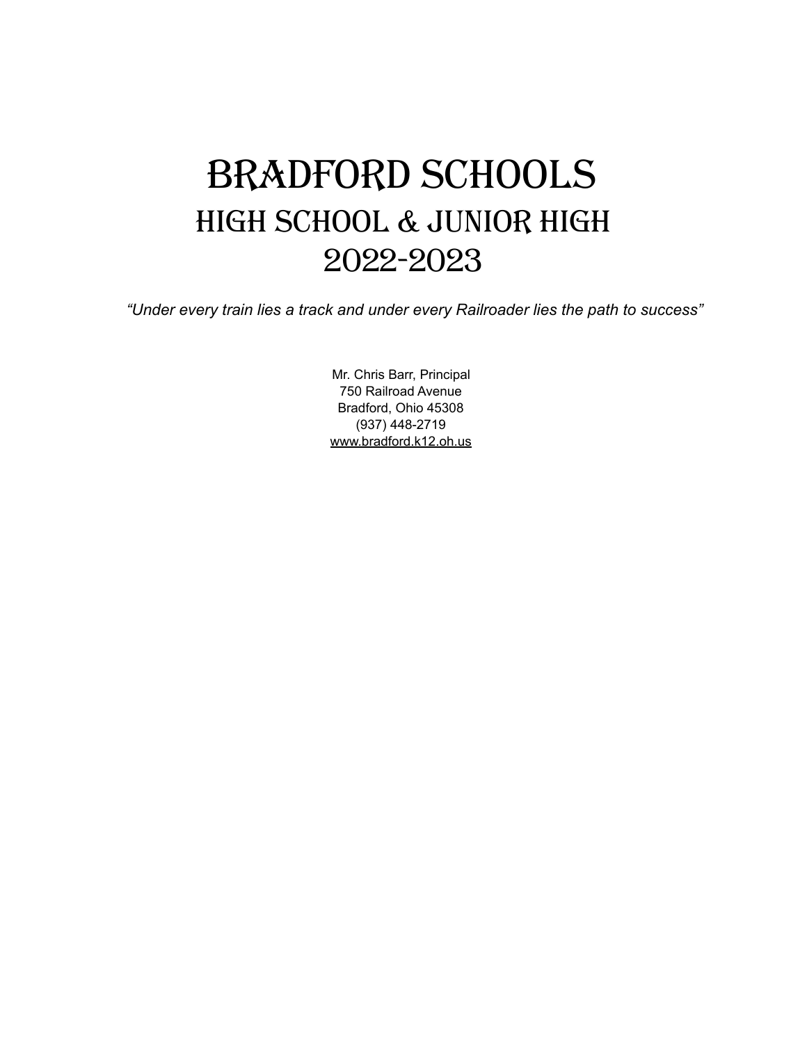# BRADFORD SCHOOLS

## HIGH SCHOOL & JUNIOR HIGH

## 2022-2023

*"Under every train lies a track and under every Railroader lies the path to success"*

Mr. Chris Barr, Principal
750 Railroad Avenue
Bradford, Ohio 45308
(937) 448-2719
www.bradford.k12.oh.us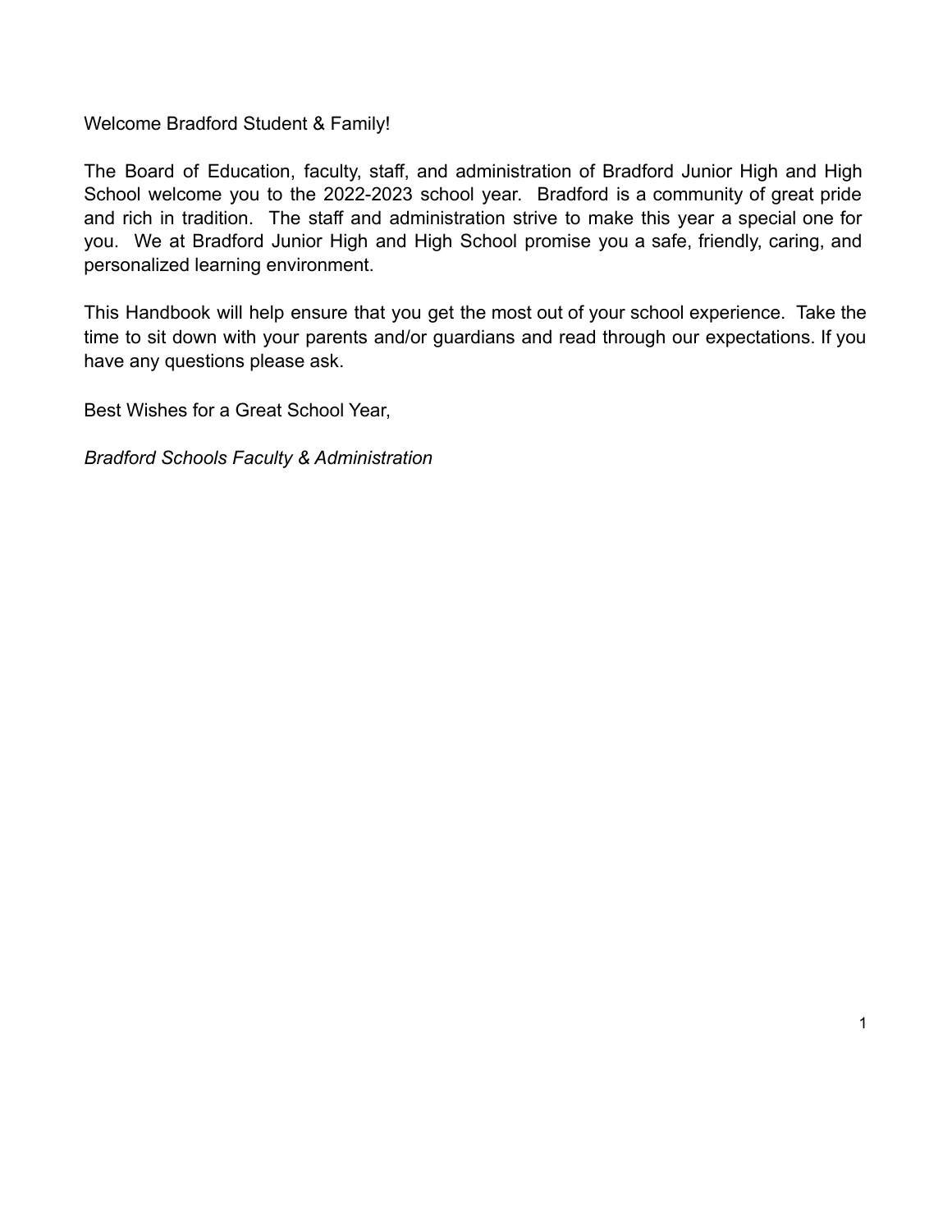Welcome Bradford Student & Family!

The Board of Education, faculty, staff, and administration of Bradford Junior High and High School welcome you to the 2022-2023 school year. Bradford is a community of great pride and rich in tradition. The staff and administration strive to make this year a special one for you. We at Bradford Junior High and High School promise you a safe, friendly, caring, and personalized learning environment.

This Handbook will help ensure that you get the most out of your school experience. Take the time to sit down with your parents and/or guardians and read through our expectations. If you have any questions please ask.

Best Wishes for a Great School Year,

*Bradford Schools Faculty & Administration*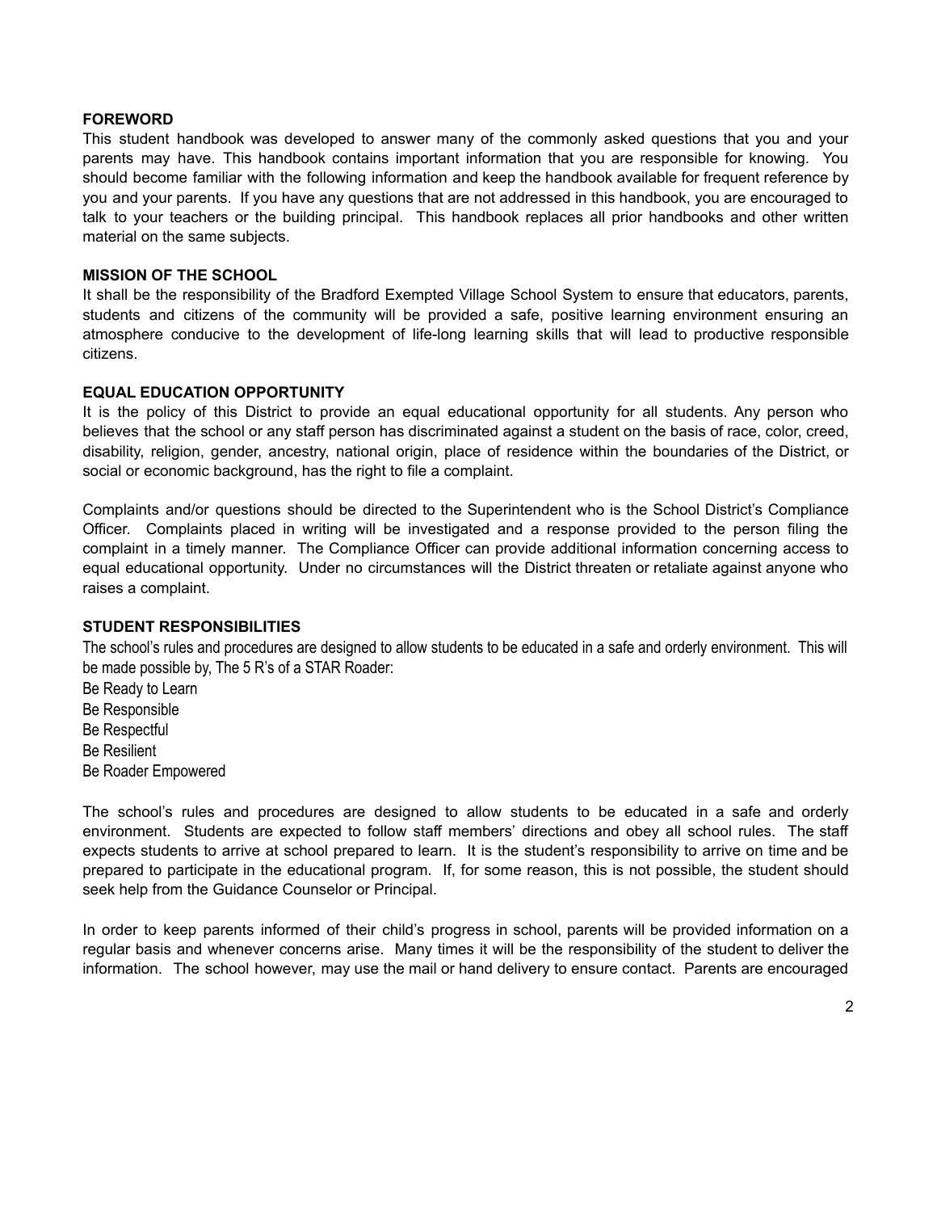## FOREWORD

This student handbook was developed to answer many of the commonly asked questions that you and your parents may have. This handbook contains important information that you are responsible for knowing. You should become familiar with the following information and keep the handbook available for frequent reference by you and your parents. If you have any questions that are not addressed in this handbook, you are encouraged to talk to your teachers or the building principal. This handbook replaces all prior handbooks and other written material on the same subjects.

## MISSION OF THE SCHOOL

It shall be the responsibility of the Bradford Exempted Village School System to ensure that educators, parents, students and citizens of the community will be provided a safe, positive learning environment ensuring an atmosphere conducive to the development of life-long learning skills that will lead to productive responsible citizens.

## EQUAL EDUCATION OPPORTUNITY

It is the policy of this District to provide an equal educational opportunity for all students. Any person who believes that the school or any staff person has discriminated against a student on the basis of race, color, creed, disability, religion, gender, ancestry, national origin, place of residence within the boundaries of the District, or social or economic background, has the right to file a complaint.

Complaints and/or questions should be directed to the Superintendent who is the School District's Compliance Officer. Complaints placed in writing will be investigated and a response provided to the person filing the complaint in a timely manner. The Compliance Officer can provide additional information concerning access to equal educational opportunity. Under no circumstances will the District threaten or retaliate against anyone who raises a complaint.

## STUDENT RESPONSIBILITIES

The school's rules and procedures are designed to allow students to be educated in a safe and orderly environment. This will be made possible by, The 5 R's of a STAR Roader:

Be Ready to Learn
Be Responsible
Be Respectful
Be Resilient
Be Roader Empowered

The school's rules and procedures are designed to allow students to be educated in a safe and orderly environment. Students are expected to follow staff members' directions and obey all school rules. The staff expects students to arrive at school prepared to learn. It is the student's responsibility to arrive on time and be prepared to participate in the educational program. If, for some reason, this is not possible, the student should seek help from the Guidance Counselor or Principal.

In order to keep parents informed of their child's progress in school, parents will be provided information on a regular basis and whenever concerns arise. Many times it will be the responsibility of the student to deliver the information. The school however, may use the mail or hand delivery to ensure contact. Parents are encouraged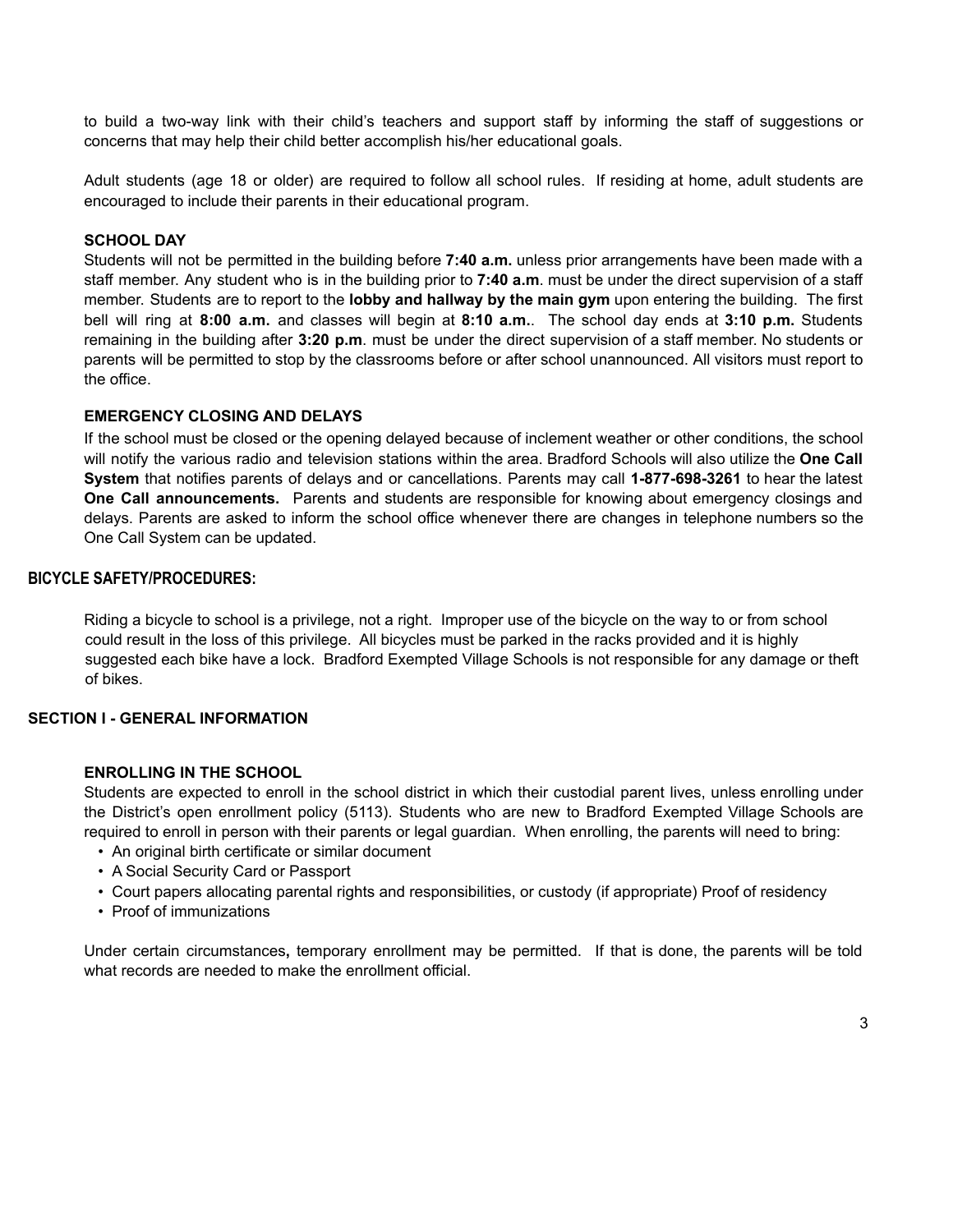to build a two-way link with their child's teachers and support staff by informing the staff of suggestions or concerns that may help their child better accomplish his/her educational goals.

Adult students (age 18 or older) are required to follow all school rules. If residing at home, adult students are encouraged to include their parents in their educational program.

### SCHOOL DAY

Students will not be permitted in the building before **7:40 a.m.** unless prior arrangements have been made with a staff member. Any student who is in the building prior to **7:40 a.m**. must be under the direct supervision of a staff member. Students are to report to the **lobby and hallway by the main gym** upon entering the building. The first bell will ring at **8:00 a.m.** and classes will begin at **8:10 a.m.**. The school day ends at **3:10 p.m.** Students remaining in the building after **3:20 p.m**. must be under the direct supervision of a staff member. No students or parents will be permitted to stop by the classrooms before or after school unannounced. All visitors must report to the office.

### EMERGENCY CLOSING AND DELAYS

If the school must be closed or the opening delayed because of inclement weather or other conditions, the school will notify the various radio and television stations within the area. Bradford Schools will also utilize the **One Call System** that notifies parents of delays and or cancellations. Parents may call **1-877-698-3261** to hear the latest **One Call announcements.** Parents and students are responsible for knowing about emergency closings and delays. Parents are asked to inform the school office whenever there are changes in telephone numbers so the One Call System can be updated.

## BICYCLE SAFETY/PROCEDURES:

Riding a bicycle to school is a privilege, not a right. Improper use of the bicycle on the way to or from school could result in the loss of this privilege. All bicycles must be parked in the racks provided and it is highly suggested each bike have a lock. Bradford Exempted Village Schools is not responsible for any damage or theft of bikes.

## SECTION I - GENERAL INFORMATION

### ENROLLING IN THE SCHOOL

Students are expected to enroll in the school district in which their custodial parent lives, unless enrolling under the District's open enrollment policy (5113). Students who are new to Bradford Exempted Village Schools are required to enroll in person with their parents or legal guardian. When enrolling, the parents will need to bring:

- An original birth certificate or similar document
- A Social Security Card or Passport
- Court papers allocating parental rights and responsibilities, or custody (if appropriate) Proof of residency
- Proof of immunizations

Under certain circumstances**,** temporary enrollment may be permitted. If that is done, the parents will be told what records are needed to make the enrollment official.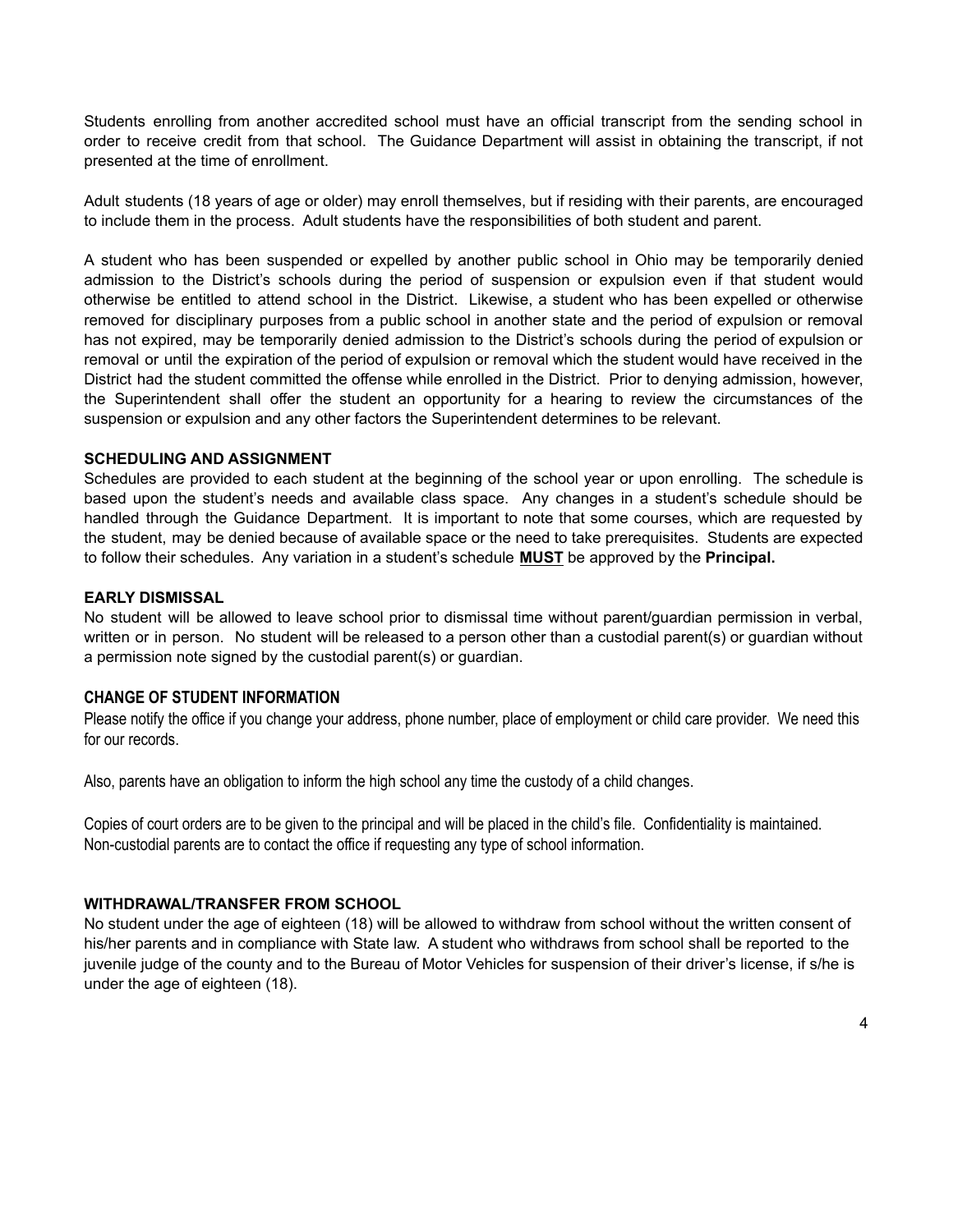Students enrolling from another accredited school must have an official transcript from the sending school in order to receive credit from that school. The Guidance Department will assist in obtaining the transcript, if not presented at the time of enrollment.

Adult students (18 years of age or older) may enroll themselves, but if residing with their parents, are encouraged to include them in the process. Adult students have the responsibilities of both student and parent.

A student who has been suspended or expelled by another public school in Ohio may be temporarily denied admission to the District's schools during the period of suspension or expulsion even if that student would otherwise be entitled to attend school in the District. Likewise, a student who has been expelled or otherwise removed for disciplinary purposes from a public school in another state and the period of expulsion or removal has not expired, may be temporarily denied admission to the District's schools during the period of expulsion or removal or until the expiration of the period of expulsion or removal which the student would have received in the District had the student committed the offense while enrolled in the District. Prior to denying admission, however, the Superintendent shall offer the student an opportunity for a hearing to review the circumstances of the suspension or expulsion and any other factors the Superintendent determines to be relevant.

### SCHEDULING AND ASSIGNMENT

Schedules are provided to each student at the beginning of the school year or upon enrolling. The schedule is based upon the student's needs and available class space. Any changes in a student's schedule should be handled through the Guidance Department. It is important to note that some courses, which are requested by the student, may be denied because of available space or the need to take prerequisites. Students are expected to follow their schedules. Any variation in a student's schedule **MUST** be approved by the **Principal.**

### EARLY DISMISSAL

No student will be allowed to leave school prior to dismissal time without parent/guardian permission in verbal, written or in person. No student will be released to a person other than a custodial parent(s) or guardian without a permission note signed by the custodial parent(s) or guardian.

### CHANGE OF STUDENT INFORMATION

Please notify the office if you change your address, phone number, place of employment or child care provider. We need this for our records.

Also, parents have an obligation to inform the high school any time the custody of a child changes.

Copies of court orders are to be given to the principal and will be placed in the child's file. Confidentiality is maintained. Non-custodial parents are to contact the office if requesting any type of school information.

### WITHDRAWAL/TRANSFER FROM SCHOOL

No student under the age of eighteen (18) will be allowed to withdraw from school without the written consent of his/her parents and in compliance with State law. A student who withdraws from school shall be reported to the juvenile judge of the county and to the Bureau of Motor Vehicles for suspension of their driver's license, if s/he is under the age of eighteen (18).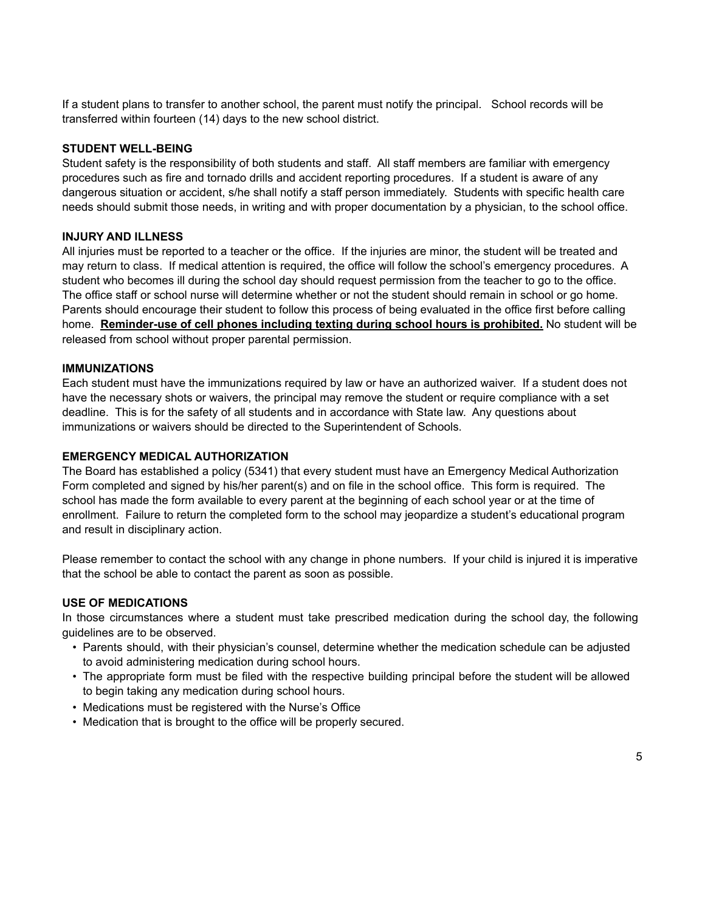If a student plans to transfer to another school, the parent must notify the principal. School records will be transferred within fourteen (14) days to the new school district.

**STUDENT WELL-BEING**

Student safety is the responsibility of both students and staff. All staff members are familiar with emergency procedures such as fire and tornado drills and accident reporting procedures. If a student is aware of any dangerous situation or accident, s/he shall notify a staff person immediately. Students with specific health care needs should submit those needs, in writing and with proper documentation by a physician, to the school office.

**INJURY AND ILLNESS**

All injuries must be reported to a teacher or the office. If the injuries are minor, the student will be treated and may return to class. If medical attention is required, the office will follow the school's emergency procedures. A student who becomes ill during the school day should request permission from the teacher to go to the office. The office staff or school nurse will determine whether or not the student should remain in school or go home. Parents should encourage their student to follow this process of being evaluated in the office first before calling home. **Reminder-use of cell phones including texting during school hours is prohibited.** No student will be released from school without proper parental permission.

**IMMUNIZATIONS**

Each student must have the immunizations required by law or have an authorized waiver. If a student does not have the necessary shots or waivers, the principal may remove the student or require compliance with a set deadline. This is for the safety of all students and in accordance with State law. Any questions about immunizations or waivers should be directed to the Superintendent of Schools.

**EMERGENCY MEDICAL AUTHORIZATION**

The Board has established a policy (5341) that every student must have an Emergency Medical Authorization Form completed and signed by his/her parent(s) and on file in the school office. This form is required. The school has made the form available to every parent at the beginning of each school year or at the time of enrollment. Failure to return the completed form to the school may jeopardize a student's educational program and result in disciplinary action.

Please remember to contact the school with any change in phone numbers. If your child is injured it is imperative that the school be able to contact the parent as soon as possible.

**USE OF MEDICATIONS**

In those circumstances where a student must take prescribed medication during the school day, the following guidelines are to be observed.

- Parents should, with their physician's counsel, determine whether the medication schedule can be adjusted to avoid administering medication during school hours.
- The appropriate form must be filed with the respective building principal before the student will be allowed to begin taking any medication during school hours.
- Medications must be registered with the Nurse's Office
- Medication that is brought to the office will be properly secured.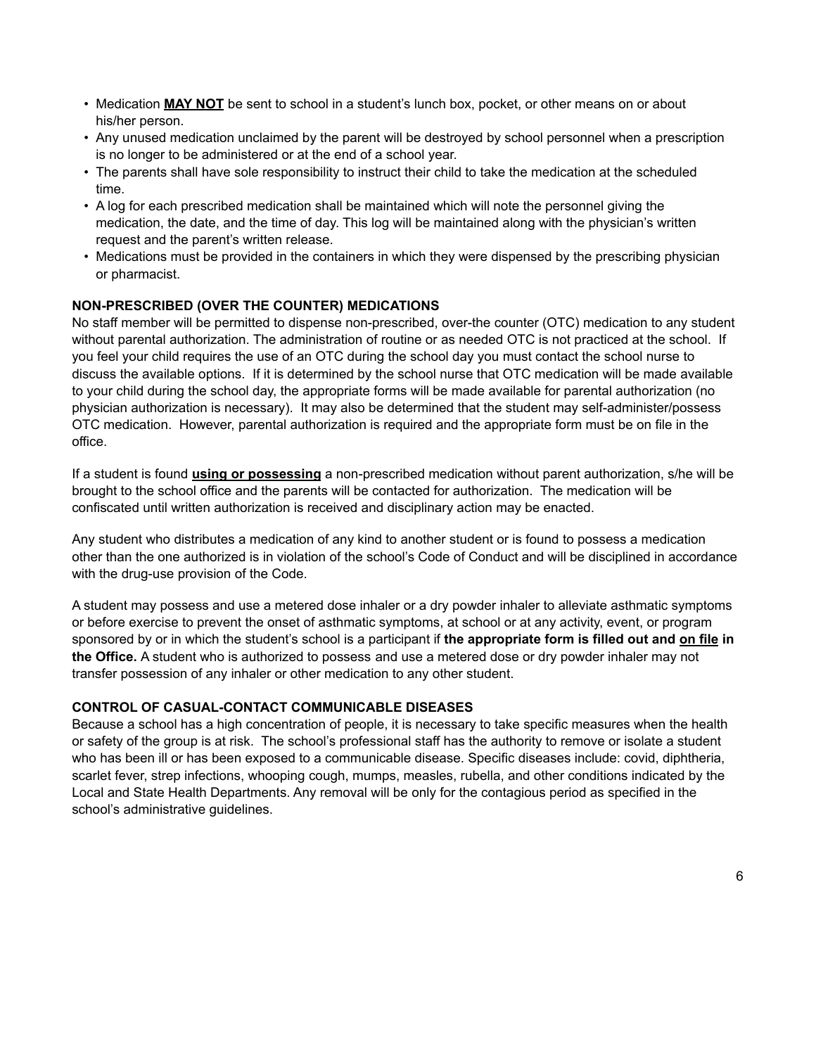- Medication **<u>MAY NOT</u>** be sent to school in a student's lunch box, pocket, or other means on or about his/her person.
- Any unused medication unclaimed by the parent will be destroyed by school personnel when a prescription is no longer to be administered or at the end of a school year.
- The parents shall have sole responsibility to instruct their child to take the medication at the scheduled time.
- A log for each prescribed medication shall be maintained which will note the personnel giving the medication, the date, and the time of day. This log will be maintained along with the physician's written request and the parent's written release.
- Medications must be provided in the containers in which they were dispensed by the prescribing physician or pharmacist.

### NON-PRESCRIBED (OVER THE COUNTER) MEDICATIONS

No staff member will be permitted to dispense non-prescribed, over-the counter (OTC) medication to any student without parental authorization. The administration of routine or as needed OTC is not practiced at the school. If you feel your child requires the use of an OTC during the school day you must contact the school nurse to discuss the available options. If it is determined by the school nurse that OTC medication will be made available to your child during the school day, the appropriate forms will be made available for parental authorization (no physician authorization is necessary). It may also be determined that the student may self-administer/possess OTC medication. However, parental authorization is required and the appropriate form must be on file in the office.

If a student is found **<u>using or possessing</u>** a non-prescribed medication without parent authorization, s/he will be brought to the school office and the parents will be contacted for authorization. The medication will be confiscated until written authorization is received and disciplinary action may be enacted.

Any student who distributes a medication of any kind to another student or is found to possess a medication other than the one authorized is in violation of the school's Code of Conduct and will be disciplined in accordance with the drug-use provision of the Code.

A student may possess and use a metered dose inhaler or a dry powder inhaler to alleviate asthmatic symptoms or before exercise to prevent the onset of asthmatic symptoms, at school or at any activity, event, or program sponsored by or in which the student's school is a participant if **the appropriate form is filled out and <u>on file</u> in the Office.** A student who is authorized to possess and use a metered dose or dry powder inhaler may not transfer possession of any inhaler or other medication to any other student.

### CONTROL OF CASUAL-CONTACT COMMUNICABLE DISEASES

Because a school has a high concentration of people, it is necessary to take specific measures when the health or safety of the group is at risk. The school's professional staff has the authority to remove or isolate a student who has been ill or has been exposed to a communicable disease. Specific diseases include: covid, diphtheria, scarlet fever, strep infections, whooping cough, mumps, measles, rubella, and other conditions indicated by the Local and State Health Departments. Any removal will be only for the contagious period as specified in the school's administrative guidelines.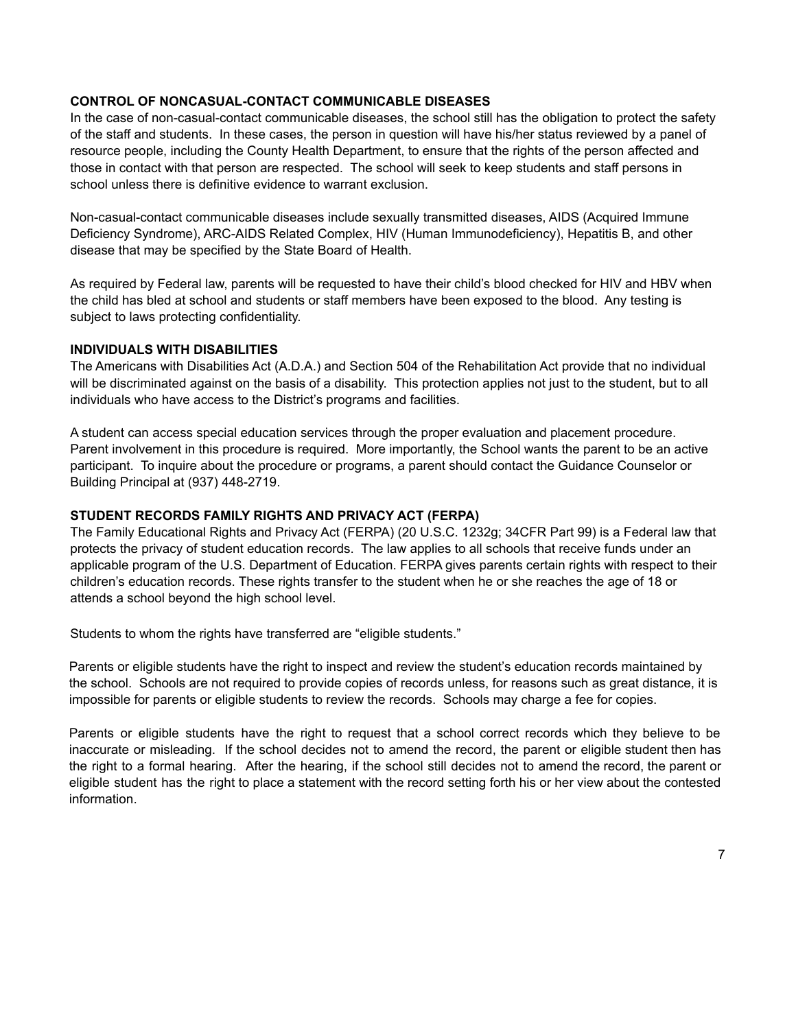**CONTROL OF NONCASUAL-CONTACT COMMUNICABLE DISEASES**

In the case of non-casual-contact communicable diseases, the school still has the obligation to protect the safety of the staff and students. In these cases, the person in question will have his/her status reviewed by a panel of resource people, including the County Health Department, to ensure that the rights of the person affected and those in contact with that person are respected. The school will seek to keep students and staff persons in school unless there is definitive evidence to warrant exclusion.

Non-casual-contact communicable diseases include sexually transmitted diseases, AIDS (Acquired Immune Deficiency Syndrome), ARC-AIDS Related Complex, HIV (Human Immunodeficiency), Hepatitis B, and other disease that may be specified by the State Board of Health.

As required by Federal law, parents will be requested to have their child's blood checked for HIV and HBV when the child has bled at school and students or staff members have been exposed to the blood. Any testing is subject to laws protecting confidentiality.

**INDIVIDUALS WITH DISABILITIES**

The Americans with Disabilities Act (A.D.A.) and Section 504 of the Rehabilitation Act provide that no individual will be discriminated against on the basis of a disability. This protection applies not just to the student, but to all individuals who have access to the District's programs and facilities.

A student can access special education services through the proper evaluation and placement procedure. Parent involvement in this procedure is required. More importantly, the School wants the parent to be an active participant. To inquire about the procedure or programs, a parent should contact the Guidance Counselor or Building Principal at (937) 448-2719.

**STUDENT RECORDS FAMILY RIGHTS AND PRIVACY ACT (FERPA)**

The Family Educational Rights and Privacy Act (FERPA) (20 U.S.C. 1232g; 34CFR Part 99) is a Federal law that protects the privacy of student education records. The law applies to all schools that receive funds under an applicable program of the U.S. Department of Education. FERPA gives parents certain rights with respect to their children's education records. These rights transfer to the student when he or she reaches the age of 18 or attends a school beyond the high school level.

Students to whom the rights have transferred are "eligible students."

Parents or eligible students have the right to inspect and review the student's education records maintained by the school. Schools are not required to provide copies of records unless, for reasons such as great distance, it is impossible for parents or eligible students to review the records. Schools may charge a fee for copies.

Parents or eligible students have the right to request that a school correct records which they believe to be inaccurate or misleading. If the school decides not to amend the record, the parent or eligible student then has the right to a formal hearing. After the hearing, if the school still decides not to amend the record, the parent or eligible student has the right to place a statement with the record setting forth his or her view about the contested information.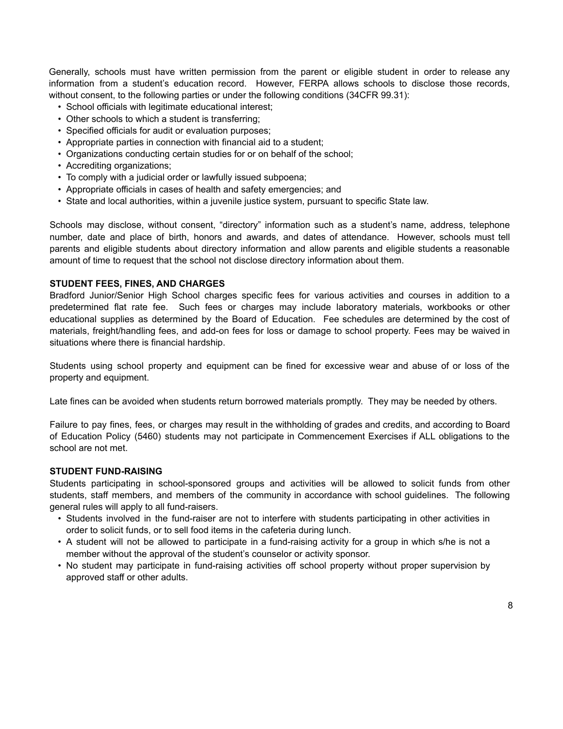Generally, schools must have written permission from the parent or eligible student in order to release any information from a student's education record. However, FERPA allows schools to disclose those records, without consent, to the following parties or under the following conditions (34CFR 99.31):

- School officials with legitimate educational interest;
- Other schools to which a student is transferring;
- Specified officials for audit or evaluation purposes;
- Appropriate parties in connection with financial aid to a student;
- Organizations conducting certain studies for or on behalf of the school;
- Accrediting organizations;
- To comply with a judicial order or lawfully issued subpoena;
- Appropriate officials in cases of health and safety emergencies; and
- State and local authorities, within a juvenile justice system, pursuant to specific State law.

Schools may disclose, without consent, "directory" information such as a student's name, address, telephone number, date and place of birth, honors and awards, and dates of attendance. However, schools must tell parents and eligible students about directory information and allow parents and eligible students a reasonable amount of time to request that the school not disclose directory information about them.

**STUDENT FEES, FINES, AND CHARGES**

Bradford Junior/Senior High School charges specific fees for various activities and courses in addition to a predetermined flat rate fee. Such fees or charges may include laboratory materials, workbooks or other educational supplies as determined by the Board of Education. Fee schedules are determined by the cost of materials, freight/handling fees, and add-on fees for loss or damage to school property. Fees may be waived in situations where there is financial hardship.

Students using school property and equipment can be fined for excessive wear and abuse of or loss of the property and equipment.

Late fines can be avoided when students return borrowed materials promptly. They may be needed by others.

Failure to pay fines, fees, or charges may result in the withholding of grades and credits, and according to Board of Education Policy (5460) students may not participate in Commencement Exercises if ALL obligations to the school are not met.

**STUDENT FUND-RAISING**

Students participating in school-sponsored groups and activities will be allowed to solicit funds from other students, staff members, and members of the community in accordance with school guidelines. The following general rules will apply to all fund-raisers.

- Students involved in the fund-raiser are not to interfere with students participating in other activities in order to solicit funds, or to sell food items in the cafeteria during lunch.
- A student will not be allowed to participate in a fund-raising activity for a group in which s/he is not a member without the approval of the student's counselor or activity sponsor.
- No student may participate in fund-raising activities off school property without proper supervision by approved staff or other adults.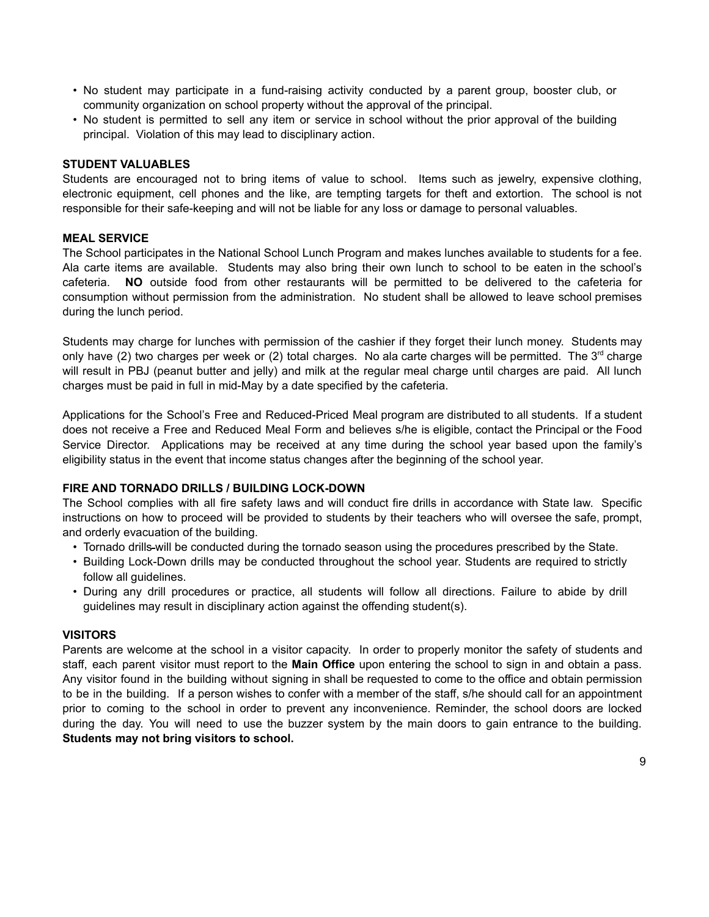- No student may participate in a fund-raising activity conducted by a parent group, booster club, or community organization on school property without the approval of the principal.
- No student is permitted to sell any item or service in school without the prior approval of the building principal. Violation of this may lead to disciplinary action.

**STUDENT VALUABLES**

Students are encouraged not to bring items of value to school. Items such as jewelry, expensive clothing, electronic equipment, cell phones and the like, are tempting targets for theft and extortion. The school is not responsible for their safe-keeping and will not be liable for any loss or damage to personal valuables.

**MEAL SERVICE**

The School participates in the National School Lunch Program and makes lunches available to students for a fee. Ala carte items are available. Students may also bring their own lunch to school to be eaten in the school's cafeteria. **NO** outside food from other restaurants will be permitted to be delivered to the cafeteria for consumption without permission from the administration. No student shall be allowed to leave school premises during the lunch period.

Students may charge for lunches with permission of the cashier if they forget their lunch money. Students may only have (2) two charges per week or (2) total charges. No ala carte charges will be permitted. The 3rd charge will result in PBJ (peanut butter and jelly) and milk at the regular meal charge until charges are paid. All lunch charges must be paid in full in mid-May by a date specified by the cafeteria.

Applications for the School's Free and Reduced-Priced Meal program are distributed to all students. If a student does not receive a Free and Reduced Meal Form and believes s/he is eligible, contact the Principal or the Food Service Director. Applications may be received at any time during the school year based upon the family's eligibility status in the event that income status changes after the beginning of the school year.

**FIRE AND TORNADO DRILLS / BUILDING LOCK-DOWN**

The School complies with all fire safety laws and will conduct fire drills in accordance with State law. Specific instructions on how to proceed will be provided to students by their teachers who will oversee the safe, prompt, and orderly evacuation of the building.

- Tornado drills will be conducted during the tornado season using the procedures prescribed by the State.
- Building Lock-Down drills may be conducted throughout the school year. Students are required to strictly follow all guidelines.
- During any drill procedures or practice, all students will follow all directions. Failure to abide by drill guidelines may result in disciplinary action against the offending student(s).

**VISITORS**

Parents are welcome at the school in a visitor capacity. In order to properly monitor the safety of students and staff, each parent visitor must report to the **Main Office** upon entering the school to sign in and obtain a pass. Any visitor found in the building without signing in shall be requested to come to the office and obtain permission to be in the building. If a person wishes to confer with a member of the staff, s/he should call for an appointment prior to coming to the school in order to prevent any inconvenience. Reminder, the school doors are locked during the day. You will need to use the buzzer system by the main doors to gain entrance to the building. **Students may not bring visitors to school.**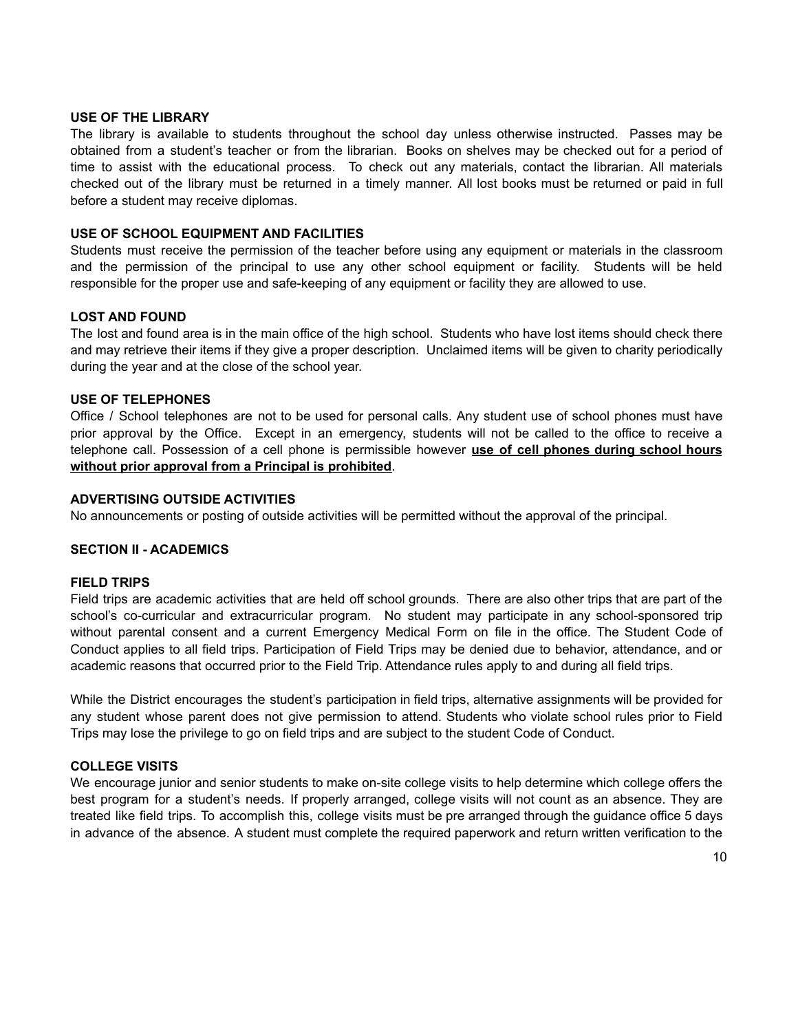**USE OF THE LIBRARY**

The library is available to students throughout the school day unless otherwise instructed. Passes may be obtained from a student's teacher or from the librarian. Books on shelves may be checked out for a period of time to assist with the educational process. To check out any materials, contact the librarian. All materials checked out of the library must be returned in a timely manner. All lost books must be returned or paid in full before a student may receive diplomas.

**USE OF SCHOOL EQUIPMENT AND FACILITIES**

Students must receive the permission of the teacher before using any equipment or materials in the classroom and the permission of the principal to use any other school equipment or facility. Students will be held responsible for the proper use and safe-keeping of any equipment or facility they are allowed to use.

**LOST AND FOUND**

The lost and found area is in the main office of the high school. Students who have lost items should check there and may retrieve their items if they give a proper description. Unclaimed items will be given to charity periodically during the year and at the close of the school year.

**USE OF TELEPHONES**

Office / School telephones are not to be used for personal calls. Any student use of school phones must have prior approval by the Office. Except in an emergency, students will not be called to the office to receive a telephone call. Possession of a cell phone is permissible however **use of cell phones during school hours without prior approval from a Principal is prohibited**.

**ADVERTISING OUTSIDE ACTIVITIES**

No announcements or posting of outside activities will be permitted without the approval of the principal.

**SECTION II - ACADEMICS**

**FIELD TRIPS**

Field trips are academic activities that are held off school grounds. There are also other trips that are part of the school's co-curricular and extracurricular program. No student may participate in any school-sponsored trip without parental consent and a current Emergency Medical Form on file in the office. The Student Code of Conduct applies to all field trips. Participation of Field Trips may be denied due to behavior, attendance, and or academic reasons that occurred prior to the Field Trip. Attendance rules apply to and during all field trips.

While the District encourages the student's participation in field trips, alternative assignments will be provided for any student whose parent does not give permission to attend. Students who violate school rules prior to Field Trips may lose the privilege to go on field trips and are subject to the student Code of Conduct.

**COLLEGE VISITS**

We encourage junior and senior students to make on-site college visits to help determine which college offers the best program for a student's needs. If properly arranged, college visits will not count as an absence. They are treated like field trips. To accomplish this, college visits must be pre arranged through the guidance office 5 days in advance of the absence. A student must complete the required paperwork and return written verification to the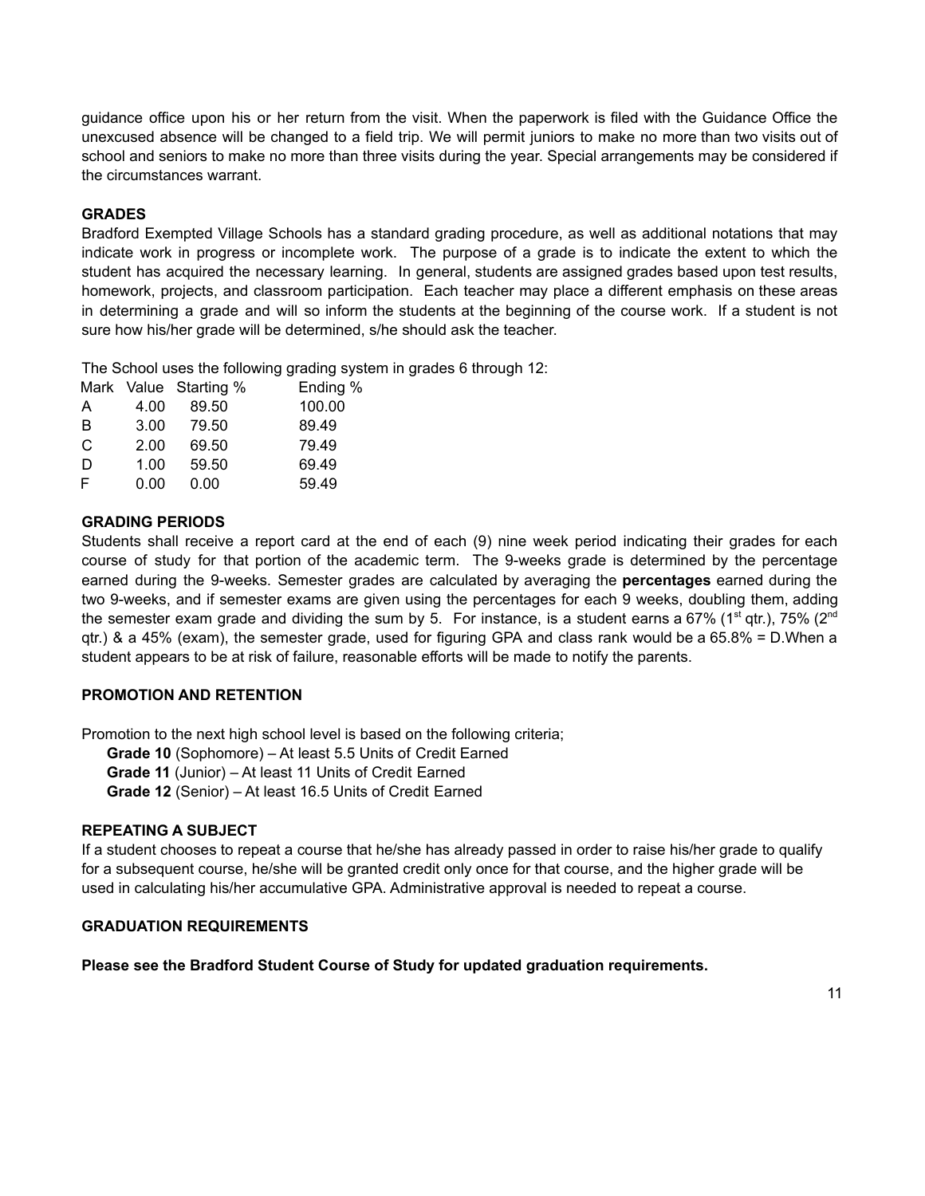guidance office upon his or her return from the visit. When the paperwork is filed with the Guidance Office the unexcused absence will be changed to a field trip. We will permit juniors to make no more than two visits out of school and seniors to make no more than three visits during the year. Special arrangements may be considered if the circumstances warrant.

## GRADES

Bradford Exempted Village Schools has a standard grading procedure, as well as additional notations that may indicate work in progress or incomplete work. The purpose of a grade is to indicate the extent to which the student has acquired the necessary learning. In general, students are assigned grades based upon test results, homework, projects, and classroom participation. Each teacher may place a different emphasis on these areas in determining a grade and will so inform the students at the beginning of the course work. If a student is not sure how his/her grade will be determined, s/he should ask the teacher.

The School uses the following grading system in grades 6 through 12:

| Mark | Value | Starting % | Ending % |
|---|---|---|---|
| A | 4.00 | 89.50 | 100.00 |
| B | 3.00 | 79.50 | 89.49 |
| C | 2.00 | 69.50 | 79.49 |
| D | 1.00 | 59.50 | 69.49 |
| F | 0.00 | 0.00 | 59.49 |

## GRADING PERIODS

Students shall receive a report card at the end of each (9) nine week period indicating their grades for each course of study for that portion of the academic term. The 9-weeks grade is determined by the percentage earned during the 9-weeks. Semester grades are calculated by averaging the **percentages** earned during the two 9-weeks, and if semester exams are given using the percentages for each 9 weeks, doubling them, adding the semester exam grade and dividing the sum by 5. For instance, is a student earns a 67% (1st qtr.), 75% (2nd qtr.) & a 45% (exam), the semester grade, used for figuring GPA and class rank would be a 65.8% = D.When a student appears to be at risk of failure, reasonable efforts will be made to notify the parents.

## PROMOTION AND RETENTION

Promotion to the next high school level is based on the following criteria;

- **Grade 10** (Sophomore) – At least 5.5 Units of Credit Earned
- **Grade 11** (Junior) – At least 11 Units of Credit Earned
- **Grade 12** (Senior) – At least 16.5 Units of Credit Earned

## REPEATING A SUBJECT

If a student chooses to repeat a course that he/she has already passed in order to raise his/her grade to qualify for a subsequent course, he/she will be granted credit only once for that course, and the higher grade will be used in calculating his/her accumulative GPA. Administrative approval is needed to repeat a course.

## GRADUATION REQUIREMENTS

**Please see the Bradford Student Course of Study for updated graduation requirements.**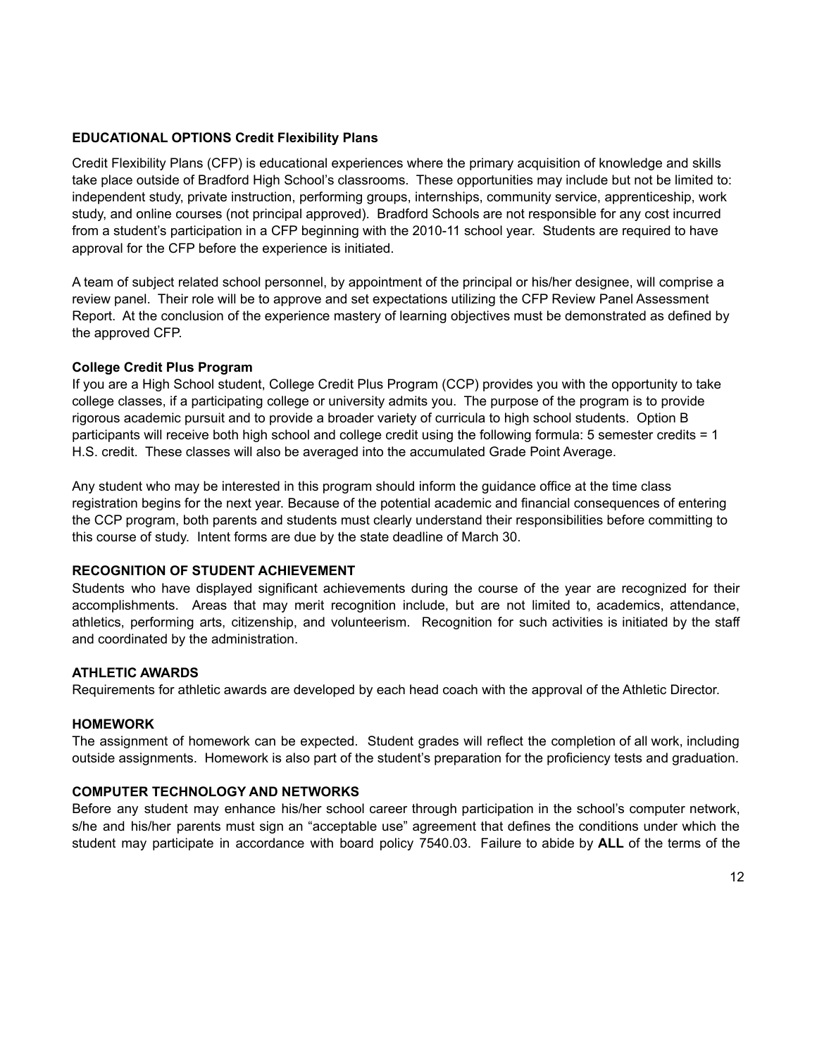**EDUCATIONAL OPTIONS Credit Flexibility Plans**

Credit Flexibility Plans (CFP) is educational experiences where the primary acquisition of knowledge and skills take place outside of Bradford High School's classrooms. These opportunities may include but not be limited to: independent study, private instruction, performing groups, internships, community service, apprenticeship, work study, and online courses (not principal approved). Bradford Schools are not responsible for any cost incurred from a student's participation in a CFP beginning with the 2010-11 school year. Students are required to have approval for the CFP before the experience is initiated.

A team of subject related school personnel, by appointment of the principal or his/her designee, will comprise a review panel. Their role will be to approve and set expectations utilizing the CFP Review Panel Assessment Report. At the conclusion of the experience mastery of learning objectives must be demonstrated as defined by the approved CFP.

**College Credit Plus Program**

If you are a High School student, College Credit Plus Program (CCP) provides you with the opportunity to take college classes, if a participating college or university admits you. The purpose of the program is to provide rigorous academic pursuit and to provide a broader variety of curricula to high school students. Option B participants will receive both high school and college credit using the following formula: 5 semester credits = 1 H.S. credit. These classes will also be averaged into the accumulated Grade Point Average.

Any student who may be interested in this program should inform the guidance office at the time class registration begins for the next year. Because of the potential academic and financial consequences of entering the CCP program, both parents and students must clearly understand their responsibilities before committing to this course of study. Intent forms are due by the state deadline of March 30.

**RECOGNITION OF STUDENT ACHIEVEMENT**

Students who have displayed significant achievements during the course of the year are recognized for their accomplishments. Areas that may merit recognition include, but are not limited to, academics, attendance, athletics, performing arts, citizenship, and volunteerism. Recognition for such activities is initiated by the staff and coordinated by the administration.

**ATHLETIC AWARDS**

Requirements for athletic awards are developed by each head coach with the approval of the Athletic Director.

**HOMEWORK**

The assignment of homework can be expected. Student grades will reflect the completion of all work, including outside assignments. Homework is also part of the student's preparation for the proficiency tests and graduation.

**COMPUTER TECHNOLOGY AND NETWORKS**

Before any student may enhance his/her school career through participation in the school's computer network, s/he and his/her parents must sign an "acceptable use" agreement that defines the conditions under which the student may participate in accordance with board policy 7540.03. Failure to abide by **ALL** of the terms of the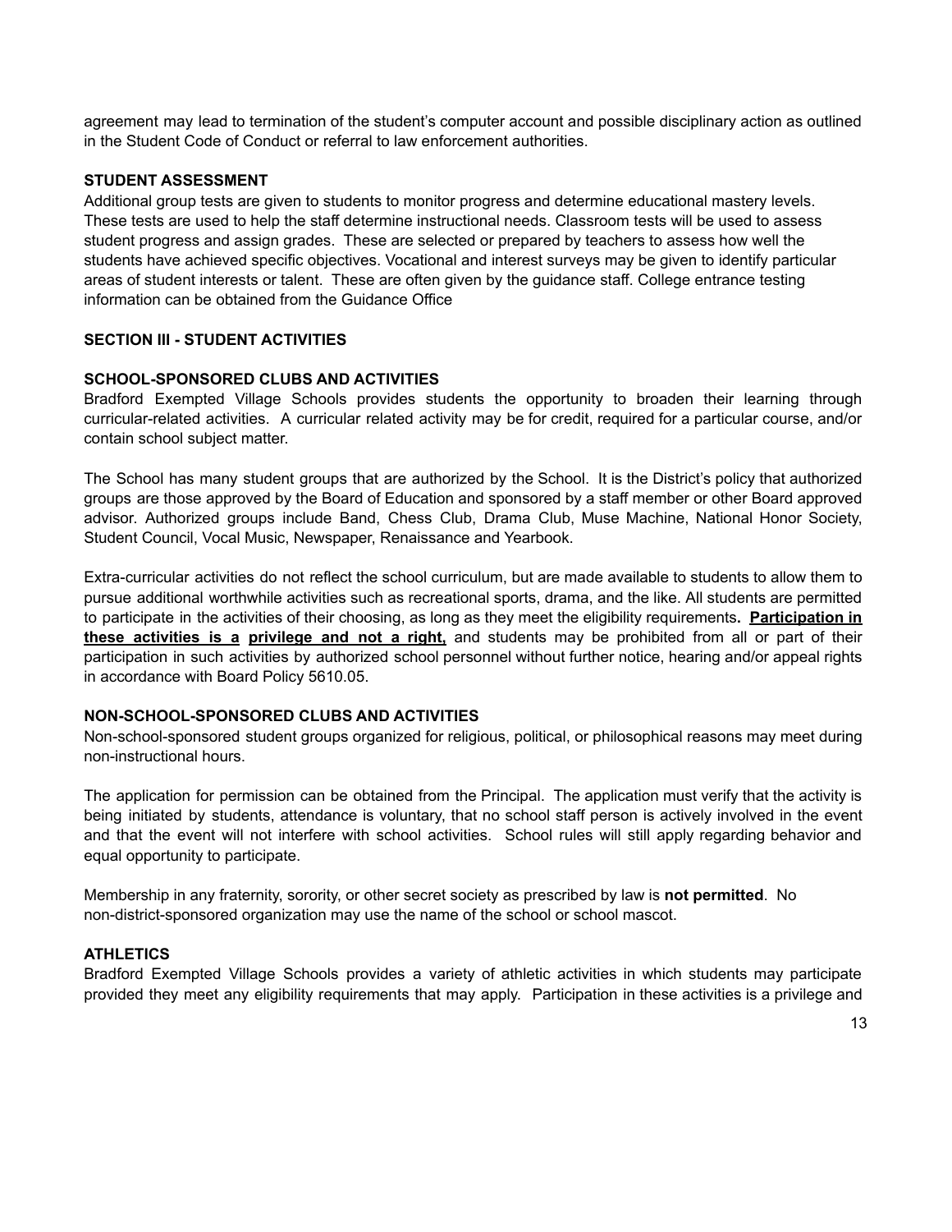agreement may lead to termination of the student's computer account and possible disciplinary action as outlined in the Student Code of Conduct or referral to law enforcement authorities.

### STUDENT ASSESSMENT

Additional group tests are given to students to monitor progress and determine educational mastery levels. These tests are used to help the staff determine instructional needs. Classroom tests will be used to assess student progress and assign grades. These are selected or prepared by teachers to assess how well the students have achieved specific objectives. Vocational and interest surveys may be given to identify particular areas of student interests or talent. These are often given by the guidance staff. College entrance testing information can be obtained from the Guidance Office

## SECTION III - STUDENT ACTIVITIES

### SCHOOL-SPONSORED CLUBS AND ACTIVITIES

Bradford Exempted Village Schools provides students the opportunity to broaden their learning through curricular-related activities. A curricular related activity may be for credit, required for a particular course, and/or contain school subject matter.

The School has many student groups that are authorized by the School. It is the District's policy that authorized groups are those approved by the Board of Education and sponsored by a staff member or other Board approved advisor. Authorized groups include Band, Chess Club, Drama Club, Muse Machine, National Honor Society, Student Council, Vocal Music, Newspaper, Renaissance and Yearbook.

Extra-curricular activities do not reflect the school curriculum, but are made available to students to allow them to pursue additional worthwhile activities such as recreational sports, drama, and the like. All students are permitted to participate in the activities of their choosing, as long as they meet the eligibility requirements**. <u>Participation in these activities is a privilege and not a right,</u>** and students may be prohibited from all or part of their participation in such activities by authorized school personnel without further notice, hearing and/or appeal rights in accordance with Board Policy 5610.05.

### NON-SCHOOL-SPONSORED CLUBS AND ACTIVITIES

Non-school-sponsored student groups organized for religious, political, or philosophical reasons may meet during non-instructional hours.

The application for permission can be obtained from the Principal. The application must verify that the activity is being initiated by students, attendance is voluntary, that no school staff person is actively involved in the event and that the event will not interfere with school activities. School rules will still apply regarding behavior and equal opportunity to participate.

Membership in any fraternity, sorority, or other secret society as prescribed by law is **not permitted**. No non-district-sponsored organization may use the name of the school or school mascot.

### ATHLETICS

Bradford Exempted Village Schools provides a variety of athletic activities in which students may participate provided they meet any eligibility requirements that may apply. Participation in these activities is a privilege and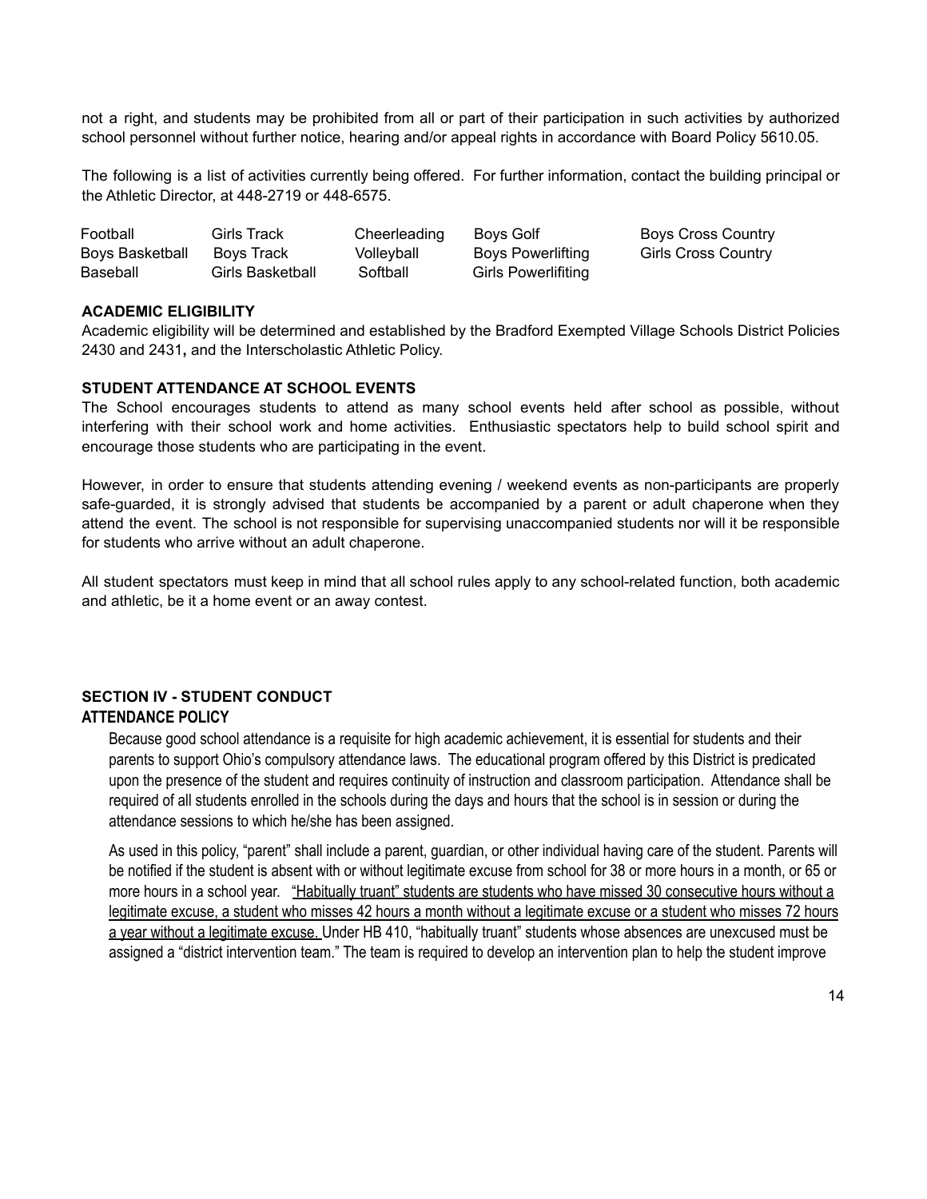not a right, and students may be prohibited from all or part of their participation in such activities by authorized school personnel without further notice, hearing and/or appeal rights in accordance with Board Policy 5610.05.

The following is a list of activities currently being offered. For further information, contact the building principal or the Athletic Director, at 448-2719 or 448-6575.

| | | | | |
|---|---|---|---|---|
| Football | Girls Track | Cheerleading | Boys Golf | Boys Cross Country |
| Boys Basketball | Boys Track | Volleyball | Boys Powerlifting | Girls Cross Country |
| Baseball | Girls Basketball | Softball | Girls Powerlifiting | |

**ACADEMIC ELIGIBILITY**

Academic eligibility will be determined and established by the Bradford Exempted Village Schools District Policies 2430 and 2431**,** and the Interscholastic Athletic Policy.

**STUDENT ATTENDANCE AT SCHOOL EVENTS**

The School encourages students to attend as many school events held after school as possible, without interfering with their school work and home activities. Enthusiastic spectators help to build school spirit and encourage those students who are participating in the event.

However, in order to ensure that students attending evening / weekend events as non-participants are properly safe-guarded, it is strongly advised that students be accompanied by a parent or adult chaperone when they attend the event. The school is not responsible for supervising unaccompanied students nor will it be responsible for students who arrive without an adult chaperone.

All student spectators must keep in mind that all school rules apply to any school-related function, both academic and athletic, be it a home event or an away contest.

## SECTION IV - STUDENT CONDUCT

### ATTENDANCE POLICY

Because good school attendance is a requisite for high academic achievement, it is essential for students and their parents to support Ohio's compulsory attendance laws. The educational program offered by this District is predicated upon the presence of the student and requires continuity of instruction and classroom participation. Attendance shall be required of all students enrolled in the schools during the days and hours that the school is in session or during the attendance sessions to which he/she has been assigned.

As used in this policy, "parent" shall include a parent, guardian, or other individual having care of the student. Parents will be notified if the student is absent with or without legitimate excuse from school for 38 or more hours in a month, or 65 or more hours in a school year. "Habitually truant" students are students who have missed 30 consecutive hours without a legitimate excuse, a student who misses 42 hours a month without a legitimate excuse or a student who misses 72 hours a year without a legitimate excuse. Under HB 410, "habitually truant" students whose absences are unexcused must be assigned a "district intervention team." The team is required to develop an intervention plan to help the student improve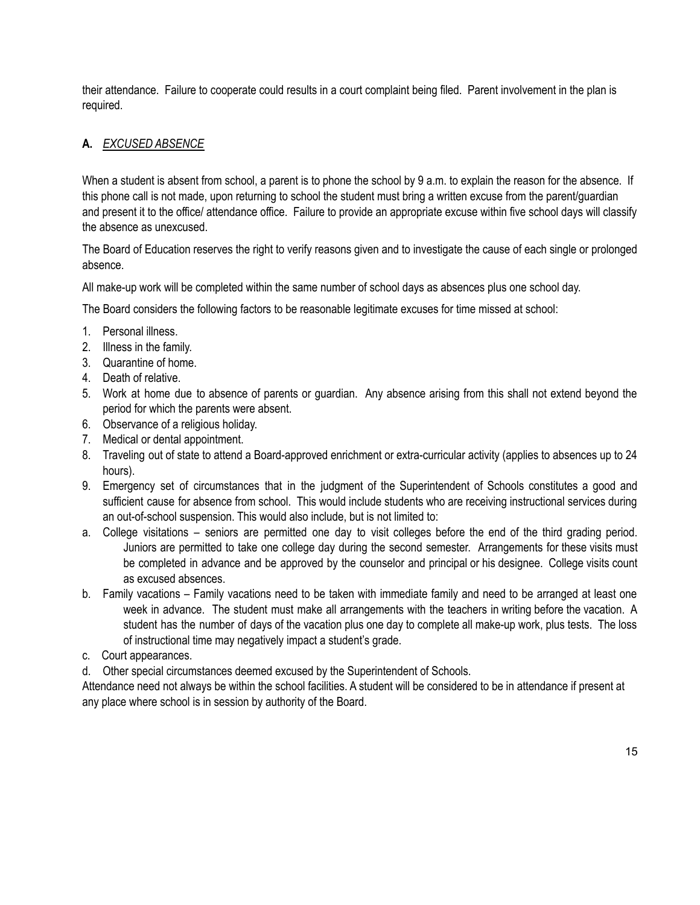their attendance. Failure to cooperate could results in a court complaint being filed. Parent involvement in the plan is required.

**A.** *<u>EXCUSED ABSENCE</u>*

When a student is absent from school, a parent is to phone the school by 9 a.m. to explain the reason for the absence. If this phone call is not made, upon returning to school the student must bring a written excuse from the parent/guardian and present it to the office/ attendance office. Failure to provide an appropriate excuse within five school days will classify the absence as unexcused.

The Board of Education reserves the right to verify reasons given and to investigate the cause of each single or prolonged absence.

All make-up work will be completed within the same number of school days as absences plus one school day.

The Board considers the following factors to be reasonable legitimate excuses for time missed at school:

1. Personal illness.
2. Illness in the family.
3. Quarantine of home.
4. Death of relative.
5. Work at home due to absence of parents or guardian. Any absence arising from this shall not extend beyond the period for which the parents were absent.
6. Observance of a religious holiday.
7. Medical or dental appointment.
8. Traveling out of state to attend a Board-approved enrichment or extra-curricular activity (applies to absences up to 24 hours).
9. Emergency set of circumstances that in the judgment of the Superintendent of Schools constitutes a good and sufficient cause for absence from school. This would include students who are receiving instructional services during an out-of-school suspension. This would also include, but is not limited to:

a. College visitations – seniors are permitted one day to visit colleges before the end of the third grading period. Juniors are permitted to take one college day during the second semester. Arrangements for these visits must be completed in advance and be approved by the counselor and principal or his designee. College visits count as excused absences.

b. Family vacations – Family vacations need to be taken with immediate family and need to be arranged at least one week in advance. The student must make all arrangements with the teachers in writing before the vacation. A student has the number of days of the vacation plus one day to complete all make-up work, plus tests. The loss of instructional time may negatively impact a student's grade.

c. Court appearances.

d. Other special circumstances deemed excused by the Superintendent of Schools.

Attendance need not always be within the school facilities. A student will be considered to be in attendance if present at any place where school is in session by authority of the Board.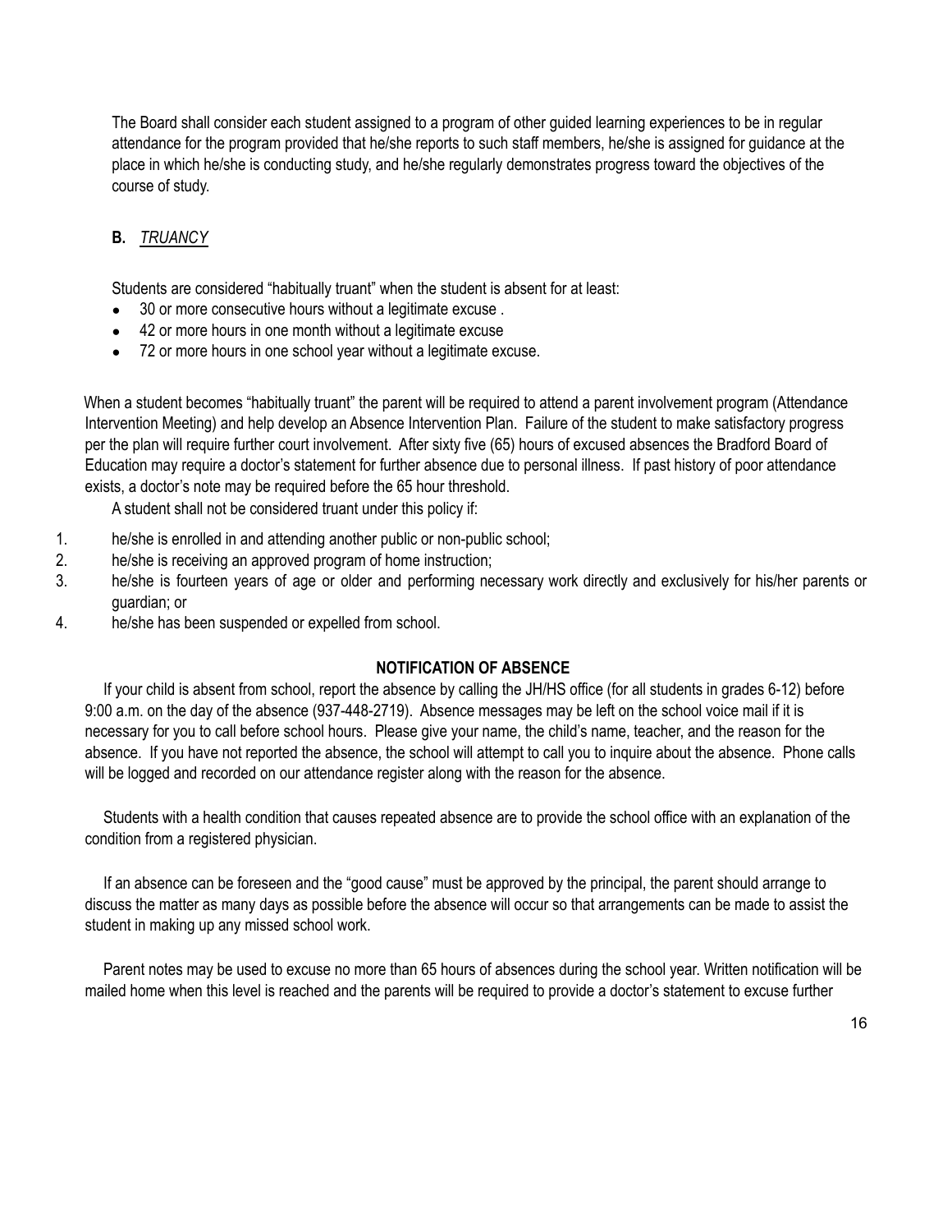The Board shall consider each student assigned to a program of other guided learning experiences to be in regular attendance for the program provided that he/she reports to such staff members, he/she is assigned for guidance at the place in which he/she is conducting study, and he/she regularly demonstrates progress toward the objectives of the course of study.

### B. *TRUANCY*

Students are considered "habitually truant" when the student is absent for at least:

- 30 or more consecutive hours without a legitimate excuse .
- 42 or more hours in one month without a legitimate excuse
- 72 or more hours in one school year without a legitimate excuse.

When a student becomes "habitually truant" the parent will be required to attend a parent involvement program (Attendance Intervention Meeting) and help develop an Absence Intervention Plan. Failure of the student to make satisfactory progress per the plan will require further court involvement. After sixty five (65) hours of excused absences the Bradford Board of Education may require a doctor's statement for further absence due to personal illness. If past history of poor attendance exists, a doctor's note may be required before the 65 hour threshold.

A student shall not be considered truant under this policy if:

1. he/she is enrolled in and attending another public or non-public school;
2. he/she is receiving an approved program of home instruction;
3. he/she is fourteen years of age or older and performing necessary work directly and exclusively for his/her parents or guardian; or
4. he/she has been suspended or expelled from school.

**NOTIFICATION OF ABSENCE**

If your child is absent from school, report the absence by calling the JH/HS office (for all students in grades 6-12) before 9:00 a.m. on the day of the absence (937-448-2719). Absence messages may be left on the school voice mail if it is necessary for you to call before school hours. Please give your name, the child's name, teacher, and the reason for the absence. If you have not reported the absence, the school will attempt to call you to inquire about the absence. Phone calls will be logged and recorded on our attendance register along with the reason for the absence.

Students with a health condition that causes repeated absence are to provide the school office with an explanation of the condition from a registered physician.

If an absence can be foreseen and the "good cause" must be approved by the principal, the parent should arrange to discuss the matter as many days as possible before the absence will occur so that arrangements can be made to assist the student in making up any missed school work.

Parent notes may be used to excuse no more than 65 hours of absences during the school year. Written notification will be mailed home when this level is reached and the parents will be required to provide a doctor's statement to excuse further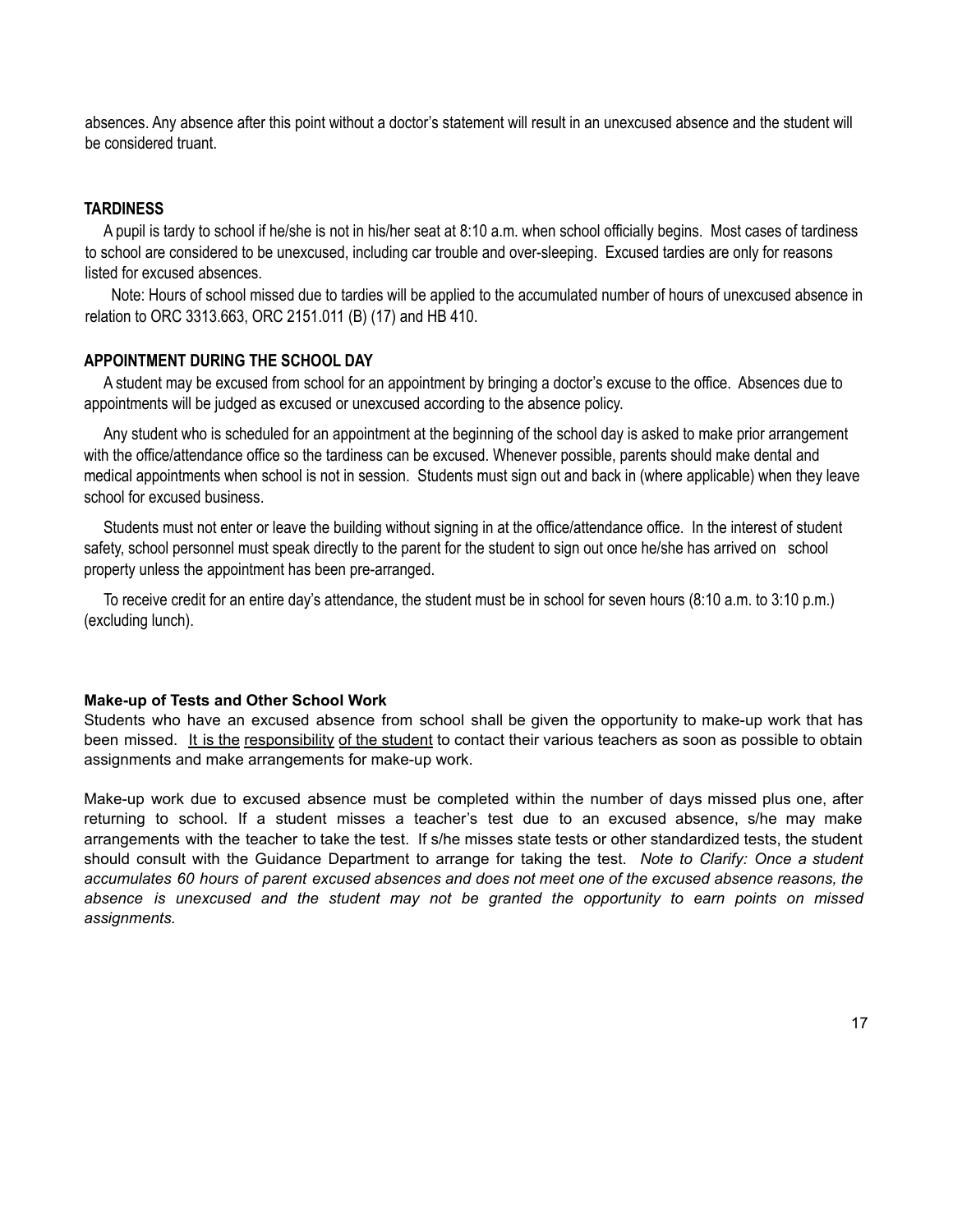absences. Any absence after this point without a doctor's statement will result in an unexcused absence and the student will be considered truant.

### TARDINESS

A pupil is tardy to school if he/she is not in his/her seat at 8:10 a.m. when school officially begins. Most cases of tardiness to school are considered to be unexcused, including car trouble and over-sleeping. Excused tardies are only for reasons listed for excused absences.

Note: Hours of school missed due to tardies will be applied to the accumulated number of hours of unexcused absence in relation to ORC 3313.663, ORC 2151.011 (B) (17) and HB 410.

### APPOINTMENT DURING THE SCHOOL DAY

A student may be excused from school for an appointment by bringing a doctor's excuse to the office. Absences due to appointments will be judged as excused or unexcused according to the absence policy.

Any student who is scheduled for an appointment at the beginning of the school day is asked to make prior arrangement with the office/attendance office so the tardiness can be excused. Whenever possible, parents should make dental and medical appointments when school is not in session. Students must sign out and back in (where applicable) when they leave school for excused business.

Students must not enter or leave the building without signing in at the office/attendance office. In the interest of student safety, school personnel must speak directly to the parent for the student to sign out once he/she has arrived on school property unless the appointment has been pre-arranged.

To receive credit for an entire day's attendance, the student must be in school for seven hours (8:10 a.m. to 3:10 p.m.) (excluding lunch).

### Make-up of Tests and Other School Work

Students who have an excused absence from school shall be given the opportunity to make-up work that has been missed. It is the responsibility of the student to contact their various teachers as soon as possible to obtain assignments and make arrangements for make-up work.

Make-up work due to excused absence must be completed within the number of days missed plus one, after returning to school. If a student misses a teacher's test due to an excused absence, s/he may make arrangements with the teacher to take the test. If s/he misses state tests or other standardized tests, the student should consult with the Guidance Department to arrange for taking the test. *Note to Clarify: Once a student accumulates 60 hours of parent excused absences and does not meet one of the excused absence reasons, the absence is unexcused and the student may not be granted the opportunity to earn points on missed assignments.*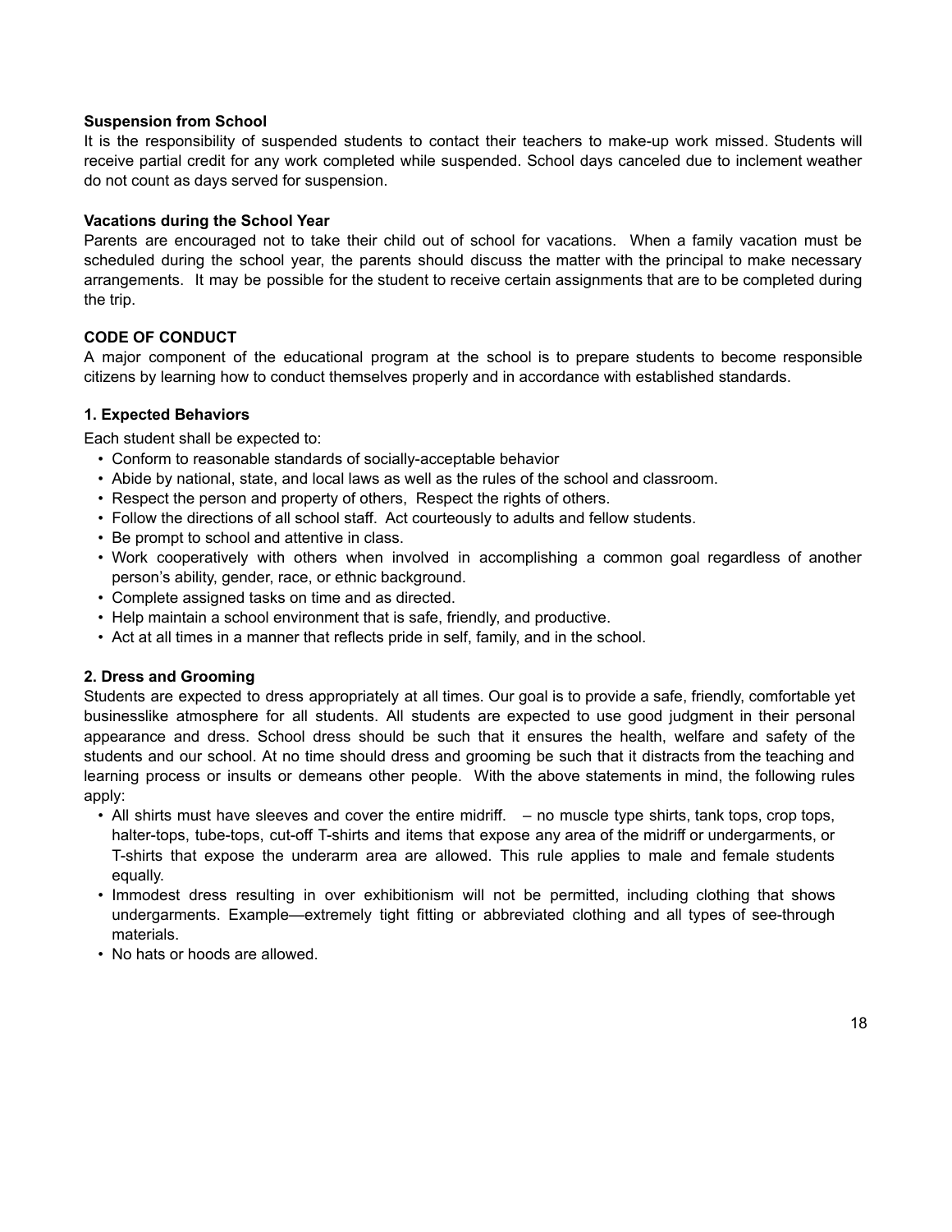**Suspension from School**

It is the responsibility of suspended students to contact their teachers to make-up work missed. Students will receive partial credit for any work completed while suspended. School days canceled due to inclement weather do not count as days served for suspension.

**Vacations during the School Year**

Parents are encouraged not to take their child out of school for vacations. When a family vacation must be scheduled during the school year, the parents should discuss the matter with the principal to make necessary arrangements. It may be possible for the student to receive certain assignments that are to be completed during the trip.

**CODE OF CONDUCT**

A major component of the educational program at the school is to prepare students to become responsible citizens by learning how to conduct themselves properly and in accordance with established standards.

**1. Expected Behaviors**

Each student shall be expected to:

- Conform to reasonable standards of socially-acceptable behavior
- Abide by national, state, and local laws as well as the rules of the school and classroom.
- Respect the person and property of others, Respect the rights of others.
- Follow the directions of all school staff. Act courteously to adults and fellow students.
- Be prompt to school and attentive in class.
- Work cooperatively with others when involved in accomplishing a common goal regardless of another person's ability, gender, race, or ethnic background.
- Complete assigned tasks on time and as directed.
- Help maintain a school environment that is safe, friendly, and productive.
- Act at all times in a manner that reflects pride in self, family, and in the school.

**2. Dress and Grooming**

Students are expected to dress appropriately at all times. Our goal is to provide a safe, friendly, comfortable yet businesslike atmosphere for all students. All students are expected to use good judgment in their personal appearance and dress. School dress should be such that it ensures the health, welfare and safety of the students and our school. At no time should dress and grooming be such that it distracts from the teaching and learning process or insults or demeans other people. With the above statements in mind, the following rules apply:

- All shirts must have sleeves and cover the entire midriff. – no muscle type shirts, tank tops, crop tops, halter-tops, tube-tops, cut-off T-shirts and items that expose any area of the midriff or undergarments, or T-shirts that expose the underarm area are allowed. This rule applies to male and female students equally.
- Immodest dress resulting in over exhibitionism will not be permitted, including clothing that shows undergarments. Example—extremely tight fitting or abbreviated clothing and all types of see-through materials.
- No hats or hoods are allowed.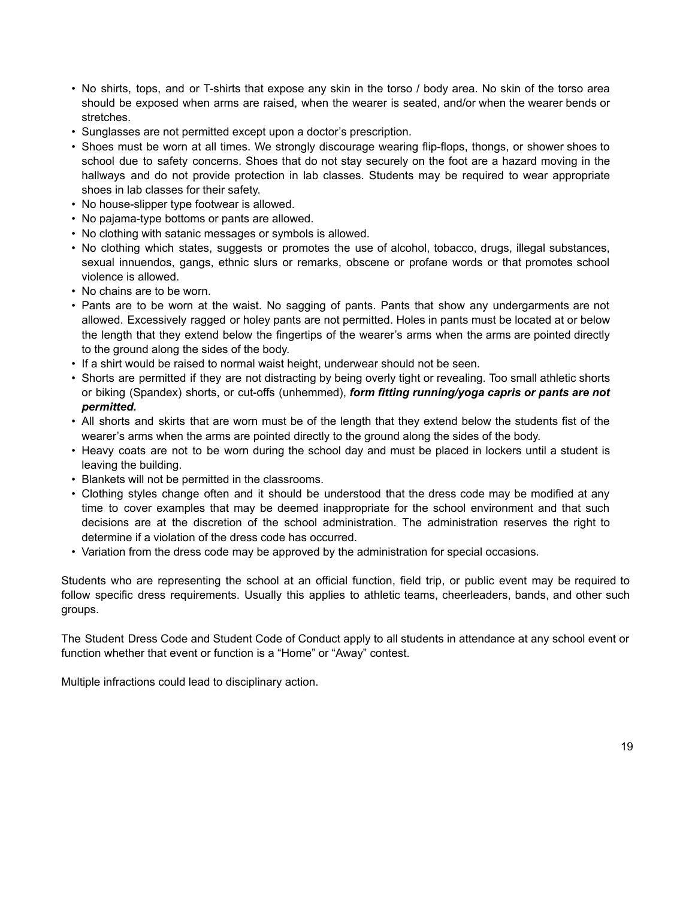- No shirts, tops, and or T-shirts that expose any skin in the torso / body area. No skin of the torso area should be exposed when arms are raised, when the wearer is seated, and/or when the wearer bends or stretches.
- Sunglasses are not permitted except upon a doctor's prescription.
- Shoes must be worn at all times. We strongly discourage wearing flip-flops, thongs, or shower shoes to school due to safety concerns. Shoes that do not stay securely on the foot are a hazard moving in the hallways and do not provide protection in lab classes. Students may be required to wear appropriate shoes in lab classes for their safety.
- No house-slipper type footwear is allowed.
- No pajama-type bottoms or pants are allowed.
- No clothing with satanic messages or symbols is allowed.
- No clothing which states, suggests or promotes the use of alcohol, tobacco, drugs, illegal substances, sexual innuendos, gangs, ethnic slurs or remarks, obscene or profane words or that promotes school violence is allowed.
- No chains are to be worn.
- Pants are to be worn at the waist. No sagging of pants. Pants that show any undergarments are not allowed. Excessively ragged or holey pants are not permitted. Holes in pants must be located at or below the length that they extend below the fingertips of the wearer's arms when the arms are pointed directly to the ground along the sides of the body.
- If a shirt would be raised to normal waist height, underwear should not be seen.
- Shorts are permitted if they are not distracting by being overly tight or revealing. Too small athletic shorts or biking (Spandex) shorts, or cut-offs (unhemmed), ***form fitting running/yoga capris or pants are not permitted.***
- All shorts and skirts that are worn must be of the length that they extend below the students fist of the wearer's arms when the arms are pointed directly to the ground along the sides of the body.
- Heavy coats are not to be worn during the school day and must be placed in lockers until a student is leaving the building.
- Blankets will not be permitted in the classrooms.
- Clothing styles change often and it should be understood that the dress code may be modified at any time to cover examples that may be deemed inappropriate for the school environment and that such decisions are at the discretion of the school administration. The administration reserves the right to determine if a violation of the dress code has occurred.
- Variation from the dress code may be approved by the administration for special occasions.

Students who are representing the school at an official function, field trip, or public event may be required to follow specific dress requirements. Usually this applies to athletic teams, cheerleaders, bands, and other such groups.

The Student Dress Code and Student Code of Conduct apply to all students in attendance at any school event or function whether that event or function is a "Home" or "Away" contest.

Multiple infractions could lead to disciplinary action.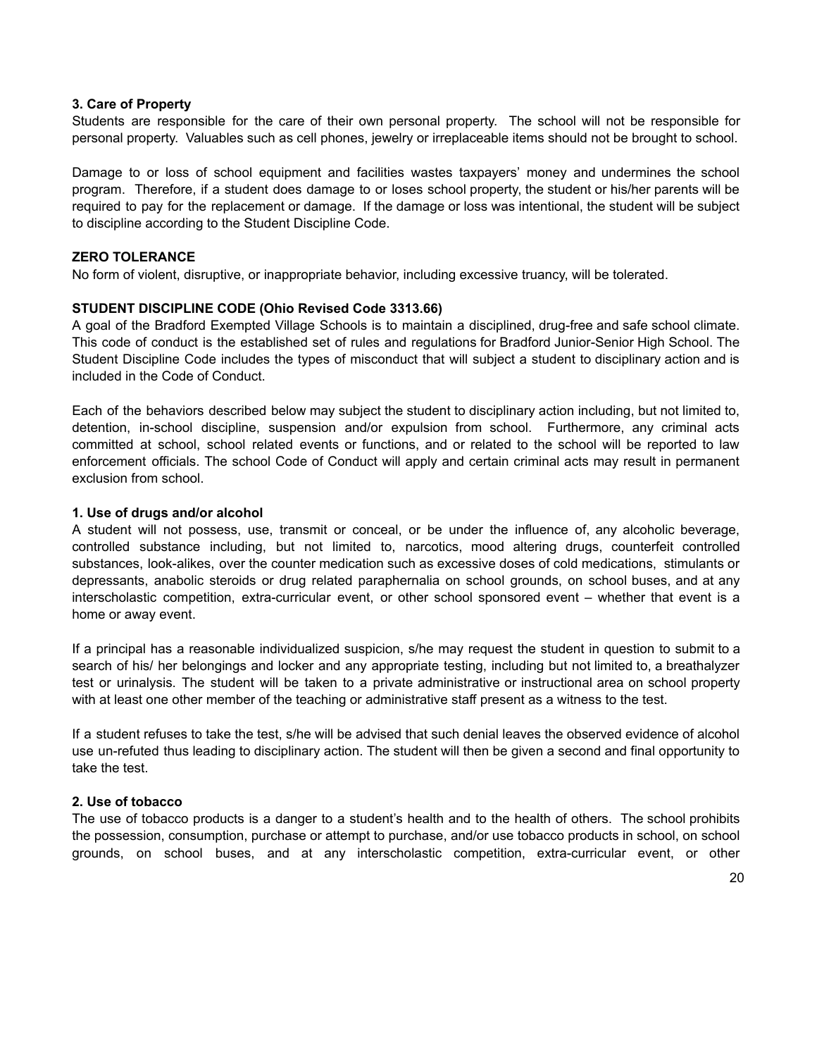**3. Care of Property**

Students are responsible for the care of their own personal property. The school will not be responsible for personal property. Valuables such as cell phones, jewelry or irreplaceable items should not be brought to school.

Damage to or loss of school equipment and facilities wastes taxpayers' money and undermines the school program. Therefore, if a student does damage to or loses school property, the student or his/her parents will be required to pay for the replacement or damage. If the damage or loss was intentional, the student will be subject to discipline according to the Student Discipline Code.

**ZERO TOLERANCE**

No form of violent, disruptive, or inappropriate behavior, including excessive truancy, will be tolerated.

**STUDENT DISCIPLINE CODE (Ohio Revised Code 3313.66)**

A goal of the Bradford Exempted Village Schools is to maintain a disciplined, drug-free and safe school climate. This code of conduct is the established set of rules and regulations for Bradford Junior-Senior High School. The Student Discipline Code includes the types of misconduct that will subject a student to disciplinary action and is included in the Code of Conduct.

Each of the behaviors described below may subject the student to disciplinary action including, but not limited to, detention, in-school discipline, suspension and/or expulsion from school. Furthermore, any criminal acts committed at school, school related events or functions, and or related to the school will be reported to law enforcement officials. The school Code of Conduct will apply and certain criminal acts may result in permanent exclusion from school.

**1. Use of drugs and/or alcohol**

A student will not possess, use, transmit or conceal, or be under the influence of, any alcoholic beverage, controlled substance including, but not limited to, narcotics, mood altering drugs, counterfeit controlled substances, look-alikes, over the counter medication such as excessive doses of cold medications, stimulants or depressants, anabolic steroids or drug related paraphernalia on school grounds, on school buses, and at any interscholastic competition, extra-curricular event, or other school sponsored event – whether that event is a home or away event.

If a principal has a reasonable individualized suspicion, s/he may request the student in question to submit to a search of his/ her belongings and locker and any appropriate testing, including but not limited to, a breathalyzer test or urinalysis. The student will be taken to a private administrative or instructional area on school property with at least one other member of the teaching or administrative staff present as a witness to the test.

If a student refuses to take the test, s/he will be advised that such denial leaves the observed evidence of alcohol use un-refuted thus leading to disciplinary action. The student will then be given a second and final opportunity to take the test.

**2. Use of tobacco**

The use of tobacco products is a danger to a student's health and to the health of others. The school prohibits the possession, consumption, purchase or attempt to purchase, and/or use tobacco products in school, on school grounds, on school buses, and at any interscholastic competition, extra-curricular event, or other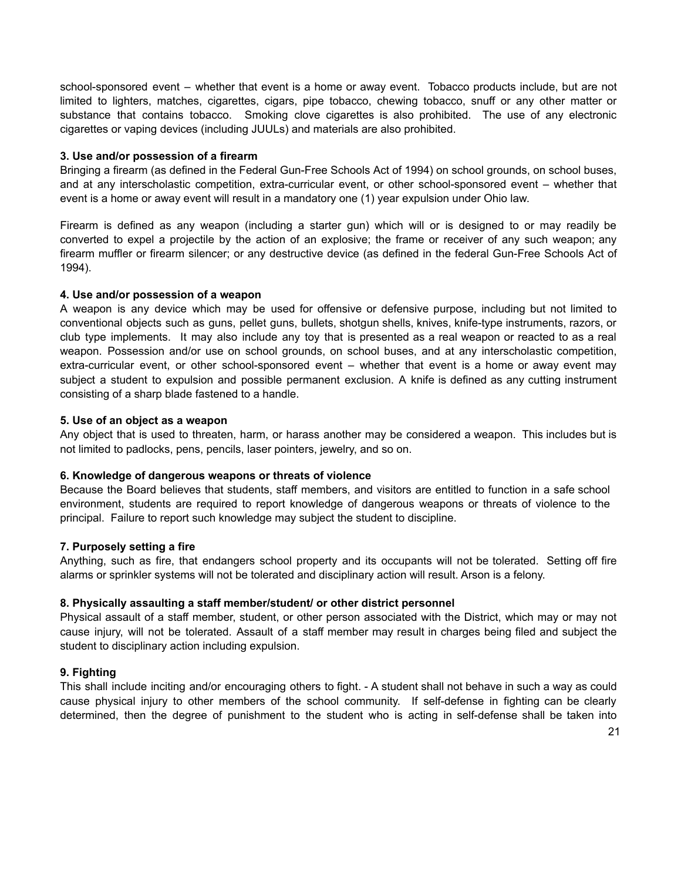school-sponsored event – whether that event is a home or away event. Tobacco products include, but are not limited to lighters, matches, cigarettes, cigars, pipe tobacco, chewing tobacco, snuff or any other matter or substance that contains tobacco. Smoking clove cigarettes is also prohibited. The use of any electronic cigarettes or vaping devices (including JUULs) and materials are also prohibited.

**3. Use and/or possession of a firearm**

Bringing a firearm (as defined in the Federal Gun-Free Schools Act of 1994) on school grounds, on school buses, and at any interscholastic competition, extra-curricular event, or other school-sponsored event – whether that event is a home or away event will result in a mandatory one (1) year expulsion under Ohio law.

Firearm is defined as any weapon (including a starter gun) which will or is designed to or may readily be converted to expel a projectile by the action of an explosive; the frame or receiver of any such weapon; any firearm muffler or firearm silencer; or any destructive device (as defined in the federal Gun-Free Schools Act of 1994).

**4. Use and/or possession of a weapon**

A weapon is any device which may be used for offensive or defensive purpose, including but not limited to conventional objects such as guns, pellet guns, bullets, shotgun shells, knives, knife-type instruments, razors, or club type implements. It may also include any toy that is presented as a real weapon or reacted to as a real weapon. Possession and/or use on school grounds, on school buses, and at any interscholastic competition, extra-curricular event, or other school-sponsored event – whether that event is a home or away event may subject a student to expulsion and possible permanent exclusion. A knife is defined as any cutting instrument consisting of a sharp blade fastened to a handle.

**5. Use of an object as a weapon**

Any object that is used to threaten, harm, or harass another may be considered a weapon. This includes but is not limited to padlocks, pens, pencils, laser pointers, jewelry, and so on.

**6. Knowledge of dangerous weapons or threats of violence**

Because the Board believes that students, staff members, and visitors are entitled to function in a safe school environment, students are required to report knowledge of dangerous weapons or threats of violence to the principal. Failure to report such knowledge may subject the student to discipline.

**7. Purposely setting a fire**

Anything, such as fire, that endangers school property and its occupants will not be tolerated. Setting off fire alarms or sprinkler systems will not be tolerated and disciplinary action will result. Arson is a felony.

**8. Physically assaulting a staff member/student/ or other district personnel**

Physical assault of a staff member, student, or other person associated with the District, which may or may not cause injury, will not be tolerated. Assault of a staff member may result in charges being filed and subject the student to disciplinary action including expulsion.

**9. Fighting**

This shall include inciting and/or encouraging others to fight. - A student shall not behave in such a way as could cause physical injury to other members of the school community. If self-defense in fighting can be clearly determined, then the degree of punishment to the student who is acting in self-defense shall be taken into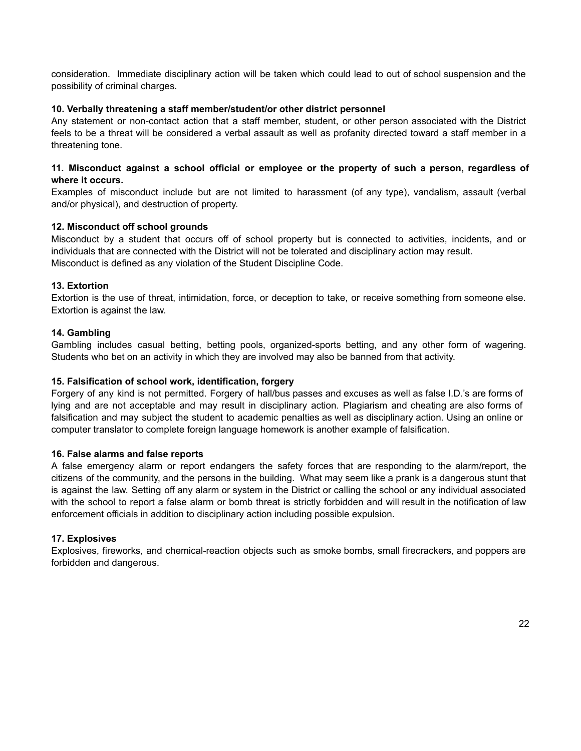consideration. Immediate disciplinary action will be taken which could lead to out of school suspension and the possibility of criminal charges.

**10. Verbally threatening a staff member/student/or other district personnel**

Any statement or non-contact action that a staff member, student, or other person associated with the District feels to be a threat will be considered a verbal assault as well as profanity directed toward a staff member in a threatening tone.

**11. Misconduct against a school official or employee or the property of such a person, regardless of where it occurs.**

Examples of misconduct include but are not limited to harassment (of any type), vandalism, assault (verbal and/or physical), and destruction of property.

**12. Misconduct off school grounds**

Misconduct by a student that occurs off of school property but is connected to activities, incidents, and or individuals that are connected with the District will not be tolerated and disciplinary action may result.
Misconduct is defined as any violation of the Student Discipline Code.

**13. Extortion**

Extortion is the use of threat, intimidation, force, or deception to take, or receive something from someone else. Extortion is against the law.

**14. Gambling**

Gambling includes casual betting, betting pools, organized-sports betting, and any other form of wagering. Students who bet on an activity in which they are involved may also be banned from that activity.

**15. Falsification of school work, identification, forgery**

Forgery of any kind is not permitted. Forgery of hall/bus passes and excuses as well as false I.D.'s are forms of lying and are not acceptable and may result in disciplinary action. Plagiarism and cheating are also forms of falsification and may subject the student to academic penalties as well as disciplinary action. Using an online or computer translator to complete foreign language homework is another example of falsification.

**16. False alarms and false reports**

A false emergency alarm or report endangers the safety forces that are responding to the alarm/report, the citizens of the community, and the persons in the building. What may seem like a prank is a dangerous stunt that is against the law. Setting off any alarm or system in the District or calling the school or any individual associated with the school to report a false alarm or bomb threat is strictly forbidden and will result in the notification of law enforcement officials in addition to disciplinary action including possible expulsion.

**17. Explosives**

Explosives, fireworks, and chemical-reaction objects such as smoke bombs, small firecrackers, and poppers are forbidden and dangerous.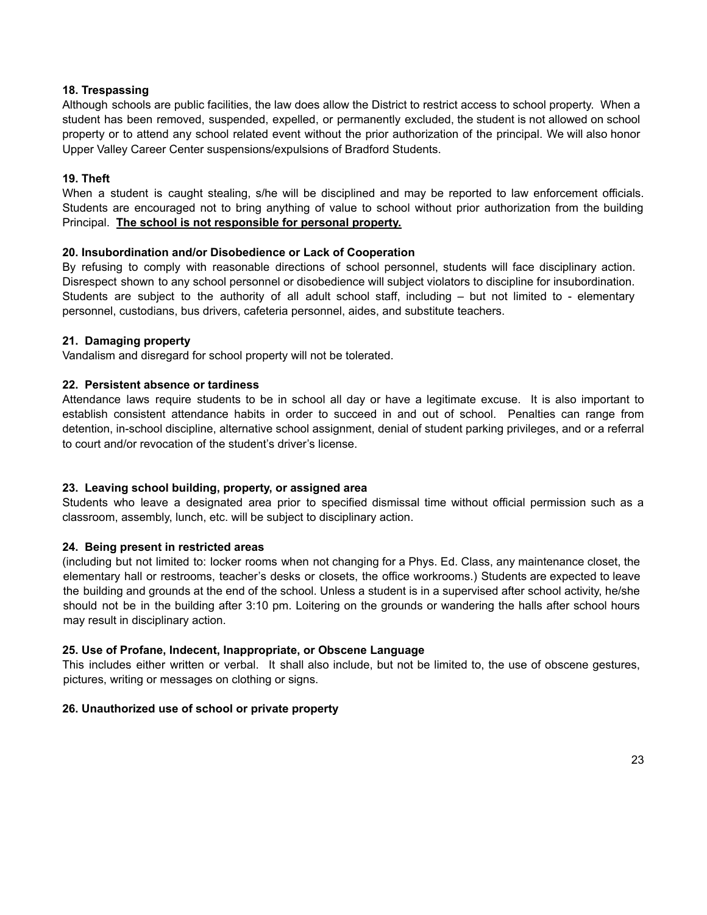**18. Trespassing**

Although schools are public facilities, the law does allow the District to restrict access to school property. When a student has been removed, suspended, expelled, or permanently excluded, the student is not allowed on school property or to attend any school related event without the prior authorization of the principal. We will also honor Upper Valley Career Center suspensions/expulsions of Bradford Students.

**19. Theft**

When a student is caught stealing, s/he will be disciplined and may be reported to law enforcement officials. Students are encouraged not to bring anything of value to school without prior authorization from the building Principal. **<u>The school is not responsible for personal property.</u>**

**20. Insubordination and/or Disobedience or Lack of Cooperation**

By refusing to comply with reasonable directions of school personnel, students will face disciplinary action. Disrespect shown to any school personnel or disobedience will subject violators to discipline for insubordination. Students are subject to the authority of all adult school staff, including – but not limited to - elementary personnel, custodians, bus drivers, cafeteria personnel, aides, and substitute teachers.

**21. Damaging property**

Vandalism and disregard for school property will not be tolerated.

**22. Persistent absence or tardiness**

Attendance laws require students to be in school all day or have a legitimate excuse. It is also important to establish consistent attendance habits in order to succeed in and out of school. Penalties can range from detention, in-school discipline, alternative school assignment, denial of student parking privileges, and or a referral to court and/or revocation of the student's driver's license.

**23. Leaving school building, property, or assigned area**

Students who leave a designated area prior to specified dismissal time without official permission such as a classroom, assembly, lunch, etc. will be subject to disciplinary action.

**24. Being present in restricted areas**

(including but not limited to: locker rooms when not changing for a Phys. Ed. Class, any maintenance closet, the elementary hall or restrooms, teacher's desks or closets, the office workrooms.) Students are expected to leave the building and grounds at the end of the school. Unless a student is in a supervised after school activity, he/she should not be in the building after 3:10 pm. Loitering on the grounds or wandering the halls after school hours may result in disciplinary action.

**25. Use of Profane, Indecent, Inappropriate, or Obscene Language**

This includes either written or verbal. It shall also include, but not be limited to, the use of obscene gestures, pictures, writing or messages on clothing or signs.

**26. Unauthorized use of school or private property**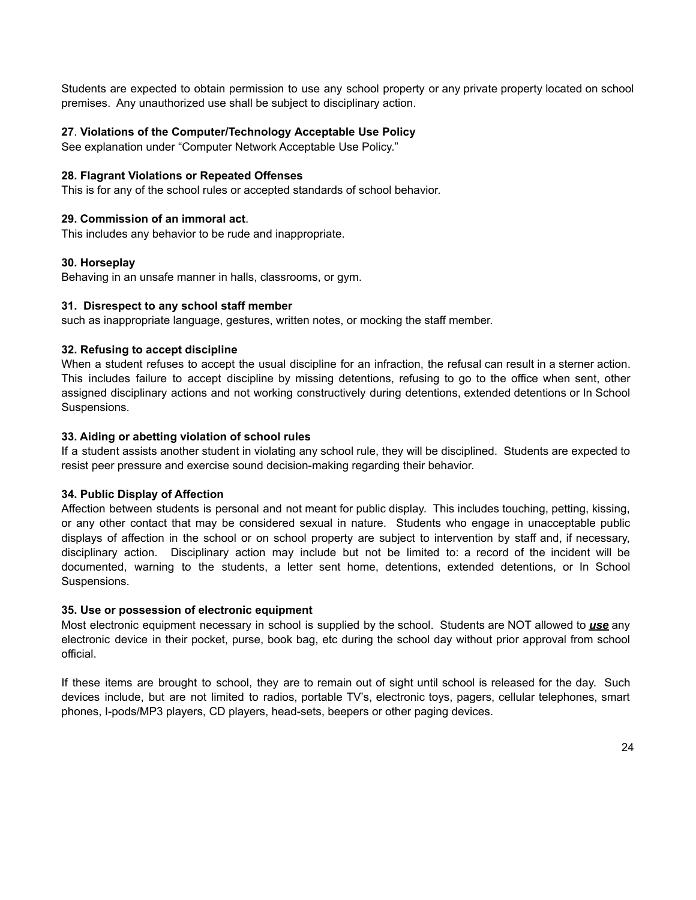Students are expected to obtain permission to use any school property or any private property located on school premises. Any unauthorized use shall be subject to disciplinary action.

**27**. **Violations of the Computer/Technology Acceptable Use Policy**

See explanation under "Computer Network Acceptable Use Policy."

**28. Flagrant Violations or Repeated Offenses**

This is for any of the school rules or accepted standards of school behavior.

**29. Commission of an immoral act**.

This includes any behavior to be rude and inappropriate.

**30. Horseplay**

Behaving in an unsafe manner in halls, classrooms, or gym.

**31. Disrespect to any school staff member**

such as inappropriate language, gestures, written notes, or mocking the staff member.

**32. Refusing to accept discipline**

When a student refuses to accept the usual discipline for an infraction, the refusal can result in a sterner action. This includes failure to accept discipline by missing detentions, refusing to go to the office when sent, other assigned disciplinary actions and not working constructively during detentions, extended detentions or In School Suspensions.

**33. Aiding or abetting violation of school rules**

If a student assists another student in violating any school rule, they will be disciplined. Students are expected to resist peer pressure and exercise sound decision-making regarding their behavior.

**34. Public Display of Affection**

Affection between students is personal and not meant for public display. This includes touching, petting, kissing, or any other contact that may be considered sexual in nature. Students who engage in unacceptable public displays of affection in the school or on school property are subject to intervention by staff and, if necessary, disciplinary action. Disciplinary action may include but not be limited to: a record of the incident will be documented, warning to the students, a letter sent home, detentions, extended detentions, or In School Suspensions.

**35. Use or possession of electronic equipment**

Most electronic equipment necessary in school is supplied by the school. Students are NOT allowed to ***use*** any electronic device in their pocket, purse, book bag, etc during the school day without prior approval from school official.

If these items are brought to school, they are to remain out of sight until school is released for the day. Such devices include, but are not limited to radios, portable TV's, electronic toys, pagers, cellular telephones, smart phones, I-pods/MP3 players, CD players, head-sets, beepers or other paging devices.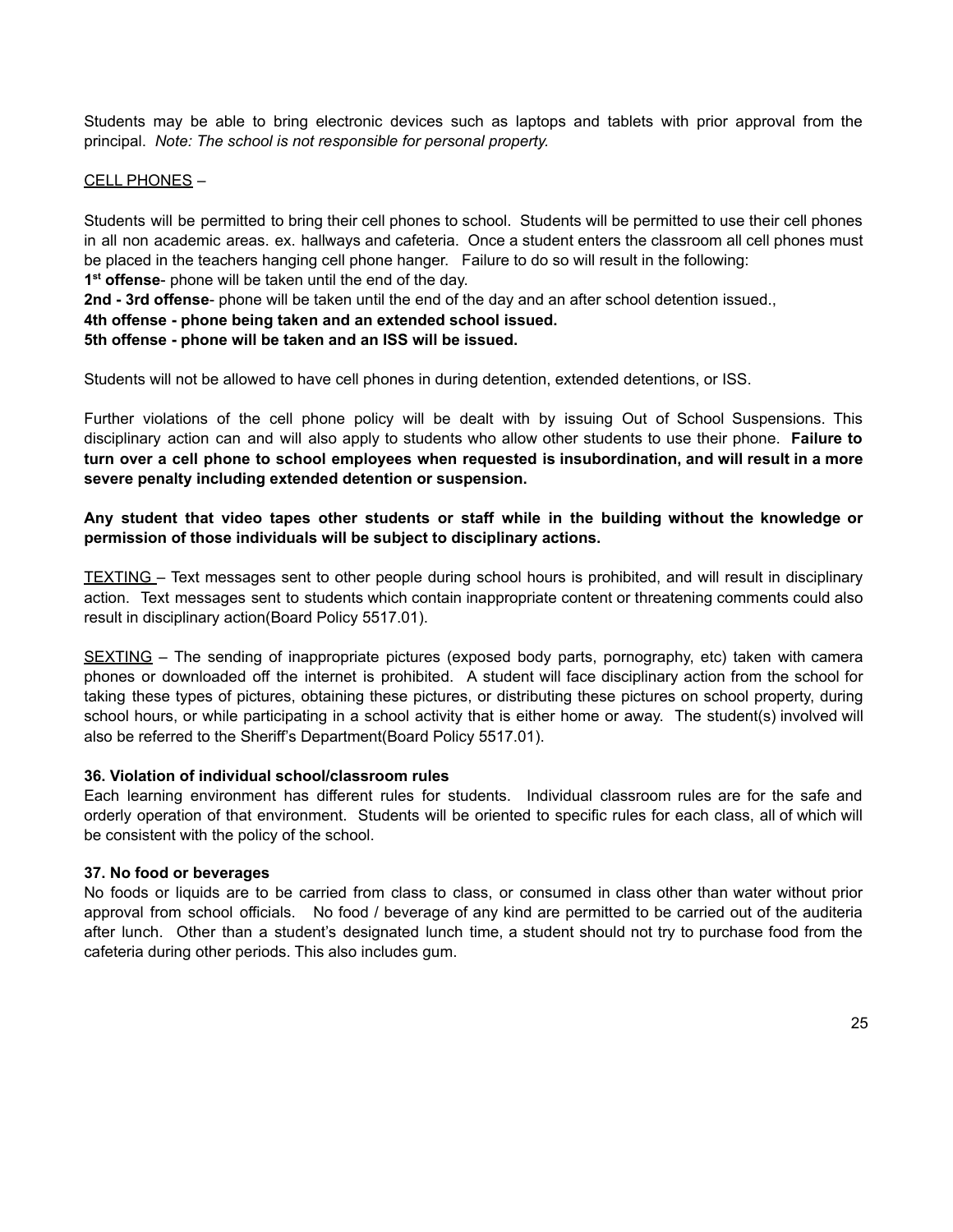Students may be able to bring electronic devices such as laptops and tablets with prior approval from the principal. *Note: The school is not responsible for personal property.*

<u>CELL PHONES</u> –

Students will be permitted to bring their cell phones to school. Students will be permitted to use their cell phones in all non academic areas. ex. hallways and cafeteria. Once a student enters the classroom all cell phones must be placed in the teachers hanging cell phone hanger. Failure to do so will result in the following:

**1st offense**- phone will be taken until the end of the day.
**2nd - 3rd offense**- phone will be taken until the end of the day and an after school detention issued.,
**4th offense - phone being taken and an extended school issued.**
**5th offense - phone will be taken and an ISS will be issued.**

Students will not be allowed to have cell phones in during detention, extended detentions, or ISS.

Further violations of the cell phone policy will be dealt with by issuing Out of School Suspensions. This disciplinary action can and will also apply to students who allow other students to use their phone. **Failure to turn over a cell phone to school employees when requested is insubordination, and will result in a more severe penalty including extended detention or suspension.**

**Any student that video tapes other students or staff while in the building without the knowledge or permission of those individuals will be subject to disciplinary actions.**

<u>TEXTING</u> – Text messages sent to other people during school hours is prohibited, and will result in disciplinary action. Text messages sent to students which contain inappropriate content or threatening comments could also result in disciplinary action(Board Policy 5517.01).

<u>SEXTING</u> – The sending of inappropriate pictures (exposed body parts, pornography, etc) taken with camera phones or downloaded off the internet is prohibited. A student will face disciplinary action from the school for taking these types of pictures, obtaining these pictures, or distributing these pictures on school property, during school hours, or while participating in a school activity that is either home or away. The student(s) involved will also be referred to the Sheriff's Department(Board Policy 5517.01).

**36. Violation of individual school/classroom rules**

Each learning environment has different rules for students. Individual classroom rules are for the safe and orderly operation of that environment. Students will be oriented to specific rules for each class, all of which will be consistent with the policy of the school.

**37. No food or beverages**

No foods or liquids are to be carried from class to class, or consumed in class other than water without prior approval from school officials. No food / beverage of any kind are permitted to be carried out of the auditeria after lunch. Other than a student's designated lunch time, a student should not try to purchase food from the cafeteria during other periods. This also includes gum.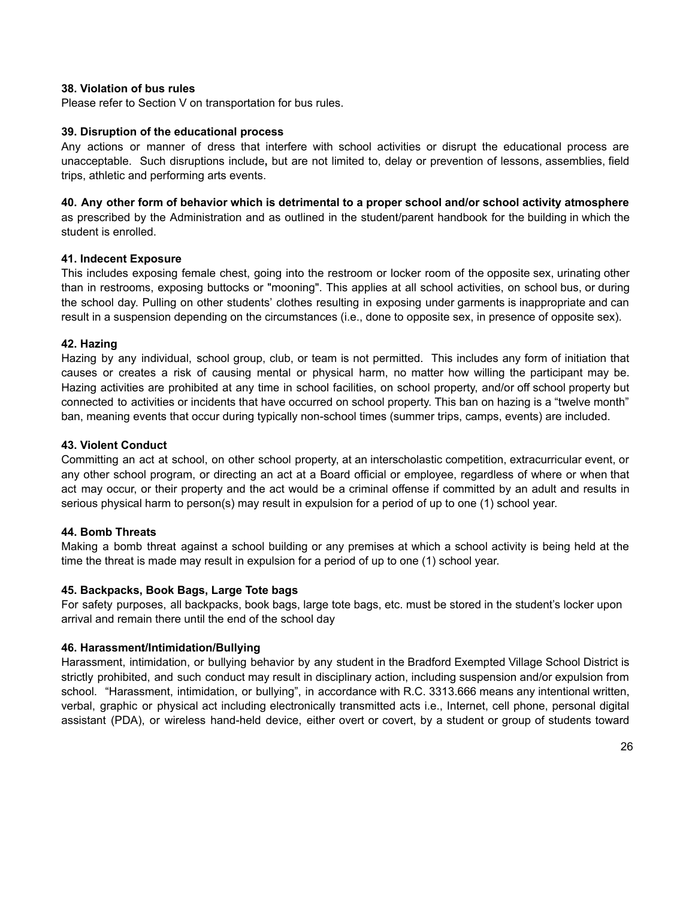**38. Violation of bus rules**

Please refer to Section V on transportation for bus rules.

**39. Disruption of the educational process**

Any actions or manner of dress that interfere with school activities or disrupt the educational process are unacceptable. Such disruptions include**,** but are not limited to, delay or prevention of lessons, assemblies, field trips, athletic and performing arts events.

**40. Any other form of behavior which is detrimental to a proper school and/or school activity atmosphere** as prescribed by the Administration and as outlined in the student/parent handbook for the building in which the student is enrolled.

**41. Indecent Exposure**

This includes exposing female chest, going into the restroom or locker room of the opposite sex, urinating other than in restrooms, exposing buttocks or "mooning". This applies at all school activities, on school bus, or during the school day. Pulling on other students' clothes resulting in exposing under garments is inappropriate and can result in a suspension depending on the circumstances (i.e., done to opposite sex, in presence of opposite sex).

**42. Hazing**

Hazing by any individual, school group, club, or team is not permitted. This includes any form of initiation that causes or creates a risk of causing mental or physical harm, no matter how willing the participant may be. Hazing activities are prohibited at any time in school facilities, on school property, and/or off school property but connected to activities or incidents that have occurred on school property. This ban on hazing is a "twelve month" ban, meaning events that occur during typically non-school times (summer trips, camps, events) are included.

**43. Violent Conduct**

Committing an act at school, on other school property, at an interscholastic competition, extracurricular event, or any other school program, or directing an act at a Board official or employee, regardless of where or when that act may occur, or their property and the act would be a criminal offense if committed by an adult and results in serious physical harm to person(s) may result in expulsion for a period of up to one (1) school year.

**44. Bomb Threats**

Making a bomb threat against a school building or any premises at which a school activity is being held at the time the threat is made may result in expulsion for a period of up to one (1) school year.

**45. Backpacks, Book Bags, Large Tote bags**

For safety purposes, all backpacks, book bags, large tote bags, etc. must be stored in the student's locker upon arrival and remain there until the end of the school day

**46. Harassment/Intimidation/Bullying**

Harassment, intimidation, or bullying behavior by any student in the Bradford Exempted Village School District is strictly prohibited, and such conduct may result in disciplinary action, including suspension and/or expulsion from school. "Harassment, intimidation, or bullying", in accordance with R.C. 3313.666 means any intentional written, verbal, graphic or physical act including electronically transmitted acts i.e., Internet, cell phone, personal digital assistant (PDA), or wireless hand-held device, either overt or covert, by a student or group of students toward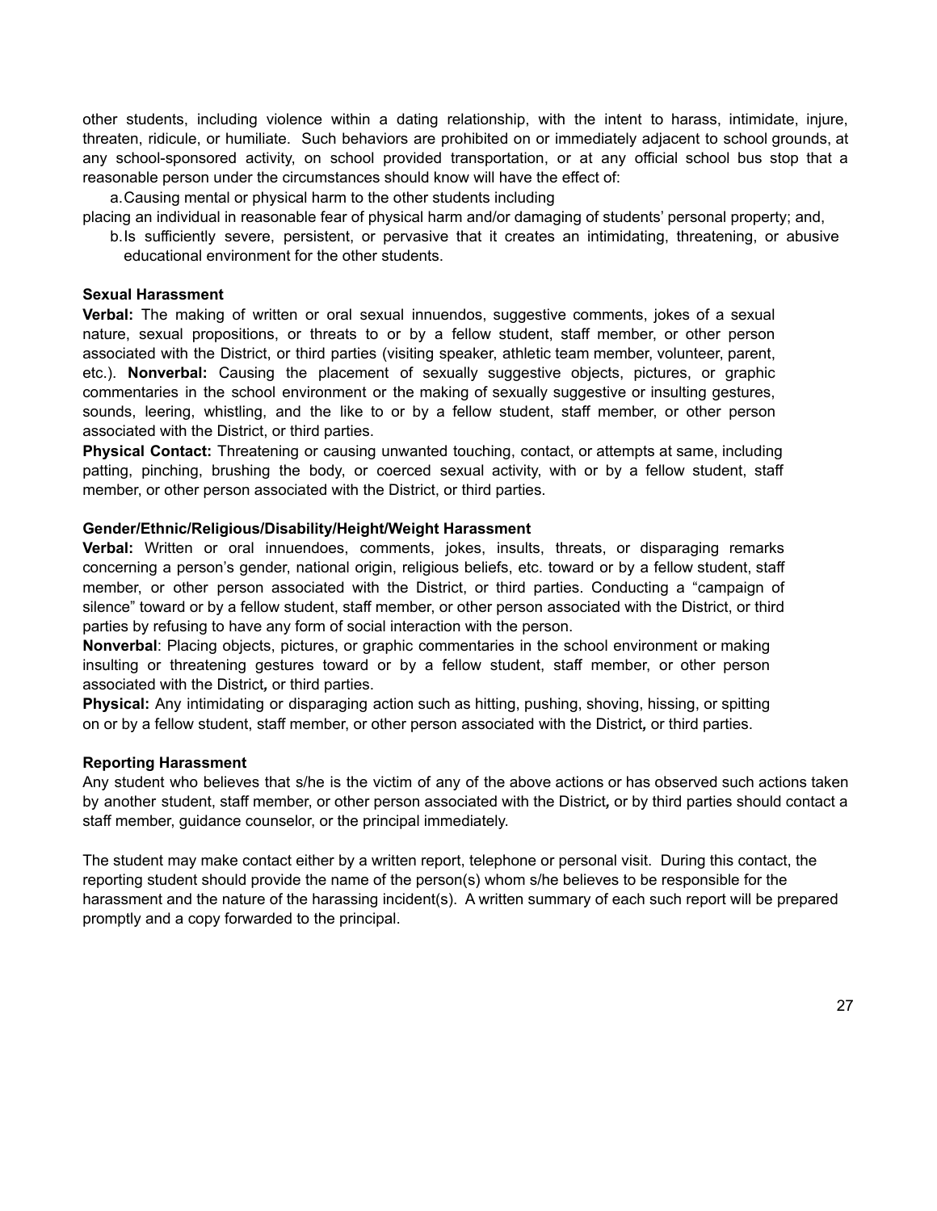other students, including violence within a dating relationship, with the intent to harass, intimidate, injure, threaten, ridicule, or humiliate. Such behaviors are prohibited on or immediately adjacent to school grounds, at any school-sponsored activity, on school provided transportation, or at any official school bus stop that a reasonable person under the circumstances should know will have the effect of:

a. Causing mental or physical harm to the other students including placing an individual in reasonable fear of physical harm and/or damaging of students' personal property; and,

b. Is sufficiently severe, persistent, or pervasive that it creates an intimidating, threatening, or abusive educational environment for the other students.

**Sexual Harassment**

**Verbal:** The making of written or oral sexual innuendos, suggestive comments, jokes of a sexual nature, sexual propositions, or threats to or by a fellow student, staff member, or other person associated with the District, or third parties (visiting speaker, athletic team member, volunteer, parent, etc.). **Nonverbal:** Causing the placement of sexually suggestive objects, pictures, or graphic commentaries in the school environment or the making of sexually suggestive or insulting gestures, sounds, leering, whistling, and the like to or by a fellow student, staff member, or other person associated with the District, or third parties.

**Physical Contact:** Threatening or causing unwanted touching, contact, or attempts at same, including patting, pinching, brushing the body, or coerced sexual activity, with or by a fellow student, staff member, or other person associated with the District, or third parties.

**Gender/Ethnic/Religious/Disability/Height/Weight Harassment**

**Verbal:** Written or oral innuendoes, comments, jokes, insults, threats, or disparaging remarks concerning a person's gender, national origin, religious beliefs, etc. toward or by a fellow student, staff member, or other person associated with the District, or third parties. Conducting a "campaign of silence" toward or by a fellow student, staff member, or other person associated with the District, or third parties by refusing to have any form of social interaction with the person.

**Nonverbal**: Placing objects, pictures, or graphic commentaries in the school environment or making insulting or threatening gestures toward or by a fellow student, staff member, or other person associated with the District*,* or third parties.

**Physical:** Any intimidating or disparaging action such as hitting, pushing, shoving, hissing, or spitting on or by a fellow student, staff member, or other person associated with the District*,* or third parties.

**Reporting Harassment**

Any student who believes that s/he is the victim of any of the above actions or has observed such actions taken by another student, staff member, or other person associated with the District*,* or by third parties should contact a staff member, guidance counselor, or the principal immediately.

The student may make contact either by a written report, telephone or personal visit. During this contact, the reporting student should provide the name of the person(s) whom s/he believes to be responsible for the harassment and the nature of the harassing incident(s). A written summary of each such report will be prepared promptly and a copy forwarded to the principal.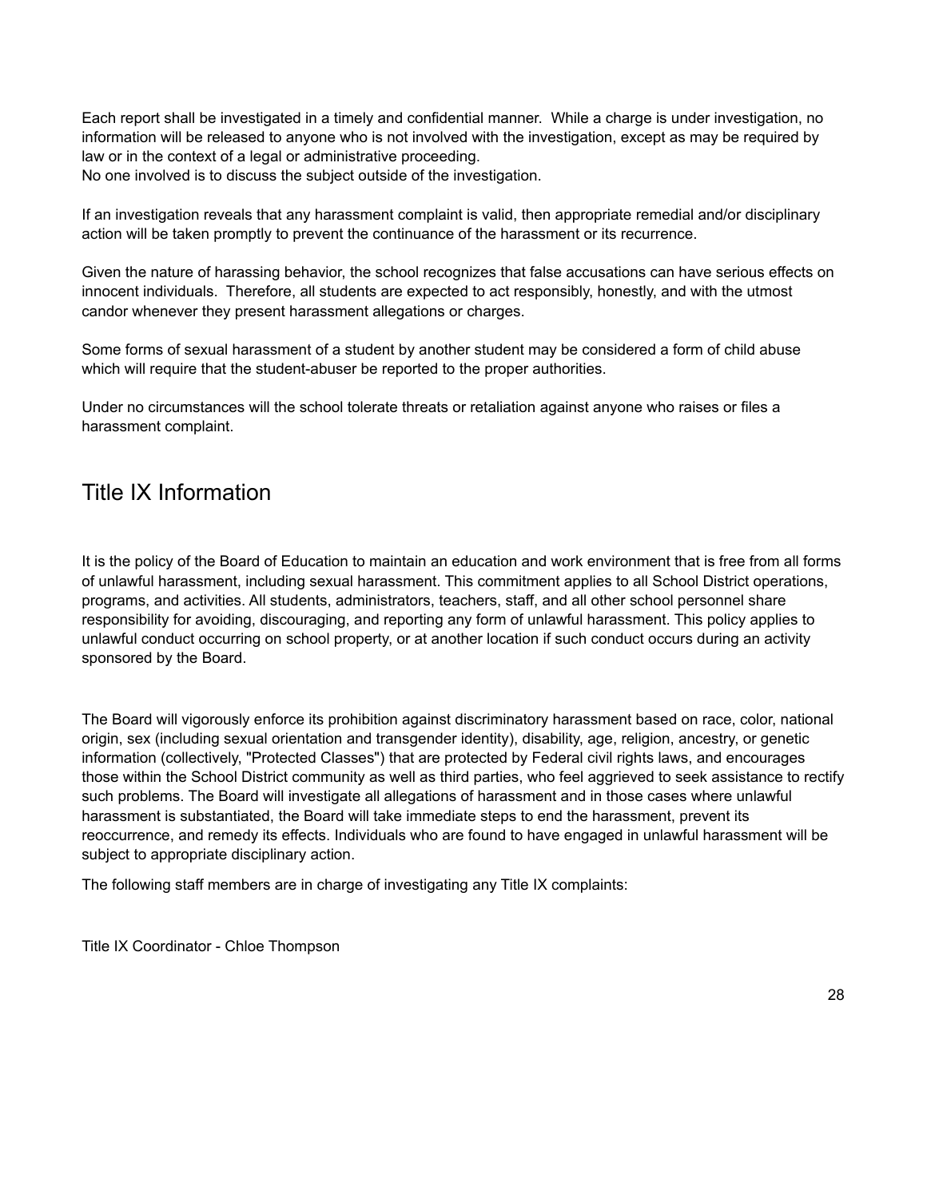Each report shall be investigated in a timely and confidential manner. While a charge is under investigation, no information will be released to anyone who is not involved with the investigation, except as may be required by law or in the context of a legal or administrative proceeding.
No one involved is to discuss the subject outside of the investigation.

If an investigation reveals that any harassment complaint is valid, then appropriate remedial and/or disciplinary action will be taken promptly to prevent the continuance of the harassment or its recurrence.

Given the nature of harassing behavior, the school recognizes that false accusations can have serious effects on innocent individuals. Therefore, all students are expected to act responsibly, honestly, and with the utmost candor whenever they present harassment allegations or charges.

Some forms of sexual harassment of a student by another student may be considered a form of child abuse which will require that the student-abuser be reported to the proper authorities.

Under no circumstances will the school tolerate threats or retaliation against anyone who raises or files a harassment complaint.

## Title IX Information

It is the policy of the Board of Education to maintain an education and work environment that is free from all forms of unlawful harassment, including sexual harassment. This commitment applies to all School District operations, programs, and activities. All students, administrators, teachers, staff, and all other school personnel share responsibility for avoiding, discouraging, and reporting any form of unlawful harassment. This policy applies to unlawful conduct occurring on school property, or at another location if such conduct occurs during an activity sponsored by the Board.

The Board will vigorously enforce its prohibition against discriminatory harassment based on race, color, national origin, sex (including sexual orientation and transgender identity), disability, age, religion, ancestry, or genetic information (collectively, "Protected Classes") that are protected by Federal civil rights laws, and encourages those within the School District community as well as third parties, who feel aggrieved to seek assistance to rectify such problems. The Board will investigate all allegations of harassment and in those cases where unlawful harassment is substantiated, the Board will take immediate steps to end the harassment, prevent its reoccurrence, and remedy its effects. Individuals who are found to have engaged in unlawful harassment will be subject to appropriate disciplinary action.

The following staff members are in charge of investigating any Title IX complaints:

Title IX Coordinator - Chloe Thompson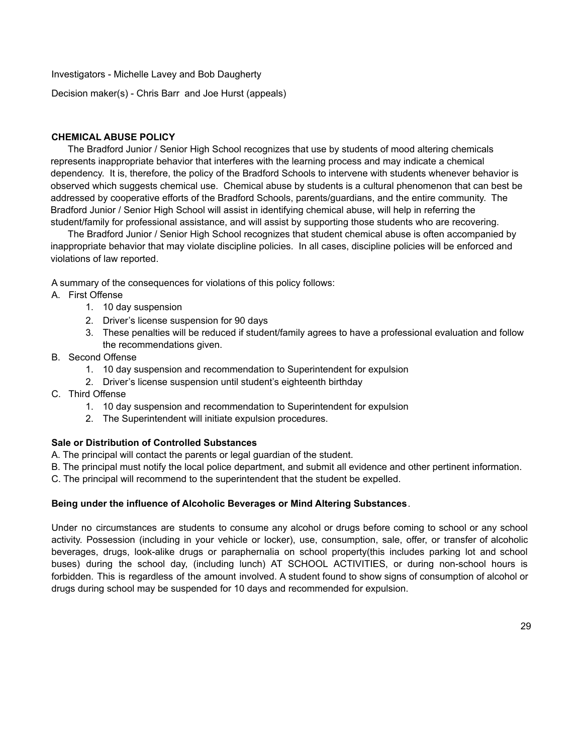Investigators - Michelle Lavey and Bob Daugherty

Decision maker(s) - Chris Barr and Joe Hurst (appeals)

**CHEMICAL ABUSE POLICY**

The Bradford Junior / Senior High School recognizes that use by students of mood altering chemicals represents inappropriate behavior that interferes with the learning process and may indicate a chemical dependency. It is, therefore, the policy of the Bradford Schools to intervene with students whenever behavior is observed which suggests chemical use. Chemical abuse by students is a cultural phenomenon that can best be addressed by cooperative efforts of the Bradford Schools, parents/guardians, and the entire community. The Bradford Junior / Senior High School will assist in identifying chemical abuse, will help in referring the student/family for professional assistance, and will assist by supporting those students who are recovering.

The Bradford Junior / Senior High School recognizes that student chemical abuse is often accompanied by inappropriate behavior that may violate discipline policies. In all cases, discipline policies will be enforced and violations of law reported.

A summary of the consequences for violations of this policy follows:

A. First Offense
   1. 10 day suspension
   2. Driver's license suspension for 90 days
   3. These penalties will be reduced if student/family agrees to have a professional evaluation and follow the recommendations given.

B. Second Offense
   1. 10 day suspension and recommendation to Superintendent for expulsion
   2. Driver's license suspension until student's eighteenth birthday

C. Third Offense
   1. 10 day suspension and recommendation to Superintendent for expulsion
   2. The Superintendent will initiate expulsion procedures.

**Sale or Distribution of Controlled Substances**

A. The principal will contact the parents or legal guardian of the student.
B. The principal must notify the local police department, and submit all evidence and other pertinent information.
C. The principal will recommend to the superintendent that the student be expelled.

**Being under the influence of Alcoholic Beverages or Mind Altering Substances**.

Under no circumstances are students to consume any alcohol or drugs before coming to school or any school activity. Possession (including in your vehicle or locker), use, consumption, sale, offer, or transfer of alcoholic beverages, drugs, look-alike drugs or paraphernalia on school property(this includes parking lot and school buses) during the school day, (including lunch) AT SCHOOL ACTIVITIES, or during non-school hours is forbidden. This is regardless of the amount involved. A student found to show signs of consumption of alcohol or drugs during school may be suspended for 10 days and recommended for expulsion.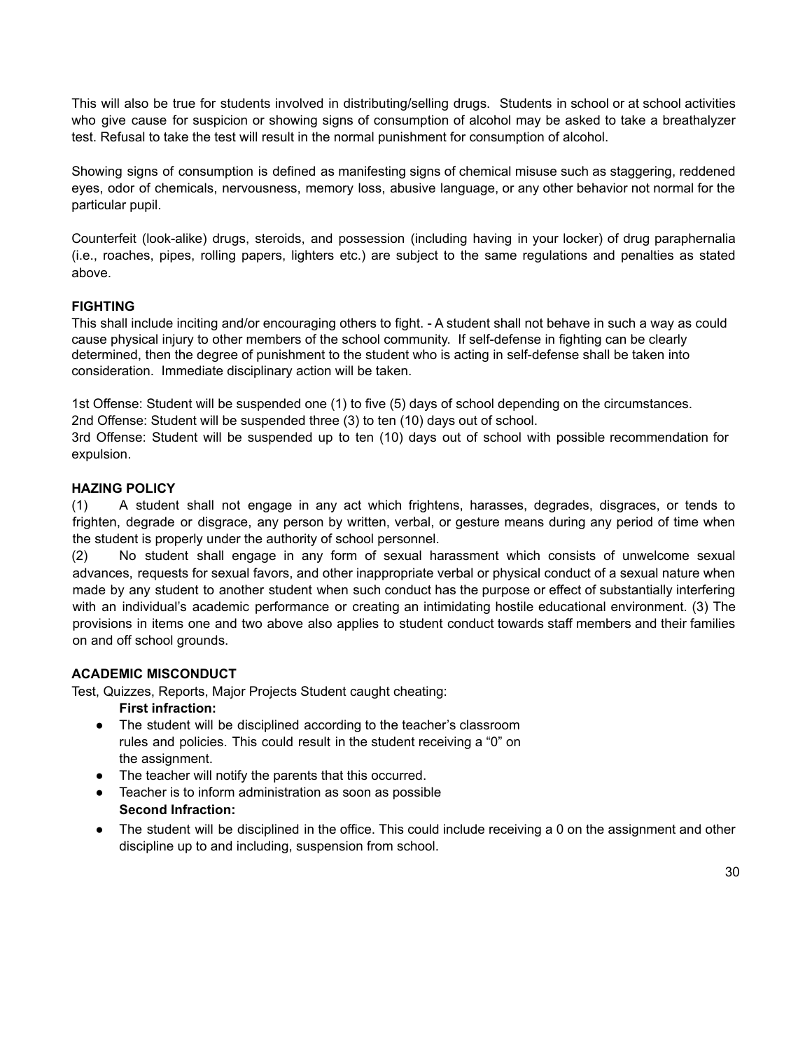This will also be true for students involved in distributing/selling drugs. Students in school or at school activities who give cause for suspicion or showing signs of consumption of alcohol may be asked to take a breathalyzer test. Refusal to take the test will result in the normal punishment for consumption of alcohol.

Showing signs of consumption is defined as manifesting signs of chemical misuse such as staggering, reddened eyes, odor of chemicals, nervousness, memory loss, abusive language, or any other behavior not normal for the particular pupil.

Counterfeit (look-alike) drugs, steroids, and possession (including having in your locker) of drug paraphernalia (i.e., roaches, pipes, rolling papers, lighters etc.) are subject to the same regulations and penalties as stated above.

**FIGHTING**

This shall include inciting and/or encouraging others to fight. - A student shall not behave in such a way as could cause physical injury to other members of the school community. If self-defense in fighting can be clearly determined, then the degree of punishment to the student who is acting in self-defense shall be taken into consideration. Immediate disciplinary action will be taken.

1st Offense: Student will be suspended one (1) to five (5) days of school depending on the circumstances.
2nd Offense: Student will be suspended three (3) to ten (10) days out of school.
3rd Offense: Student will be suspended up to ten (10) days out of school with possible recommendation for expulsion.

**HAZING POLICY**

(1) A student shall not engage in any act which frightens, harasses, degrades, disgraces, or tends to frighten, degrade or disgrace, any person by written, verbal, or gesture means during any period of time when the student is properly under the authority of school personnel.

(2) No student shall engage in any form of sexual harassment which consists of unwelcome sexual advances, requests for sexual favors, and other inappropriate verbal or physical conduct of a sexual nature when made by any student to another student when such conduct has the purpose or effect of substantially interfering with an individual's academic performance or creating an intimidating hostile educational environment. (3) The provisions in items one and two above also applies to student conduct towards staff members and their families on and off school grounds.

**ACADEMIC MISCONDUCT**

Test, Quizzes, Reports, Major Projects Student caught cheating:

**First infraction:**

- The student will be disciplined according to the teacher's classroom rules and policies. This could result in the student receiving a "0" on the assignment.
- The teacher will notify the parents that this occurred.
- Teacher is to inform administration as soon as possible

**Second Infraction:**

- The student will be disciplined in the office. This could include receiving a 0 on the assignment and other discipline up to and including, suspension from school.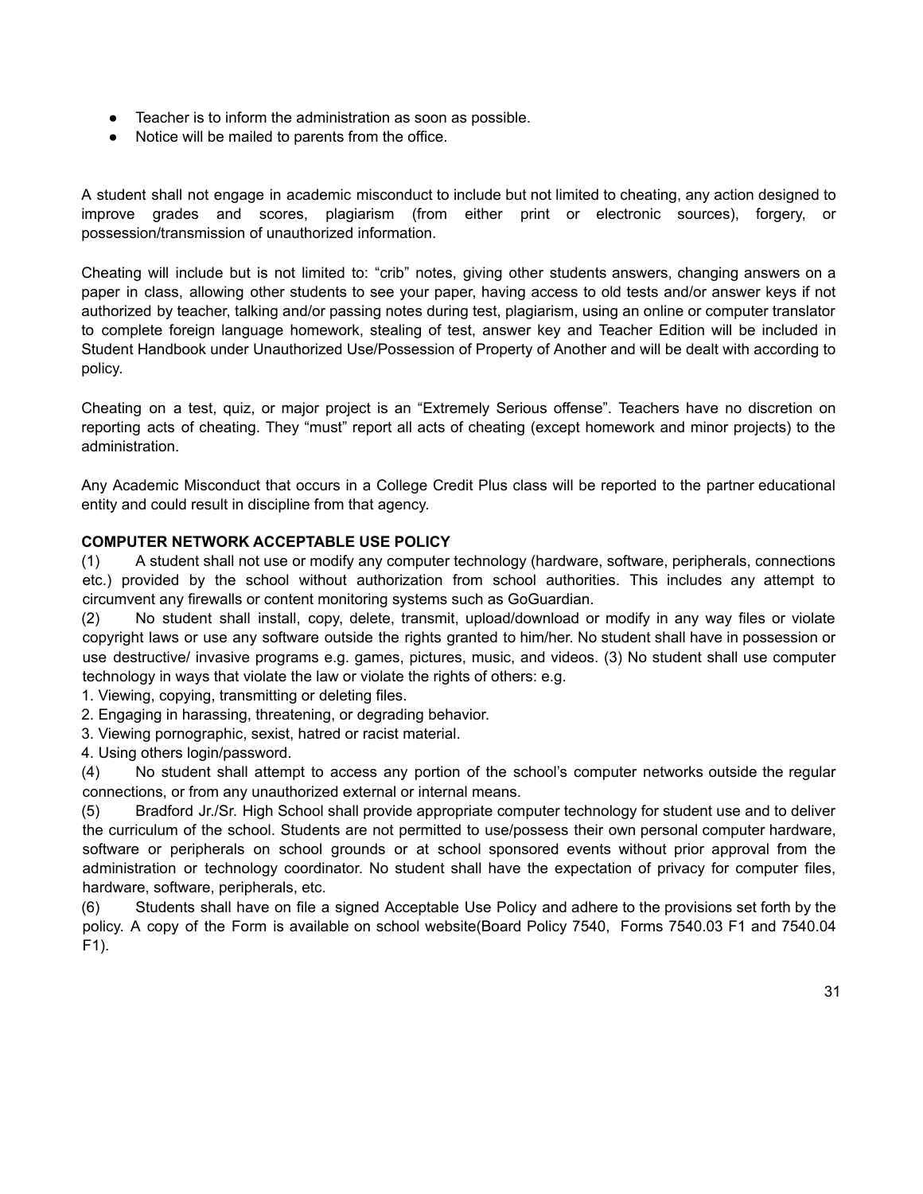- Teacher is to inform the administration as soon as possible.
- Notice will be mailed to parents from the office.

A student shall not engage in academic misconduct to include but not limited to cheating, any action designed to improve grades and scores, plagiarism (from either print or electronic sources), forgery, or possession/transmission of unauthorized information.

Cheating will include but is not limited to: "crib" notes, giving other students answers, changing answers on a paper in class, allowing other students to see your paper, having access to old tests and/or answer keys if not authorized by teacher, talking and/or passing notes during test, plagiarism, using an online or computer translator to complete foreign language homework, stealing of test, answer key and Teacher Edition will be included in Student Handbook under Unauthorized Use/Possession of Property of Another and will be dealt with according to policy.

Cheating on a test, quiz, or major project is an "Extremely Serious offense". Teachers have no discretion on reporting acts of cheating. They "must" report all acts of cheating (except homework and minor projects) to the administration.

Any Academic Misconduct that occurs in a College Credit Plus class will be reported to the partner educational entity and could result in discipline from that agency.

**COMPUTER NETWORK ACCEPTABLE USE POLICY**

(1) A student shall not use or modify any computer technology (hardware, software, peripherals, connections etc.) provided by the school without authorization from school authorities. This includes any attempt to circumvent any firewalls or content monitoring systems such as GoGuardian.

(2) No student shall install, copy, delete, transmit, upload/download or modify in any way files or violate copyright laws or use any software outside the rights granted to him/her. No student shall have in possession or use destructive/ invasive programs e.g. games, pictures, music, and videos. (3) No student shall use computer technology in ways that violate the law or violate the rights of others: e.g.

1. Viewing, copying, transmitting or deleting files.
2. Engaging in harassing, threatening, or degrading behavior.
3. Viewing pornographic, sexist, hatred or racist material.
4. Using others login/password.

(4) No student shall attempt to access any portion of the school's computer networks outside the regular connections, or from any unauthorized external or internal means.

(5) Bradford Jr./Sr. High School shall provide appropriate computer technology for student use and to deliver the curriculum of the school. Students are not permitted to use/possess their own personal computer hardware, software or peripherals on school grounds or at school sponsored events without prior approval from the administration or technology coordinator. No student shall have the expectation of privacy for computer files, hardware, software, peripherals, etc.

(6) Students shall have on file a signed Acceptable Use Policy and adhere to the provisions set forth by the policy. A copy of the Form is available on school website(Board Policy 7540, Forms 7540.03 F1 and 7540.04 F1).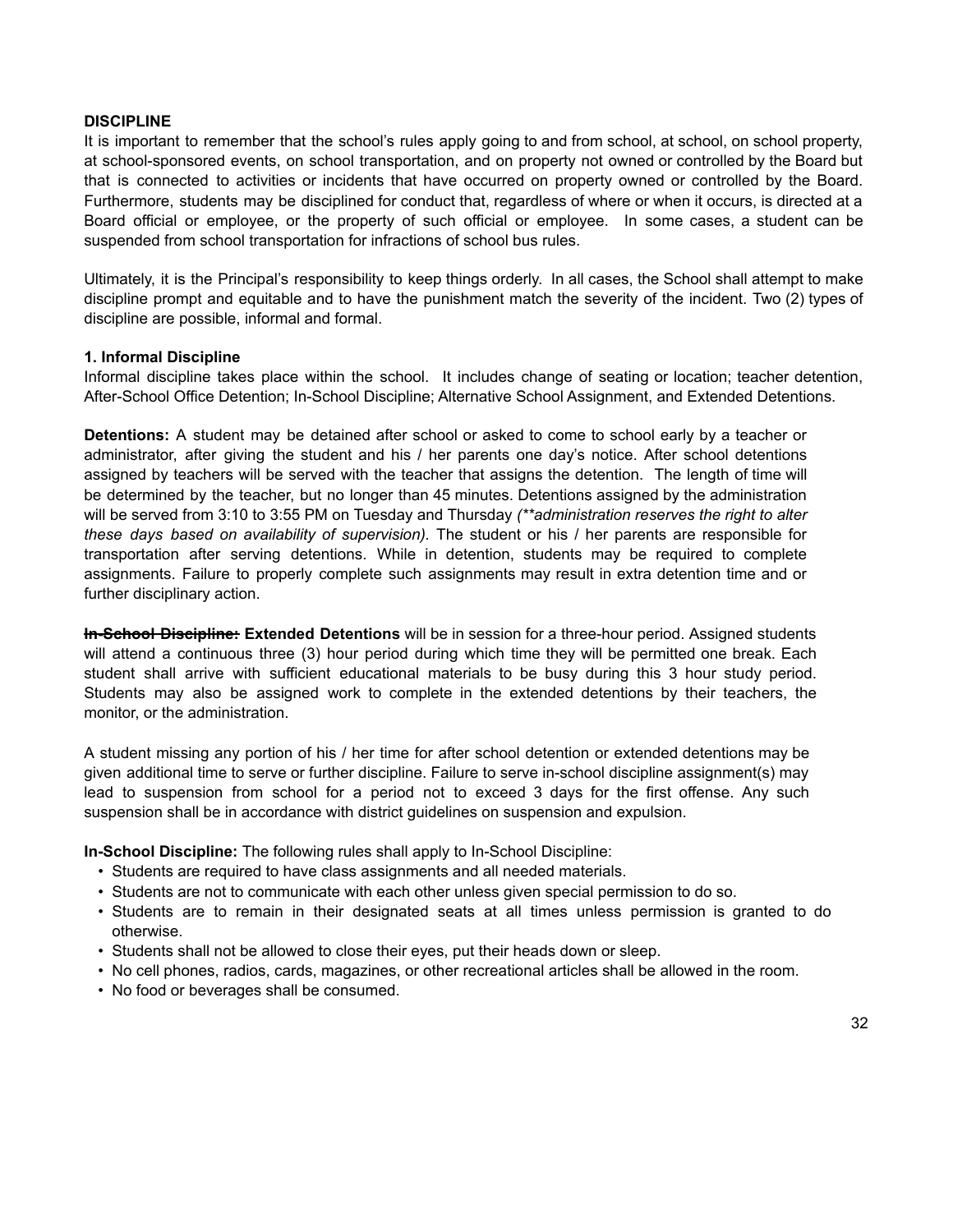**DISCIPLINE**

It is important to remember that the school's rules apply going to and from school, at school, on school property, at school-sponsored events, on school transportation, and on property not owned or controlled by the Board but that is connected to activities or incidents that have occurred on property owned or controlled by the Board. Furthermore, students may be disciplined for conduct that, regardless of where or when it occurs, is directed at a Board official or employee, or the property of such official or employee. In some cases, a student can be suspended from school transportation for infractions of school bus rules.

Ultimately, it is the Principal's responsibility to keep things orderly. In all cases, the School shall attempt to make discipline prompt and equitable and to have the punishment match the severity of the incident. Two (2) types of discipline are possible, informal and formal.

**1. Informal Discipline**

Informal discipline takes place within the school. It includes change of seating or location; teacher detention, After-School Office Detention; In-School Discipline; Alternative School Assignment, and Extended Detentions.

**Detentions:** A student may be detained after school or asked to come to school early by a teacher or administrator, after giving the student and his / her parents one day's notice. After school detentions assigned by teachers will be served with the teacher that assigns the detention. The length of time will be determined by the teacher, but no longer than 45 minutes. Detentions assigned by the administration will be served from 3:10 to 3:55 PM on Tuesday and Thursday *(\*\*administration reserves the right to alter these days based on availability of supervision).* The student or his / her parents are responsible for transportation after serving detentions. While in detention, students may be required to complete assignments. Failure to properly complete such assignments may result in extra detention time and or further disciplinary action.

~~**In-School Discipline:**~~ **Extended Detentions** will be in session for a three-hour period. Assigned students will attend a continuous three (3) hour period during which time they will be permitted one break. Each student shall arrive with sufficient educational materials to be busy during this 3 hour study period. Students may also be assigned work to complete in the extended detentions by their teachers, the monitor, or the administration.

A student missing any portion of his / her time for after school detention or extended detentions may be given additional time to serve or further discipline. Failure to serve in-school discipline assignment(s) may lead to suspension from school for a period not to exceed 3 days for the first offense. Any such suspension shall be in accordance with district guidelines on suspension and expulsion.

**In-School Discipline:** The following rules shall apply to In-School Discipline:

- Students are required to have class assignments and all needed materials.
- Students are not to communicate with each other unless given special permission to do so.
- Students are to remain in their designated seats at all times unless permission is granted to do otherwise.
- Students shall not be allowed to close their eyes, put their heads down or sleep.
- No cell phones, radios, cards, magazines, or other recreational articles shall be allowed in the room.
- No food or beverages shall be consumed.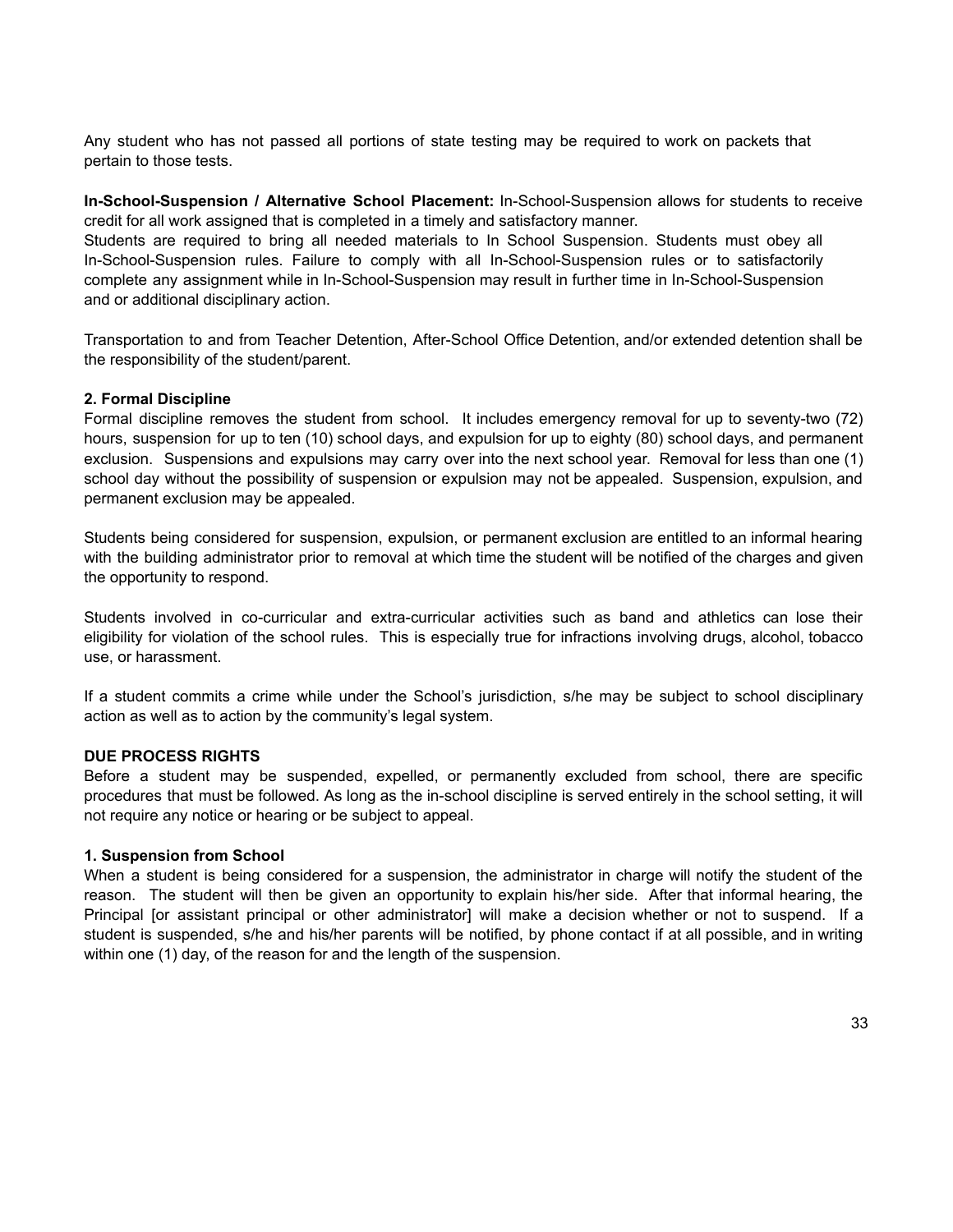Any student who has not passed all portions of state testing may be required to work on packets that pertain to those tests.

**In-School-Suspension / Alternative School Placement:** In-School-Suspension allows for students to receive credit for all work assigned that is completed in a timely and satisfactory manner.
Students are required to bring all needed materials to In School Suspension. Students must obey all In-School-Suspension rules. Failure to comply with all In-School-Suspension rules or to satisfactorily complete any assignment while in In-School-Suspension may result in further time in In-School-Suspension and or additional disciplinary action.

Transportation to and from Teacher Detention, After-School Office Detention, and/or extended detention shall be the responsibility of the student/parent.

**2. Formal Discipline**

Formal discipline removes the student from school. It includes emergency removal for up to seventy-two (72) hours, suspension for up to ten (10) school days, and expulsion for up to eighty (80) school days, and permanent exclusion. Suspensions and expulsions may carry over into the next school year. Removal for less than one (1) school day without the possibility of suspension or expulsion may not be appealed. Suspension, expulsion, and permanent exclusion may be appealed.

Students being considered for suspension, expulsion, or permanent exclusion are entitled to an informal hearing with the building administrator prior to removal at which time the student will be notified of the charges and given the opportunity to respond.

Students involved in co-curricular and extra-curricular activities such as band and athletics can lose their eligibility for violation of the school rules. This is especially true for infractions involving drugs, alcohol, tobacco use, or harassment.

If a student commits a crime while under the School's jurisdiction, s/he may be subject to school disciplinary action as well as to action by the community's legal system.

**DUE PROCESS RIGHTS**

Before a student may be suspended, expelled, or permanently excluded from school, there are specific procedures that must be followed. As long as the in-school discipline is served entirely in the school setting, it will not require any notice or hearing or be subject to appeal.

**1. Suspension from School**

When a student is being considered for a suspension, the administrator in charge will notify the student of the reason. The student will then be given an opportunity to explain his/her side. After that informal hearing, the Principal [or assistant principal or other administrator] will make a decision whether or not to suspend. If a student is suspended, s/he and his/her parents will be notified, by phone contact if at all possible, and in writing within one (1) day, of the reason for and the length of the suspension.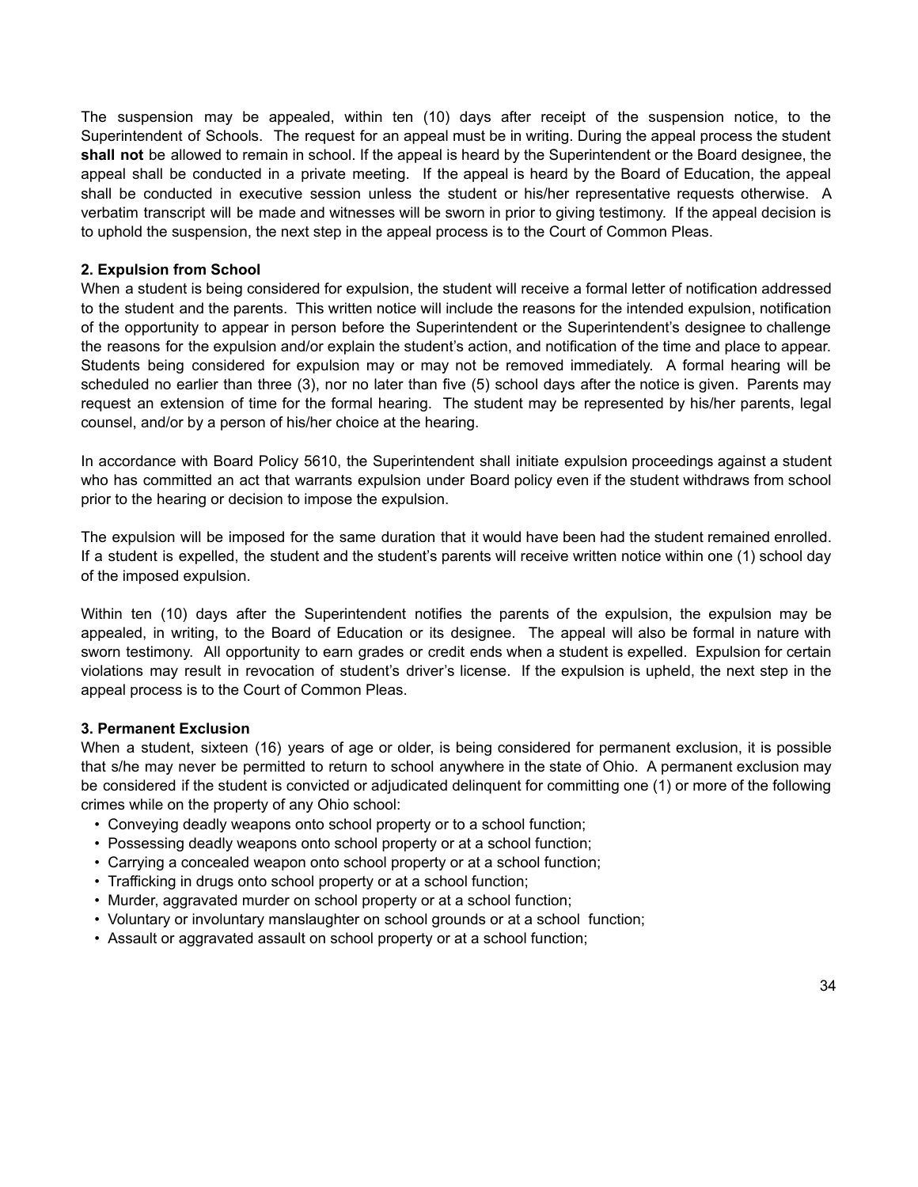The suspension may be appealed, within ten (10) days after receipt of the suspension notice, to the Superintendent of Schools. The request for an appeal must be in writing. During the appeal process the student **shall not** be allowed to remain in school. If the appeal is heard by the Superintendent or the Board designee, the appeal shall be conducted in a private meeting. If the appeal is heard by the Board of Education, the appeal shall be conducted in executive session unless the student or his/her representative requests otherwise. A verbatim transcript will be made and witnesses will be sworn in prior to giving testimony. If the appeal decision is to uphold the suspension, the next step in the appeal process is to the Court of Common Pleas.

**2. Expulsion from School**

When a student is being considered for expulsion, the student will receive a formal letter of notification addressed to the student and the parents. This written notice will include the reasons for the intended expulsion, notification of the opportunity to appear in person before the Superintendent or the Superintendent's designee to challenge the reasons for the expulsion and/or explain the student's action, and notification of the time and place to appear. Students being considered for expulsion may or may not be removed immediately. A formal hearing will be scheduled no earlier than three (3), nor no later than five (5) school days after the notice is given. Parents may request an extension of time for the formal hearing. The student may be represented by his/her parents, legal counsel, and/or by a person of his/her choice at the hearing.

In accordance with Board Policy 5610, the Superintendent shall initiate expulsion proceedings against a student who has committed an act that warrants expulsion under Board policy even if the student withdraws from school prior to the hearing or decision to impose the expulsion.

The expulsion will be imposed for the same duration that it would have been had the student remained enrolled. If a student is expelled, the student and the student's parents will receive written notice within one (1) school day of the imposed expulsion.

Within ten (10) days after the Superintendent notifies the parents of the expulsion, the expulsion may be appealed, in writing, to the Board of Education or its designee. The appeal will also be formal in nature with sworn testimony. All opportunity to earn grades or credit ends when a student is expelled. Expulsion for certain violations may result in revocation of student's driver's license. If the expulsion is upheld, the next step in the appeal process is to the Court of Common Pleas.

**3. Permanent Exclusion**

When a student, sixteen (16) years of age or older, is being considered for permanent exclusion, it is possible that s/he may never be permitted to return to school anywhere in the state of Ohio. A permanent exclusion may be considered if the student is convicted or adjudicated delinquent for committing one (1) or more of the following crimes while on the property of any Ohio school:

- Conveying deadly weapons onto school property or to a school function;
- Possessing deadly weapons onto school property or at a school function;
- Carrying a concealed weapon onto school property or at a school function;
- Trafficking in drugs onto school property or at a school function;
- Murder, aggravated murder on school property or at a school function;
- Voluntary or involuntary manslaughter on school grounds or at a school function;
- Assault or aggravated assault on school property or at a school function;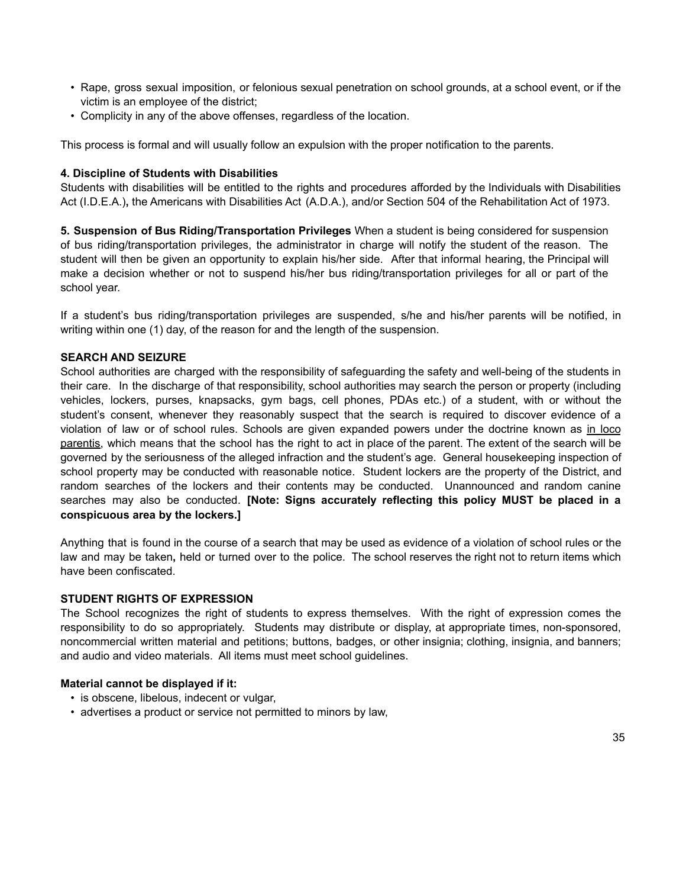- Rape, gross sexual imposition, or felonious sexual penetration on school grounds, at a school event, or if the victim is an employee of the district;
- Complicity in any of the above offenses, regardless of the location.

This process is formal and will usually follow an expulsion with the proper notification to the parents.

**4. Discipline of Students with Disabilities**
Students with disabilities will be entitled to the rights and procedures afforded by the Individuals with Disabilities Act (I.D.E.A.)**,** the Americans with Disabilities Act (A.D.A.), and/or Section 504 of the Rehabilitation Act of 1973.

**5. Suspension of Bus Riding/Transportation Privileges** When a student is being considered for suspension of bus riding/transportation privileges, the administrator in charge will notify the student of the reason. The student will then be given an opportunity to explain his/her side. After that informal hearing, the Principal will make a decision whether or not to suspend his/her bus riding/transportation privileges for all or part of the school year.

If a student's bus riding/transportation privileges are suspended, s/he and his/her parents will be notified, in writing within one (1) day, of the reason for and the length of the suspension.

**SEARCH AND SEIZURE**
School authorities are charged with the responsibility of safeguarding the safety and well-being of the students in their care. In the discharge of that responsibility, school authorities may search the person or property (including vehicles, lockers, purses, knapsacks, gym bags, cell phones, PDAs etc.) of a student, with or without the student's consent, whenever they reasonably suspect that the search is required to discover evidence of a violation of law or of school rules. Schools are given expanded powers under the doctrine known as <u>in loco parentis</u>, which means that the school has the right to act in place of the parent. The extent of the search will be governed by the seriousness of the alleged infraction and the student's age. General housekeeping inspection of school property may be conducted with reasonable notice. Student lockers are the property of the District, and random searches of the lockers and their contents may be conducted. Unannounced and random canine searches may also be conducted. **[Note: Signs accurately reflecting this policy MUST be placed in a conspicuous area by the lockers.]**

Anything that is found in the course of a search that may be used as evidence of a violation of school rules or the law and may be taken**,** held or turned over to the police. The school reserves the right not to return items which have been confiscated.

**STUDENT RIGHTS OF EXPRESSION**
The School recognizes the right of students to express themselves. With the right of expression comes the responsibility to do so appropriately. Students may distribute or display, at appropriate times, non-sponsored, noncommercial written material and petitions; buttons, badges, or other insignia; clothing, insignia, and banners; and audio and video materials. All items must meet school guidelines.

**Material cannot be displayed if it:**

- is obscene, libelous, indecent or vulgar,
- advertises a product or service not permitted to minors by law,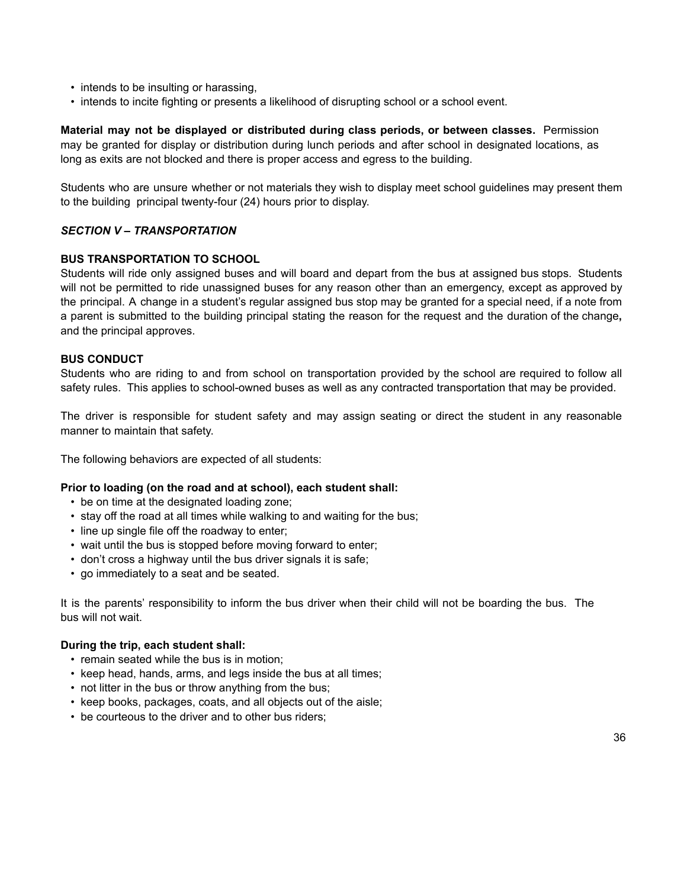- intends to be insulting or harassing,
- intends to incite fighting or presents a likelihood of disrupting school or a school event.

**Material may not be displayed or distributed during class periods, or between classes.** Permission may be granted for display or distribution during lunch periods and after school in designated locations, as long as exits are not blocked and there is proper access and egress to the building.

Students who are unsure whether or not materials they wish to display meet school guidelines may present them to the building principal twenty-four (24) hours prior to display.

### *SECTION V – TRANSPORTATION*

#### BUS TRANSPORTATION TO SCHOOL

Students will ride only assigned buses and will board and depart from the bus at assigned bus stops. Students will not be permitted to ride unassigned buses for any reason other than an emergency, except as approved by the principal. A change in a student's regular assigned bus stop may be granted for a special need, if a note from a parent is submitted to the building principal stating the reason for the request and the duration of the change**,** and the principal approves.

#### BUS CONDUCT

Students who are riding to and from school on transportation provided by the school are required to follow all safety rules. This applies to school-owned buses as well as any contracted transportation that may be provided.

The driver is responsible for student safety and may assign seating or direct the student in any reasonable manner to maintain that safety.

The following behaviors are expected of all students:

**Prior to loading (on the road and at school), each student shall:**

- be on time at the designated loading zone;
- stay off the road at all times while walking to and waiting for the bus;
- line up single file off the roadway to enter;
- wait until the bus is stopped before moving forward to enter;
- don't cross a highway until the bus driver signals it is safe;
- go immediately to a seat and be seated.

It is the parents' responsibility to inform the bus driver when their child will not be boarding the bus. The bus will not wait.

**During the trip, each student shall:**

- remain seated while the bus is in motion;
- keep head, hands, arms, and legs inside the bus at all times;
- not litter in the bus or throw anything from the bus;
- keep books, packages, coats, and all objects out of the aisle;
- be courteous to the driver and to other bus riders;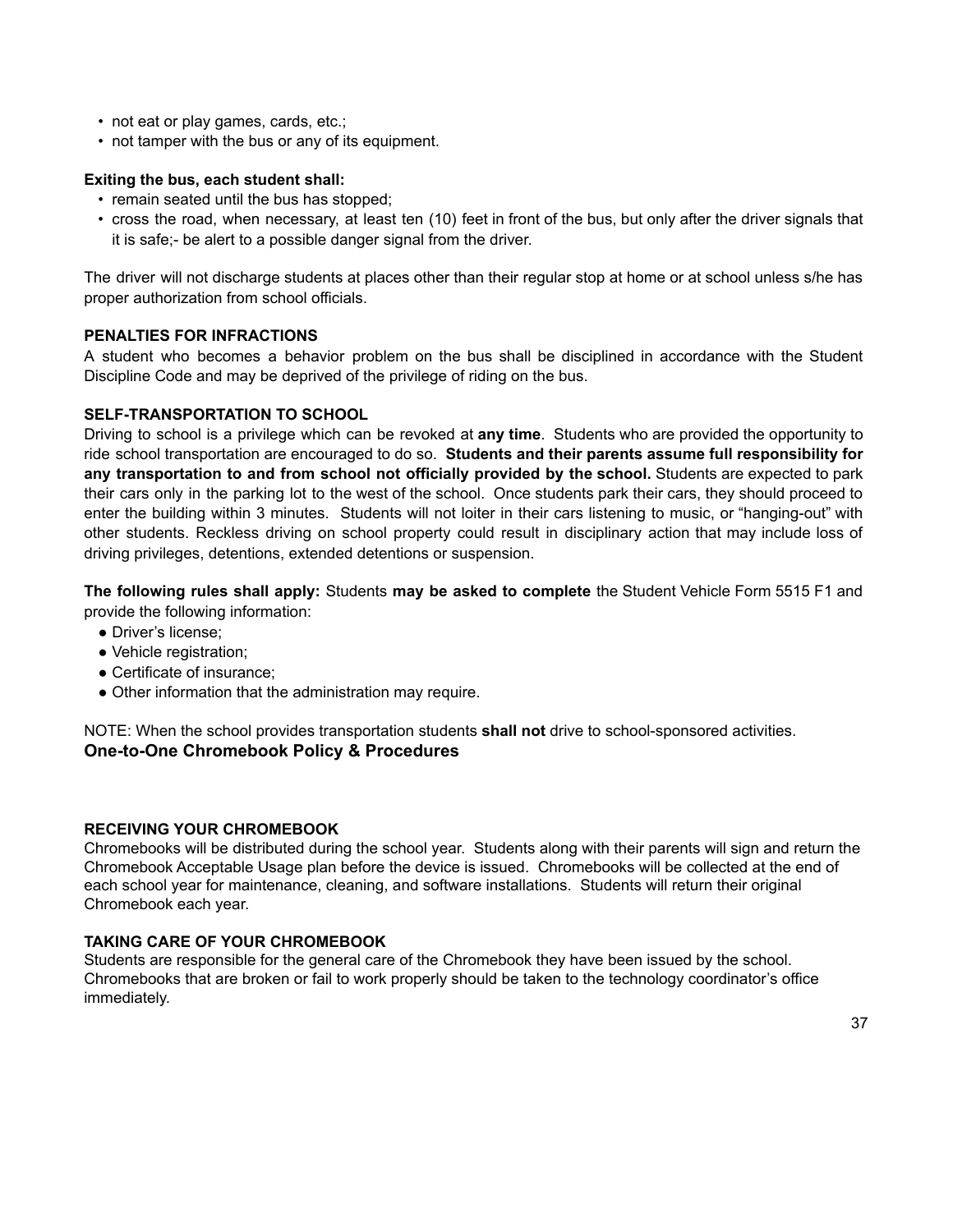- not eat or play games, cards, etc.;
- not tamper with the bus or any of its equipment.

**Exiting the bus, each student shall:**

- remain seated until the bus has stopped;
- cross the road, when necessary, at least ten (10) feet in front of the bus, but only after the driver signals that it is safe;- be alert to a possible danger signal from the driver.

The driver will not discharge students at places other than their regular stop at home or at school unless s/he has proper authorization from school officials.

**PENALTIES FOR INFRACTIONS**

A student who becomes a behavior problem on the bus shall be disciplined in accordance with the Student Discipline Code and may be deprived of the privilege of riding on the bus.

**SELF-TRANSPORTATION TO SCHOOL**

Driving to school is a privilege which can be revoked at **any time**. Students who are provided the opportunity to ride school transportation are encouraged to do so. **Students and their parents assume full responsibility for any transportation to and from school not officially provided by the school.** Students are expected to park their cars only in the parking lot to the west of the school. Once students park their cars, they should proceed to enter the building within 3 minutes. Students will not loiter in their cars listening to music, or "hanging-out" with other students. Reckless driving on school property could result in disciplinary action that may include loss of driving privileges, detentions, extended detentions or suspension.

**The following rules shall apply:** Students **may be asked to complete** the Student Vehicle Form 5515 F1 and provide the following information:

- Driver's license;
- Vehicle registration;
- Certificate of insurance;
- Other information that the administration may require.

NOTE: When the school provides transportation students **shall not** drive to school-sponsored activities.

## One-to-One Chromebook Policy & Procedures

**RECEIVING YOUR CHROMEBOOK**

Chromebooks will be distributed during the school year. Students along with their parents will sign and return the Chromebook Acceptable Usage plan before the device is issued. Chromebooks will be collected at the end of each school year for maintenance, cleaning, and software installations. Students will return their original Chromebook each year.

**TAKING CARE OF YOUR CHROMEBOOK**

Students are responsible for the general care of the Chromebook they have been issued by the school. Chromebooks that are broken or fail to work properly should be taken to the technology coordinator's office immediately.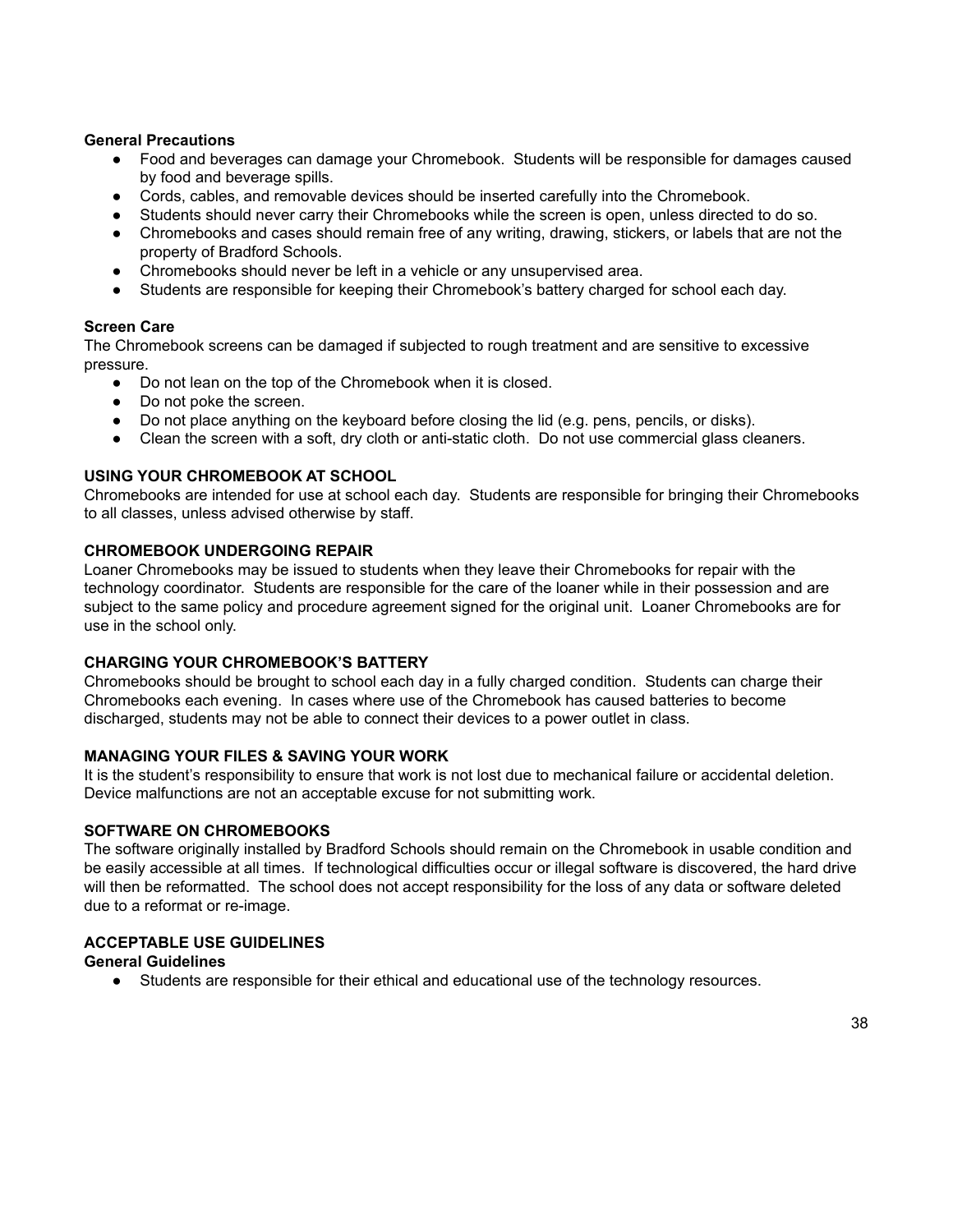#### General Precautions

- Food and beverages can damage your Chromebook. Students will be responsible for damages caused by food and beverage spills.
- Cords, cables, and removable devices should be inserted carefully into the Chromebook.
- Students should never carry their Chromebooks while the screen is open, unless directed to do so.
- Chromebooks and cases should remain free of any writing, drawing, stickers, or labels that are not the property of Bradford Schools.
- Chromebooks should never be left in a vehicle or any unsupervised area.
- Students are responsible for keeping their Chromebook's battery charged for school each day.

#### Screen Care

The Chromebook screens can be damaged if subjected to rough treatment and are sensitive to excessive pressure.

- Do not lean on the top of the Chromebook when it is closed.
- Do not poke the screen.
- Do not place anything on the keyboard before closing the lid (e.g. pens, pencils, or disks).
- Clean the screen with a soft, dry cloth or anti-static cloth. Do not use commercial glass cleaners.

### USING YOUR CHROMEBOOK AT SCHOOL

Chromebooks are intended for use at school each day. Students are responsible for bringing their Chromebooks to all classes, unless advised otherwise by staff.

### CHROMEBOOK UNDERGOING REPAIR

Loaner Chromebooks may be issued to students when they leave their Chromebooks for repair with the technology coordinator. Students are responsible for the care of the loaner while in their possession and are subject to the same policy and procedure agreement signed for the original unit. Loaner Chromebooks are for use in the school only.

### CHARGING YOUR CHROMEBOOK'S BATTERY

Chromebooks should be brought to school each day in a fully charged condition. Students can charge their Chromebooks each evening. In cases where use of the Chromebook has caused batteries to become discharged, students may not be able to connect their devices to a power outlet in class.

### MANAGING YOUR FILES & SAVING YOUR WORK

It is the student's responsibility to ensure that work is not lost due to mechanical failure or accidental deletion. Device malfunctions are not an acceptable excuse for not submitting work.

### SOFTWARE ON CHROMEBOOKS

The software originally installed by Bradford Schools should remain on the Chromebook in usable condition and be easily accessible at all times. If technological difficulties occur or illegal software is discovered, the hard drive will then be reformatted. The school does not accept responsibility for the loss of any data or software deleted due to a reformat or re-image.

### ACCEPTABLE USE GUIDELINES

#### General Guidelines

- Students are responsible for their ethical and educational use of the technology resources.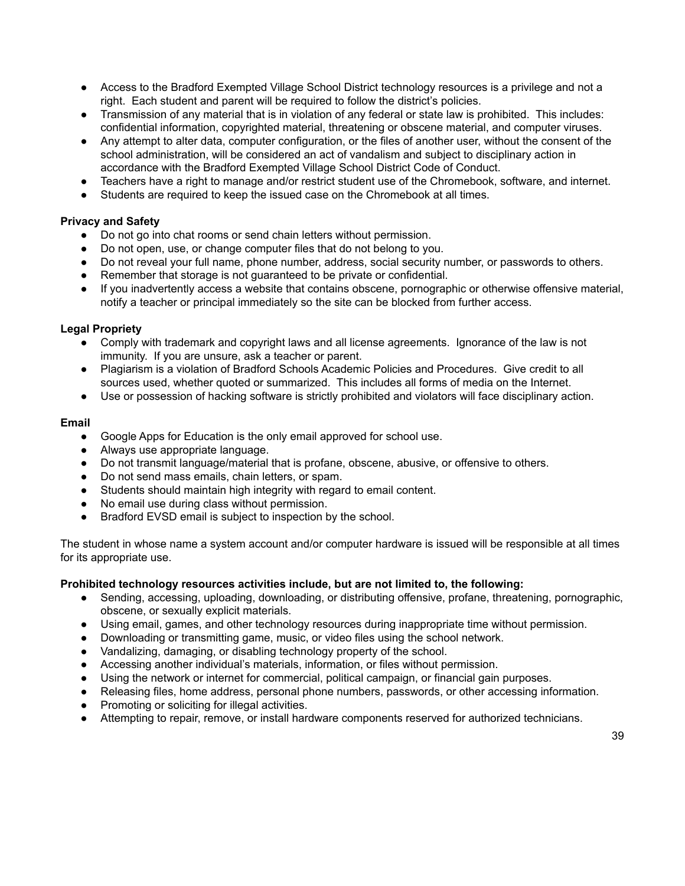- Access to the Bradford Exempted Village School District technology resources is a privilege and not a right. Each student and parent will be required to follow the district's policies.
- Transmission of any material that is in violation of any federal or state law is prohibited. This includes: confidential information, copyrighted material, threatening or obscene material, and computer viruses.
- Any attempt to alter data, computer configuration, or the files of another user, without the consent of the school administration, will be considered an act of vandalism and subject to disciplinary action in accordance with the Bradford Exempted Village School District Code of Conduct.
- Teachers have a right to manage and/or restrict student use of the Chromebook, software, and internet.
- Students are required to keep the issued case on the Chromebook at all times.

**Privacy and Safety**

- Do not go into chat rooms or send chain letters without permission.
- Do not open, use, or change computer files that do not belong to you.
- Do not reveal your full name, phone number, address, social security number, or passwords to others.
- Remember that storage is not guaranteed to be private or confidential.
- If you inadvertently access a website that contains obscene, pornographic or otherwise offensive material, notify a teacher or principal immediately so the site can be blocked from further access.

**Legal Propriety**

- Comply with trademark and copyright laws and all license agreements. Ignorance of the law is not immunity. If you are unsure, ask a teacher or parent.
- Plagiarism is a violation of Bradford Schools Academic Policies and Procedures. Give credit to all sources used, whether quoted or summarized. This includes all forms of media on the Internet.
- Use or possession of hacking software is strictly prohibited and violators will face disciplinary action.

**Email**

- Google Apps for Education is the only email approved for school use.
- Always use appropriate language.
- Do not transmit language/material that is profane, obscene, abusive, or offensive to others.
- Do not send mass emails, chain letters, or spam.
- Students should maintain high integrity with regard to email content.
- No email use during class without permission.
- Bradford EVSD email is subject to inspection by the school.

The student in whose name a system account and/or computer hardware is issued will be responsible at all times for its appropriate use.

**Prohibited technology resources activities include, but are not limited to, the following:**

- Sending, accessing, uploading, downloading, or distributing offensive, profane, threatening, pornographic, obscene, or sexually explicit materials.
- Using email, games, and other technology resources during inappropriate time without permission.
- Downloading or transmitting game, music, or video files using the school network.
- Vandalizing, damaging, or disabling technology property of the school.
- Accessing another individual's materials, information, or files without permission.
- Using the network or internet for commercial, political campaign, or financial gain purposes.
- Releasing files, home address, personal phone numbers, passwords, or other accessing information.
- Promoting or soliciting for illegal activities.
- Attempting to repair, remove, or install hardware components reserved for authorized technicians.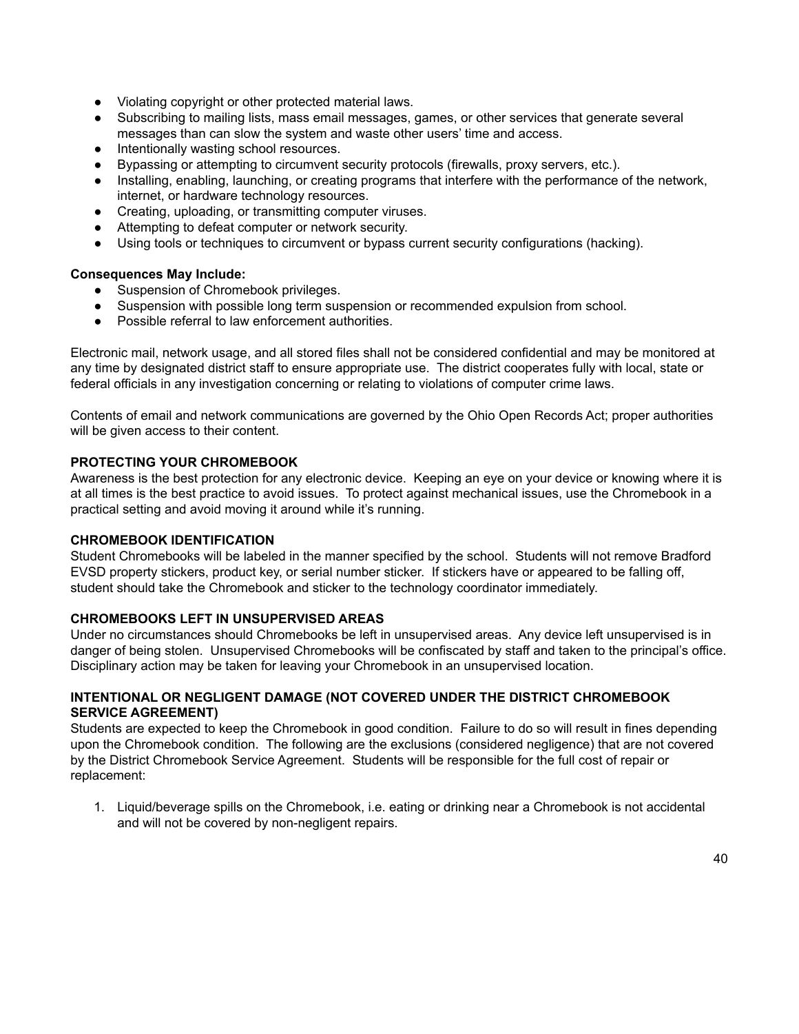- Violating copyright or other protected material laws.
- Subscribing to mailing lists, mass email messages, games, or other services that generate several messages than can slow the system and waste other users' time and access.
- Intentionally wasting school resources.
- Bypassing or attempting to circumvent security protocols (firewalls, proxy servers, etc.).
- Installing, enabling, launching, or creating programs that interfere with the performance of the network, internet, or hardware technology resources.
- Creating, uploading, or transmitting computer viruses.
- Attempting to defeat computer or network security.
- Using tools or techniques to circumvent or bypass current security configurations (hacking).

**Consequences May Include:**

- Suspension of Chromebook privileges.
- Suspension with possible long term suspension or recommended expulsion from school.
- Possible referral to law enforcement authorities.

Electronic mail, network usage, and all stored files shall not be considered confidential and may be monitored at any time by designated district staff to ensure appropriate use. The district cooperates fully with local, state or federal officials in any investigation concerning or relating to violations of computer crime laws.

Contents of email and network communications are governed by the Ohio Open Records Act; proper authorities will be given access to their content.

**PROTECTING YOUR CHROMEBOOK**

Awareness is the best protection for any electronic device. Keeping an eye on your device or knowing where it is at all times is the best practice to avoid issues. To protect against mechanical issues, use the Chromebook in a practical setting and avoid moving it around while it's running.

**CHROMEBOOK IDENTIFICATION**

Student Chromebooks will be labeled in the manner specified by the school. Students will not remove Bradford EVSD property stickers, product key, or serial number sticker. If stickers have or appeared to be falling off, student should take the Chromebook and sticker to the technology coordinator immediately.

**CHROMEBOOKS LEFT IN UNSUPERVISED AREAS**

Under no circumstances should Chromebooks be left in unsupervised areas. Any device left unsupervised is in danger of being stolen. Unsupervised Chromebooks will be confiscated by staff and taken to the principal's office. Disciplinary action may be taken for leaving your Chromebook in an unsupervised location.

**INTENTIONAL OR NEGLIGENT DAMAGE (NOT COVERED UNDER THE DISTRICT CHROMEBOOK SERVICE AGREEMENT)**

Students are expected to keep the Chromebook in good condition. Failure to do so will result in fines depending upon the Chromebook condition. The following are the exclusions (considered negligence) that are not covered by the District Chromebook Service Agreement. Students will be responsible for the full cost of repair or replacement:

1. Liquid/beverage spills on the Chromebook, i.e. eating or drinking near a Chromebook is not accidental and will not be covered by non-negligent repairs.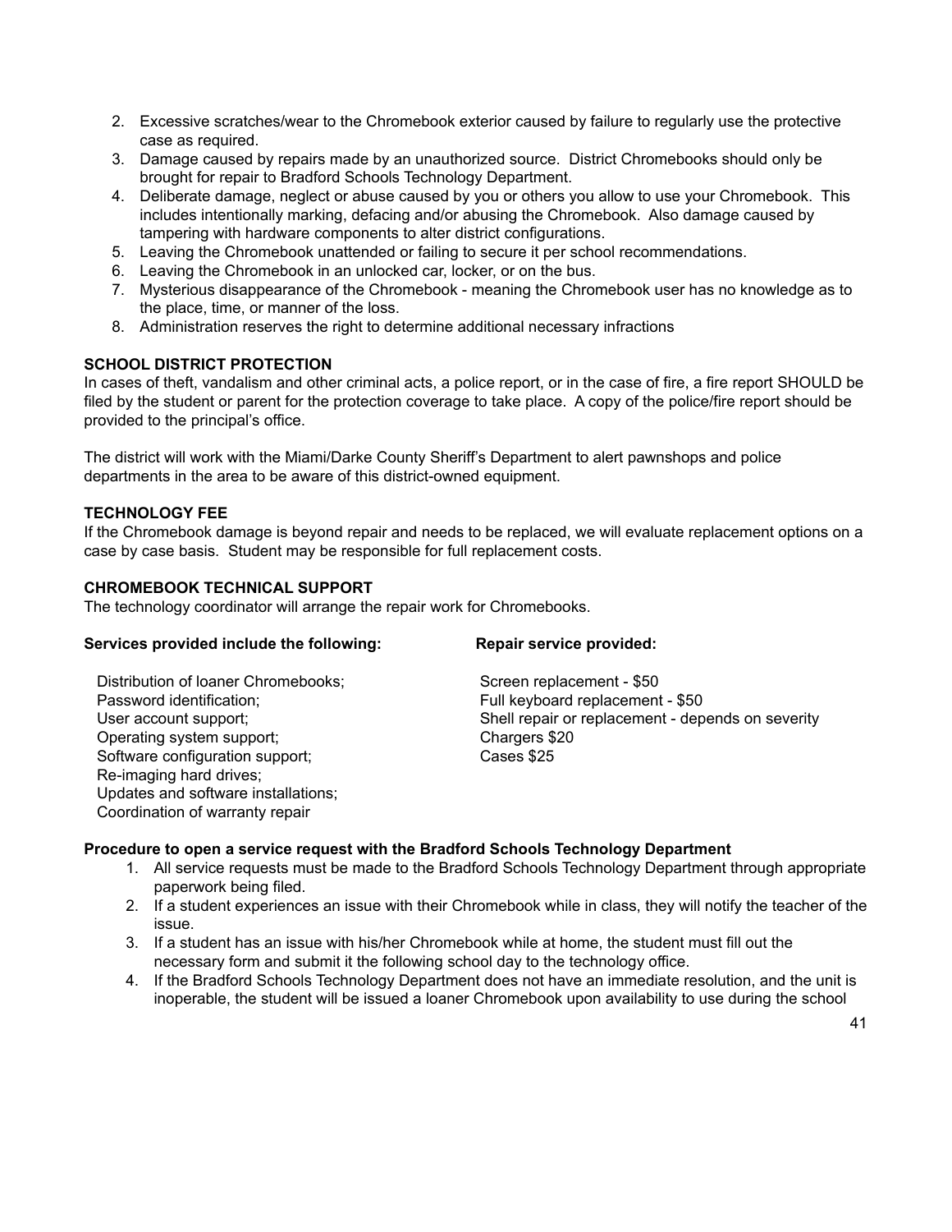2. Excessive scratches/wear to the Chromebook exterior caused by failure to regularly use the protective case as required.
3. Damage caused by repairs made by an unauthorized source. District Chromebooks should only be brought for repair to Bradford Schools Technology Department.
4. Deliberate damage, neglect or abuse caused by you or others you allow to use your Chromebook. This includes intentionally marking, defacing and/or abusing the Chromebook. Also damage caused by tampering with hardware components to alter district configurations.
5. Leaving the Chromebook unattended or failing to secure it per school recommendations.
6. Leaving the Chromebook in an unlocked car, locker, or on the bus.
7. Mysterious disappearance of the Chromebook - meaning the Chromebook user has no knowledge as to the place, time, or manner of the loss.
8. Administration reserves the right to determine additional necessary infractions

**SCHOOL DISTRICT PROTECTION**

In cases of theft, vandalism and other criminal acts, a police report, or in the case of fire, a fire report SHOULD be filed by the student or parent for the protection coverage to take place. A copy of the police/fire report should be provided to the principal's office.

The district will work with the Miami/Darke County Sheriff's Department to alert pawnshops and police departments in the area to be aware of this district-owned equipment.

**TECHNOLOGY FEE**

If the Chromebook damage is beyond repair and needs to be replaced, we will evaluate replacement options on a case by case basis. Student may be responsible for full replacement costs.

**CHROMEBOOK TECHNICAL SUPPORT**

The technology coordinator will arrange the repair work for Chromebooks.

**Services provided include the following:**

- Distribution of loaner Chromebooks;
- Password identification;
- User account support;
- Operating system support;
- Software configuration support;
- Re-imaging hard drives;
- Updates and software installations;
- Coordination of warranty repair

**Repair service provided:**

- Screen replacement - $50
- Full keyboard replacement - $50
- Shell repair or replacement - depends on severity
- Chargers $20
- Cases $25

**Procedure to open a service request with the Bradford Schools Technology Department**

1. All service requests must be made to the Bradford Schools Technology Department through appropriate paperwork being filed.
2. If a student experiences an issue with their Chromebook while in class, they will notify the teacher of the issue.
3. If a student has an issue with his/her Chromebook while at home, the student must fill out the necessary form and submit it the following school day to the technology office.
4. If the Bradford Schools Technology Department does not have an immediate resolution, and the unit is inoperable, the student will be issued a loaner Chromebook upon availability to use during the school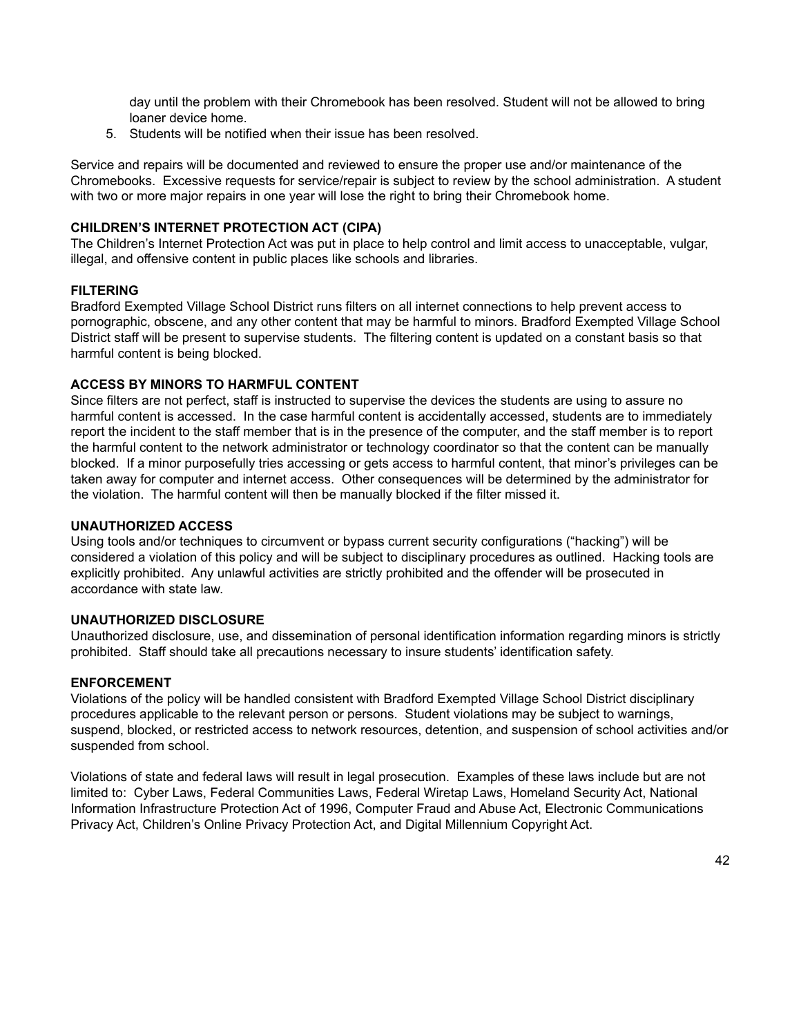day until the problem with their Chromebook has been resolved. Student will not be allowed to bring loaner device home.

5. Students will be notified when their issue has been resolved.

Service and repairs will be documented and reviewed to ensure the proper use and/or maintenance of the Chromebooks. Excessive requests for service/repair is subject to review by the school administration. A student with two or more major repairs in one year will lose the right to bring their Chromebook home.

**CHILDREN'S INTERNET PROTECTION ACT (CIPA)**

The Children's Internet Protection Act was put in place to help control and limit access to unacceptable, vulgar, illegal, and offensive content in public places like schools and libraries.

**FILTERING**

Bradford Exempted Village School District runs filters on all internet connections to help prevent access to pornographic, obscene, and any other content that may be harmful to minors. Bradford Exempted Village School District staff will be present to supervise students. The filtering content is updated on a constant basis so that harmful content is being blocked.

**ACCESS BY MINORS TO HARMFUL CONTENT**

Since filters are not perfect, staff is instructed to supervise the devices the students are using to assure no harmful content is accessed. In the case harmful content is accidentally accessed, students are to immediately report the incident to the staff member that is in the presence of the computer, and the staff member is to report the harmful content to the network administrator or technology coordinator so that the content can be manually blocked. If a minor purposefully tries accessing or gets access to harmful content, that minor's privileges can be taken away for computer and internet access. Other consequences will be determined by the administrator for the violation. The harmful content will then be manually blocked if the filter missed it.

**UNAUTHORIZED ACCESS**

Using tools and/or techniques to circumvent or bypass current security configurations ("hacking") will be considered a violation of this policy and will be subject to disciplinary procedures as outlined. Hacking tools are explicitly prohibited. Any unlawful activities are strictly prohibited and the offender will be prosecuted in accordance with state law.

**UNAUTHORIZED DISCLOSURE**

Unauthorized disclosure, use, and dissemination of personal identification information regarding minors is strictly prohibited. Staff should take all precautions necessary to insure students' identification safety.

**ENFORCEMENT**

Violations of the policy will be handled consistent with Bradford Exempted Village School District disciplinary procedures applicable to the relevant person or persons. Student violations may be subject to warnings, suspend, blocked, or restricted access to network resources, detention, and suspension of school activities and/or suspended from school.

Violations of state and federal laws will result in legal prosecution. Examples of these laws include but are not limited to: Cyber Laws, Federal Communities Laws, Federal Wiretap Laws, Homeland Security Act, National Information Infrastructure Protection Act of 1996, Computer Fraud and Abuse Act, Electronic Communications Privacy Act, Children's Online Privacy Protection Act, and Digital Millennium Copyright Act.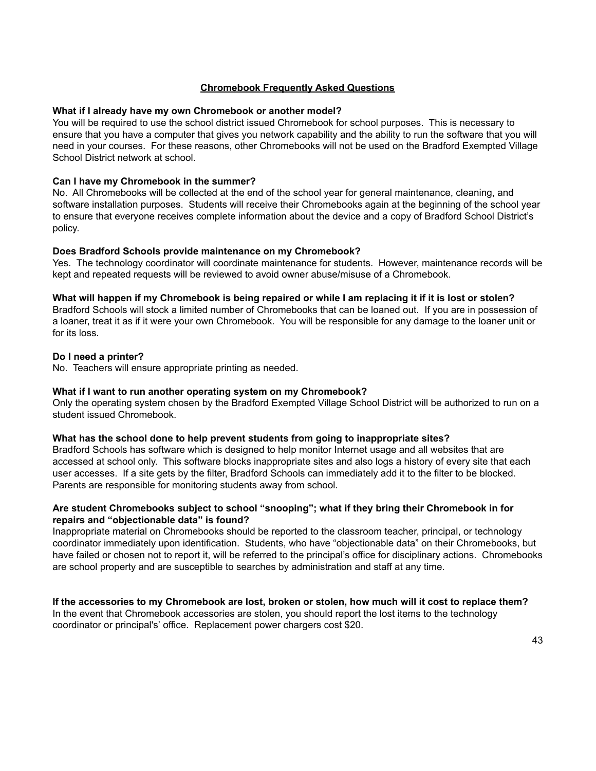## Chromebook Frequently Asked Questions

**What if I already have my own Chromebook or another model?**
You will be required to use the school district issued Chromebook for school purposes. This is necessary to ensure that you have a computer that gives you network capability and the ability to run the software that you will need in your courses. For these reasons, other Chromebooks will not be used on the Bradford Exempted Village School District network at school.

**Can I have my Chromebook in the summer?**
No. All Chromebooks will be collected at the end of the school year for general maintenance, cleaning, and software installation purposes. Students will receive their Chromebooks again at the beginning of the school year to ensure that everyone receives complete information about the device and a copy of Bradford School District's policy.

**Does Bradford Schools provide maintenance on my Chromebook?**
Yes. The technology coordinator will coordinate maintenance for students. However, maintenance records will be kept and repeated requests will be reviewed to avoid owner abuse/misuse of a Chromebook.

**What will happen if my Chromebook is being repaired or while I am replacing it if it is lost or stolen?**
Bradford Schools will stock a limited number of Chromebooks that can be loaned out. If you are in possession of a loaner, treat it as if it were your own Chromebook. You will be responsible for any damage to the loaner unit or for its loss.

**Do I need a printer?**
No. Teachers will ensure appropriate printing as needed.

**What if I want to run another operating system on my Chromebook?**
Only the operating system chosen by the Bradford Exempted Village School District will be authorized to run on a student issued Chromebook.

**What has the school done to help prevent students from going to inappropriate sites?**
Bradford Schools has software which is designed to help monitor Internet usage and all websites that are accessed at school only. This software blocks inappropriate sites and also logs a history of every site that each user accesses. If a site gets by the filter, Bradford Schools can immediately add it to the filter to be blocked. Parents are responsible for monitoring students away from school.

**Are student Chromebooks subject to school "snooping"; what if they bring their Chromebook in for repairs and "objectionable data" is found?**
Inappropriate material on Chromebooks should be reported to the classroom teacher, principal, or technology coordinator immediately upon identification. Students, who have "objectionable data" on their Chromebooks, but have failed or chosen not to report it, will be referred to the principal's office for disciplinary actions. Chromebooks are school property and are susceptible to searches by administration and staff at any time.

**If the accessories to my Chromebook are lost, broken or stolen, how much will it cost to replace them?**
In the event that Chromebook accessories are stolen, you should report the lost items to the technology coordinator or principal's' office. Replacement power chargers cost $20.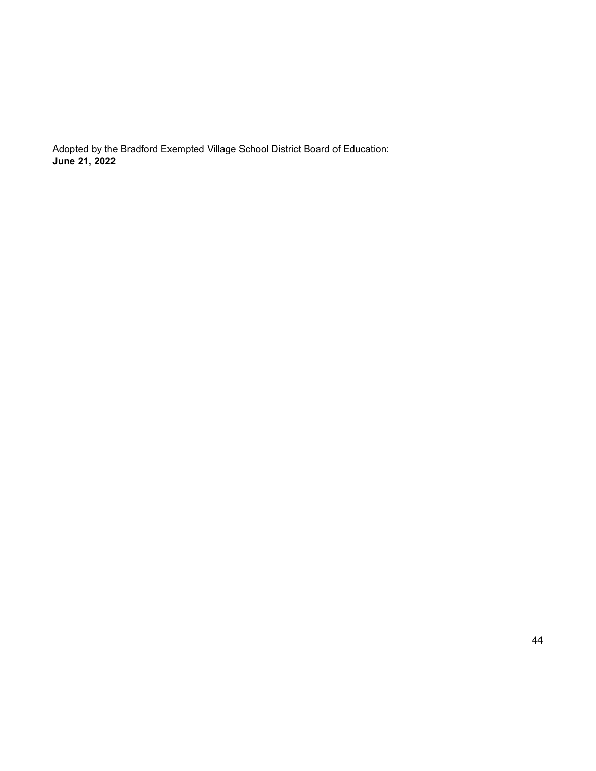Adopted by the Bradford Exempted Village School District Board of Education:
**June 21, 2022**